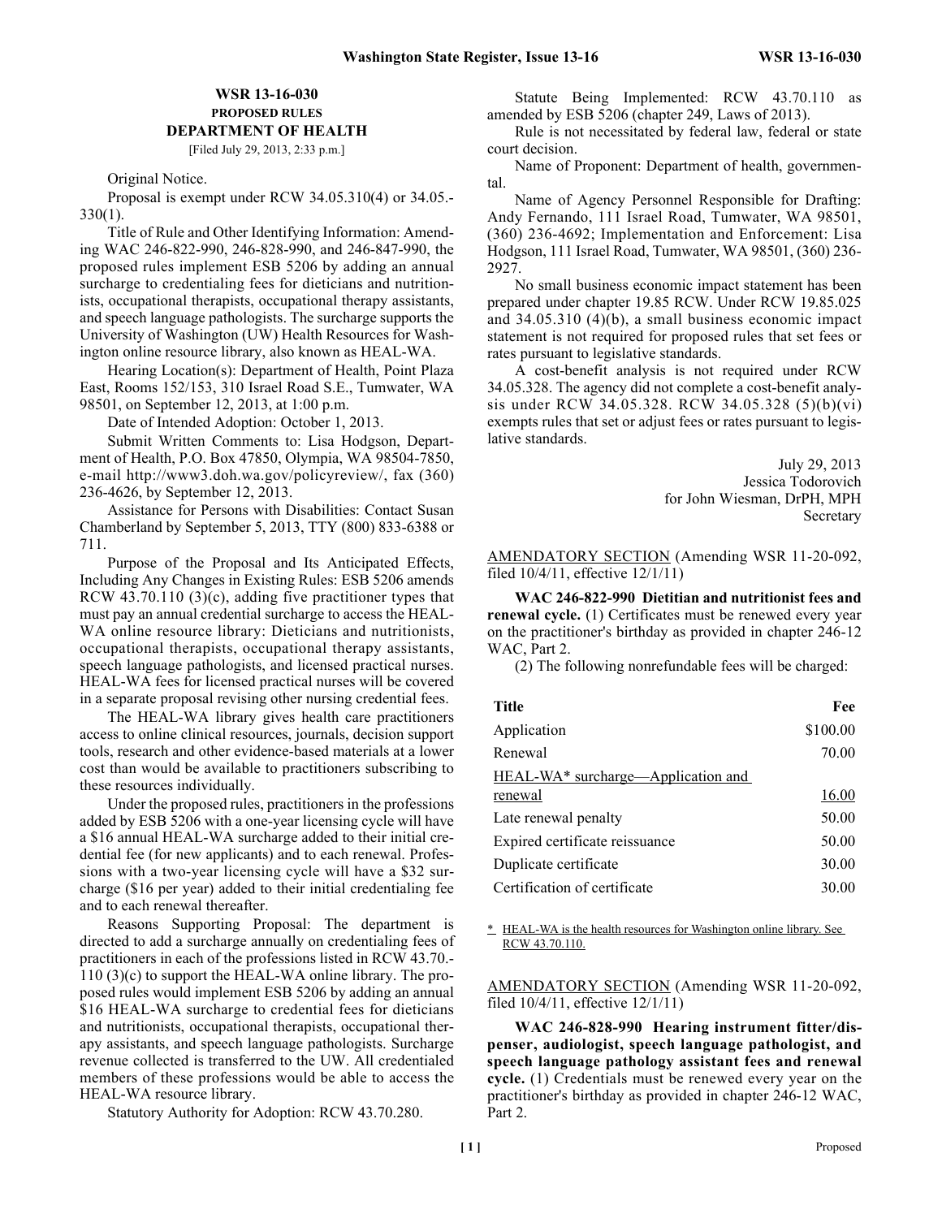## WSR 13-16-030
### PROPOSED RULES
### DEPARTMENT OF HEALTH

[Filed July 29, 2013, 2:33 p.m.]

Original Notice.

Proposal is exempt under RCW 34.05.310(4) or 34.05.330(1).

Title of Rule and Other Identifying Information: Amending WAC 246-822-990, 246-828-990, and 246-847-990, the proposed rules implement ESB 5206 by adding an annual surcharge to credentialing fees for dieticians and nutritionists, occupational therapists, occupational therapy assistants, and speech language pathologists. The surcharge supports the University of Washington (UW) Health Resources for Washington online resource library, also known as HEAL-WA.

Hearing Location(s): Department of Health, Point Plaza East, Rooms 152/153, 310 Israel Road S.E., Tumwater, WA 98501, on September 12, 2013, at 1:00 p.m.

Date of Intended Adoption: October 1, 2013.

Submit Written Comments to: Lisa Hodgson, Department of Health, P.O. Box 47850, Olympia, WA 98504-7850, e-mail http://www3.doh.wa.gov/policyreview/, fax (360) 236-4626, by September 12, 2013.

Assistance for Persons with Disabilities: Contact Susan Chamberland by September 5, 2013, TTY (800) 833-6388 or 711.

Purpose of the Proposal and Its Anticipated Effects, Including Any Changes in Existing Rules: ESB 5206 amends RCW 43.70.110 (3)(c), adding five practitioner types that must pay an annual credential surcharge to access the HEAL-WA online resource library: Dieticians and nutritionists, occupational therapists, occupational therapy assistants, speech language pathologists, and licensed practical nurses. HEAL-WA fees for licensed practical nurses will be covered in a separate proposal revising other nursing credential fees.

The HEAL-WA library gives health care practitioners access to online clinical resources, journals, decision support tools, research and other evidence-based materials at a lower cost than would be available to practitioners subscribing to these resources individually.

Under the proposed rules, practitioners in the professions added by ESB 5206 with a one-year licensing cycle will have a \$16 annual HEAL-WA surcharge added to their initial credential fee (for new applicants) and to each renewal. Professions with a two-year licensing cycle will have a \$32 surcharge (\$16 per year) added to their initial credentialing fee and to each renewal thereafter.

Reasons Supporting Proposal: The department is directed to add a surcharge annually on credentialing fees of practitioners in each of the professions listed in RCW 43.70.110 (3)(c) to support the HEAL-WA online library. The proposed rules would implement ESB 5206 by adding an annual \$16 HEAL-WA surcharge to credential fees for dieticians and nutritionists, occupational therapists, occupational therapy assistants, and speech language pathologists. Surcharge revenue collected is transferred to the UW. All credentialed members of these professions would be able to access the HEAL-WA resource library.

Statutory Authority for Adoption: RCW 43.70.280.

Statute Being Implemented: RCW 43.70.110 as amended by ESB 5206 (chapter 249, Laws of 2013).

Rule is not necessitated by federal law, federal or state court decision.

Name of Proponent: Department of health, governmental.

Name of Agency Personnel Responsible for Drafting: Andy Fernando, 111 Israel Road, Tumwater, WA 98501, (360) 236-4692; Implementation and Enforcement: Lisa Hodgson, 111 Israel Road, Tumwater, WA 98501, (360) 236-2927.

No small business economic impact statement has been prepared under chapter 19.85 RCW. Under RCW 19.85.025 and 34.05.310 (4)(b), a small business economic impact statement is not required for proposed rules that set fees or rates pursuant to legislative standards.

A cost-benefit analysis is not required under RCW 34.05.328. The agency did not complete a cost-benefit analysis under RCW 34.05.328. RCW 34.05.328 (5)(b)(vi) exempts rules that set or adjust fees or rates pursuant to legislative standards.

July 29, 2013
Jessica Todorovich
for John Wiesman, DrPH, MPH
Secretary

AMENDATORY SECTION (Amending WSR 11-20-092, filed 10/4/11, effective 12/1/11)

**WAC 246-822-990 Dietitian and nutritionist fees and renewal cycle.** (1) Certificates must be renewed every year on the practitioner's birthday as provided in chapter 246-12 WAC, Part 2.

(2) The following nonrefundable fees will be charged:

| Title | Fee |
|---|---|
| Application | \$100.00 |
| Renewal | 70.00 |
| HEAL-WA* surcharge—Application and renewal | 16.00 |
| Late renewal penalty | 50.00 |
| Expired certificate reissuance | 50.00 |
| Duplicate certificate | 30.00 |
| Certification of certificate | 30.00 |

\* HEAL-WA is the health resources for Washington online library. See RCW 43.70.110.

AMENDATORY SECTION (Amending WSR 11-20-092, filed 10/4/11, effective 12/1/11)

**WAC 246-828-990 Hearing instrument fitter/dispenser, audiologist, speech language pathologist, and speech language pathology assistant fees and renewal cycle.** (1) Credentials must be renewed every year on the practitioner's birthday as provided in chapter 246-12 WAC, Part 2.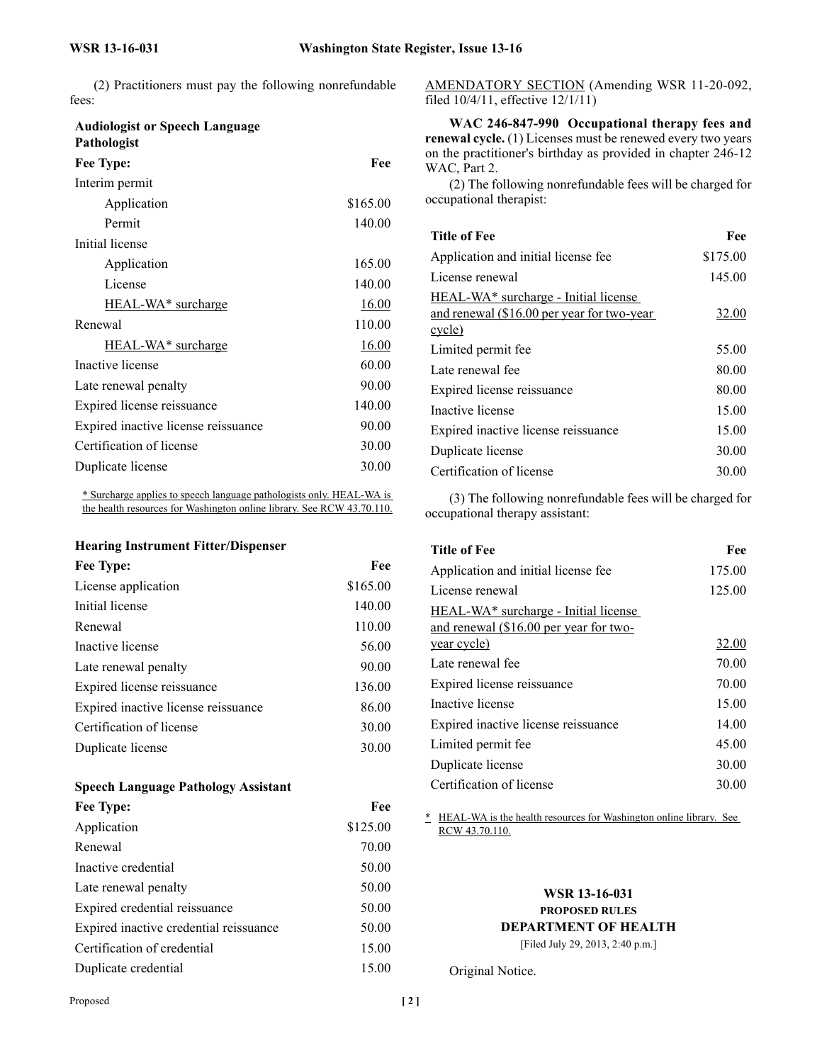(2) Practitioners must pay the following nonrefundable fees:

**Audiologist or Speech Language Pathologist**

| Fee Type: | Fee |
|---|---|
| Interim permit | |
| Application | $165.00 |
| Permit | 140.00 |
| Initial license | |
| Application | 165.00 |
| License | 140.00 |
| HEAL-WA* surcharge | 16.00 |
| Renewal | 110.00 |
| HEAL-WA* surcharge | 16.00 |
| Inactive license | 60.00 |
| Late renewal penalty | 90.00 |
| Expired license reissuance | 140.00 |
| Expired inactive license reissuance | 90.00 |
| Certification of license | 30.00 |
| Duplicate license | 30.00 |

* Surcharge applies to speech language pathologists only. HEAL-WA is the health resources for Washington online library. See RCW 43.70.110.

**Hearing Instrument Fitter/Dispenser**

| Fee Type: | Fee |
|---|---|
| License application | $165.00 |
| Initial license | 140.00 |
| Renewal | 110.00 |
| Inactive license | 56.00 |
| Late renewal penalty | 90.00 |
| Expired license reissuance | 136.00 |
| Expired inactive license reissuance | 86.00 |
| Certification of license | 30.00 |
| Duplicate license | 30.00 |

**Speech Language Pathology Assistant**

| Fee Type: | Fee |
|---|---|
| Application | $125.00 |
| Renewal | 70.00 |
| Inactive credential | 50.00 |
| Late renewal penalty | 50.00 |
| Expired credential reissuance | 50.00 |
| Expired inactive credential reissuance | 50.00 |
| Certification of credential | 15.00 |
| Duplicate credential | 15.00 |

AMENDATORY SECTION (Amending WSR 11-20-092, filed 10/4/11, effective 12/1/11)

**WAC 246-847-990 Occupational therapy fees and renewal cycle.** (1) Licenses must be renewed every two years on the practitioner's birthday as provided in chapter 246-12 WAC, Part 2.

(2) The following nonrefundable fees will be charged for occupational therapist:

| Title of Fee | Fee |
|---|---|
| Application and initial license fee | $175.00 |
| License renewal | 145.00 |
| HEAL-WA* surcharge - Initial license and renewal ($16.00 per year for two-year cycle) | 32.00 |
| Limited permit fee | 55.00 |
| Late renewal fee | 80.00 |
| Expired license reissuance | 80.00 |
| Inactive license | 15.00 |
| Expired inactive license reissuance | 15.00 |
| Duplicate license | 30.00 |
| Certification of license | 30.00 |

(3) The following nonrefundable fees will be charged for occupational therapy assistant:

| Title of Fee | Fee |
|---|---|
| Application and initial license fee | 175.00 |
| License renewal | 125.00 |
| HEAL-WA* surcharge - Initial license and renewal ($16.00 per year for two-year cycle) | 32.00 |
| Late renewal fee | 70.00 |
| Expired license reissuance | 70.00 |
| Inactive license | 15.00 |
| Expired inactive license reissuance | 14.00 |
| Limited permit fee | 45.00 |
| Duplicate license | 30.00 |
| Certification of license | 30.00 |

* HEAL-WA is the health resources for Washington online library. See RCW 43.70.110.

## WSR 13-16-031

### PROPOSED RULES

### DEPARTMENT OF HEALTH

[Filed July 29, 2013, 2:40 p.m.]

Original Notice.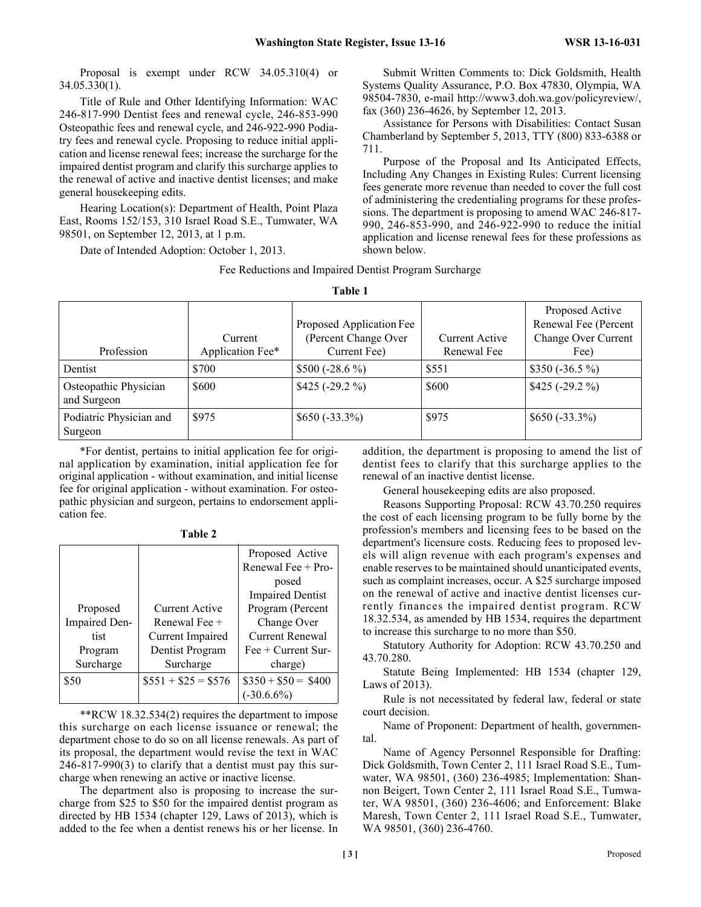Proposal is exempt under RCW 34.05.310(4) or 34.05.330(1).

Title of Rule and Other Identifying Information: WAC 246-817-990 Dentist fees and renewal cycle, 246-853-990 Osteopathic fees and renewal cycle, and 246-922-990 Podiatry fees and renewal cycle. Proposing to reduce initial application and license renewal fees; increase the surcharge for the impaired dentist program and clarify this surcharge applies to the renewal of active and inactive dentist licenses; and make general housekeeping edits.

Hearing Location(s): Department of Health, Point Plaza East, Rooms 152/153, 310 Israel Road S.E., Tumwater, WA 98501, on September 12, 2013, at 1 p.m.

Date of Intended Adoption: October 1, 2013.

Submit Written Comments to: Dick Goldsmith, Health Systems Quality Assurance, P.O. Box 47830, Olympia, WA 98504-7830, e-mail http://www3.doh.wa.gov/policyreview/, fax (360) 236-4626, by September 12, 2013.

Assistance for Persons with Disabilities: Contact Susan Chamberland by September 5, 2013, TTY (800) 833-6388 or 711.

Purpose of the Proposal and Its Anticipated Effects, Including Any Changes in Existing Rules: Current licensing fees generate more revenue than needed to cover the full cost of administering the credentialing programs for these professions. The department is proposing to amend WAC 246-817-990, 246-853-990, and 246-922-990 to reduce the initial application and license renewal fees for these professions as shown below.

Fee Reductions and Impaired Dentist Program Surcharge

**Table 1**

| Profession | Current Application Fee* | Proposed Application Fee (Percent Change Over Current Fee) | Current Active Renewal Fee | Proposed Active Renewal Fee (Percent Change Over Current Fee) |
|---|---|---|---|---|
| Dentist | $700 | $500 (-28.6 %) | $551 | $350 (-36.5 %) |
| Osteopathic Physician and Surgeon | $600 | $425 (-29.2 %) | $600 | $425 (-29.2 %) |
| Podiatric Physician and Surgeon | $975 | $650 (-33.3%) | $975 | $650 (-33.3%) |

*For dentist, pertains to initial application fee for original application by examination, initial application fee for original application - without examination, and initial license fee for original application - without examination. For osteopathic physician and surgeon, pertains to endorsement application fee.

**Table 2**

| Proposed Impaired Dentist Program Surcharge | Current Active Renewal Fee + Current Impaired Dentist Program Surcharge | Proposed Active Renewal Fee + Proposed Impaired Dentist Program (Percent Change Over Current Renewal Fee + Current Surcharge) |
|---|---|---|
| $50 | $551 + $25 = $576 | $350 + $50 = $400 (-30.6%) |

**RCW 18.32.534(2) requires the department to impose this surcharge on each license issuance or renewal; the department chose to do so on all license renewals. As part of its proposal, the department would revise the text in WAC 246-817-990(3) to clarify that a dentist must pay this surcharge when renewing an active or inactive license.

The department also is proposing to increase the surcharge from $25 to $50 for the impaired dentist program as directed by HB 1534 (chapter 129, Laws of 2013), which is added to the fee when a dentist renews his or her license. In addition, the department is proposing to amend the list of dentist fees to clarify that this surcharge applies to the renewal of an inactive dentist license.

General housekeeping edits are also proposed.

Reasons Supporting Proposal: RCW 43.70.250 requires the cost of each licensing program to be fully borne by the profession's members and licensing fees to be based on the department's licensure costs. Reducing fees to proposed levels will align revenue with each program's expenses and enable reserves to be maintained should unanticipated events, such as complaint increases, occur. A $25 surcharge imposed on the renewal of active and inactive dentist licenses currently finances the impaired dentist program. RCW 18.32.534, as amended by HB 1534, requires the department to increase this surcharge to no more than $50.

Statutory Authority for Adoption: RCW 43.70.250 and 43.70.280.

Statute Being Implemented: HB 1534 (chapter 129, Laws of 2013).

Rule is not necessitated by federal law, federal or state court decision.

Name of Proponent: Department of health, governmental.

Name of Agency Personnel Responsible for Drafting: Dick Goldsmith, Town Center 2, 111 Israel Road S.E., Tumwater, WA 98501, (360) 236-4985; Implementation: Shannon Beigert, Town Center 2, 111 Israel Road S.E., Tumwater, WA 98501, (360) 236-4606; and Enforcement: Blake Maresh, Town Center 2, 111 Israel Road S.E., Tumwater, WA 98501, (360) 236-4760.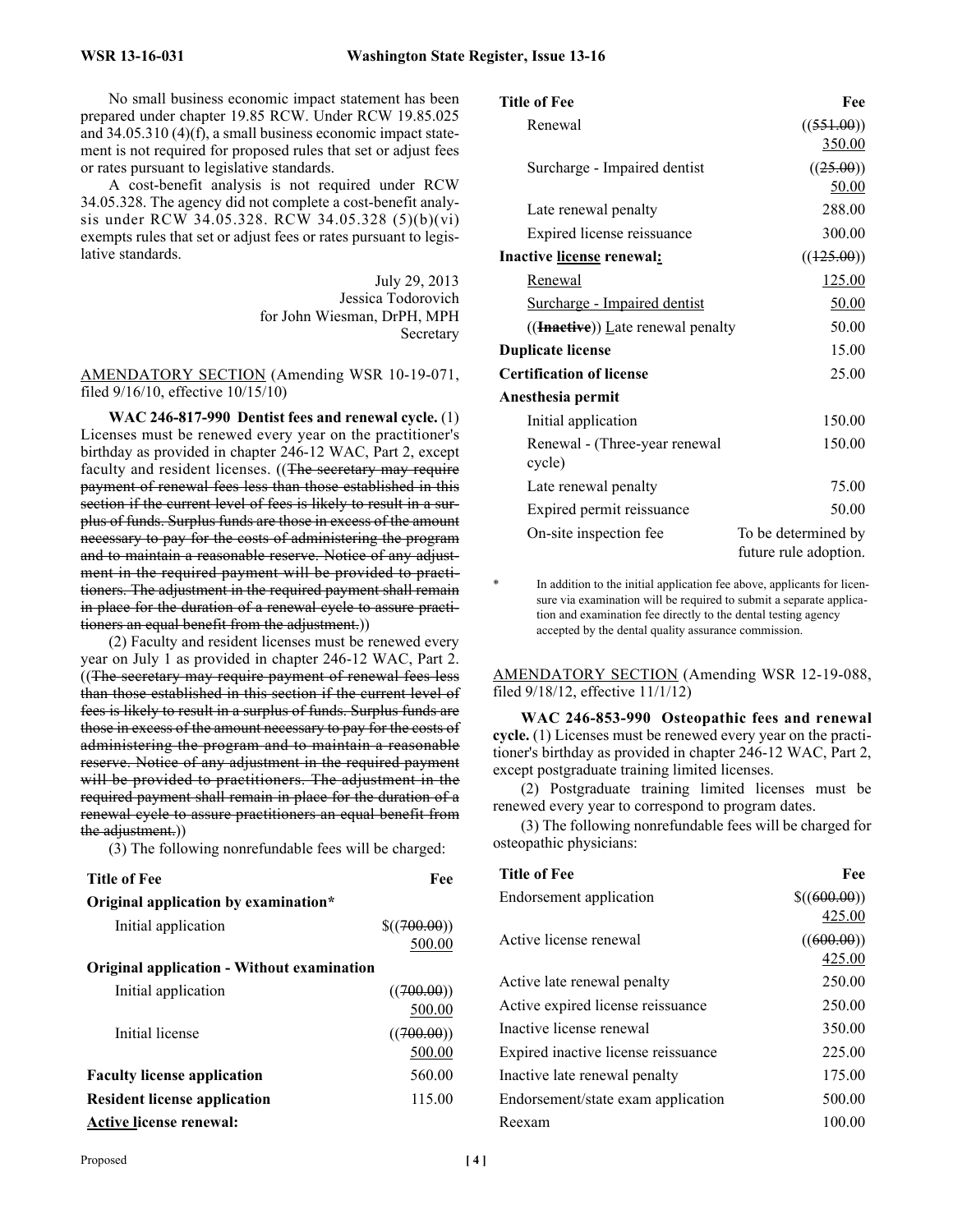No small business economic impact statement has been prepared under chapter 19.85 RCW. Under RCW 19.85.025 and 34.05.310 (4)(f), a small business economic impact statement is not required for proposed rules that set or adjust fees or rates pursuant to legislative standards.

A cost-benefit analysis is not required under RCW 34.05.328. The agency did not complete a cost-benefit analysis under RCW 34.05.328. RCW 34.05.328 (5)(b)(vi) exempts rules that set or adjust fees or rates pursuant to legislative standards.

July 29, 2013
Jessica Todorovich
for John Wiesman, DrPH, MPH
Secretary

AMENDATORY SECTION (Amending WSR 10-19-071, filed 9/16/10, effective 10/15/10)

**WAC 246-817-990 Dentist fees and renewal cycle.** (1) Licenses must be renewed every year on the practitioner's birthday as provided in chapter 246-12 WAC, Part 2, except faculty and resident licenses. ((~~The secretary may require payment of renewal fees less than those established in this section if the current level of fees is likely to result in a surplus of funds. Surplus funds are those in excess of the amount necessary to pay for the costs of administering the program and to maintain a reasonable reserve. Notice of any adjustment in the required payment will be provided to practitioners. The adjustment in the required payment shall remain in place for the duration of a renewal cycle to assure practitioners an equal benefit from the adjustment.~~))

(2) Faculty and resident licenses must be renewed every year on July 1 as provided in chapter 246-12 WAC, Part 2. ((~~The secretary may require payment of renewal fees less than those established in this section if the current level of fees is likely to result in a surplus of funds. Surplus funds are those in excess of the amount necessary to pay for the costs of administering the program and to maintain a reasonable reserve. Notice of any adjustment in the required payment will be provided to practitioners. The adjustment in the required payment shall remain in place for the duration of a renewal cycle to assure practitioners an equal benefit from the adjustment.~~))

(3) The following nonrefundable fees will be charged:

| Title of Fee | Fee |
|---|---|
| **Original application by examination*** | |
| Initial application | $((~~700.00~~)) 500.00 |
| **Original application - Without examination** | |
| Initial application | ((~~700.00~~)) 500.00 |
| Initial license | ((~~700.00~~)) 500.00 |
| **Faculty license application** | 560.00 |
| **Resident license application** | 115.00 |
| **Active license renewal:** | |
| Renewal | ((~~551.00~~)) 350.00 |
| Surcharge - Impaired dentist | ((~~25.00~~)) 50.00 |
| Late renewal penalty | 288.00 |
| Expired license reissuance | 300.00 |
| **Inactive license renewal:** | ((~~125.00~~)) |
| Renewal | 125.00 |
| Surcharge - Impaired dentist | 50.00 |
| ((~~Inactive~~)) Late renewal penalty | 50.00 |
| **Duplicate license** | 15.00 |
| **Certification of license** | 25.00 |
| **Anesthesia permit** | |
| Initial application | 150.00 |
| Renewal - (Three-year renewal cycle) | 150.00 |
| Late renewal penalty | 75.00 |
| Expired permit reissuance | 50.00 |
| On-site inspection fee | To be determined by future rule adoption. |

\* In addition to the initial application fee above, applicants for licensure via examination will be required to submit a separate application and examination fee directly to the dental testing agency accepted by the dental quality assurance commission.

AMENDATORY SECTION (Amending WSR 12-19-088, filed 9/18/12, effective 11/1/12)

**WAC 246-853-990 Osteopathic fees and renewal cycle.** (1) Licenses must be renewed every year on the practitioner's birthday as provided in chapter 246-12 WAC, Part 2, except postgraduate training limited licenses.

(2) Postgraduate training limited licenses must be renewed every year to correspond to program dates.

(3) The following nonrefundable fees will be charged for osteopathic physicians:

| Title of Fee | Fee |
|---|---|
| Endorsement application | $((~~600.00~~)) 425.00 |
| Active license renewal | ((~~600.00~~)) 425.00 |
| Active late renewal penalty | 250.00 |
| Active expired license reissuance | 250.00 |
| Inactive license renewal | 350.00 |
| Expired inactive license reissuance | 225.00 |
| Inactive late renewal penalty | 175.00 |
| Endorsement/state exam application | 500.00 |
| Reexam | 100.00 |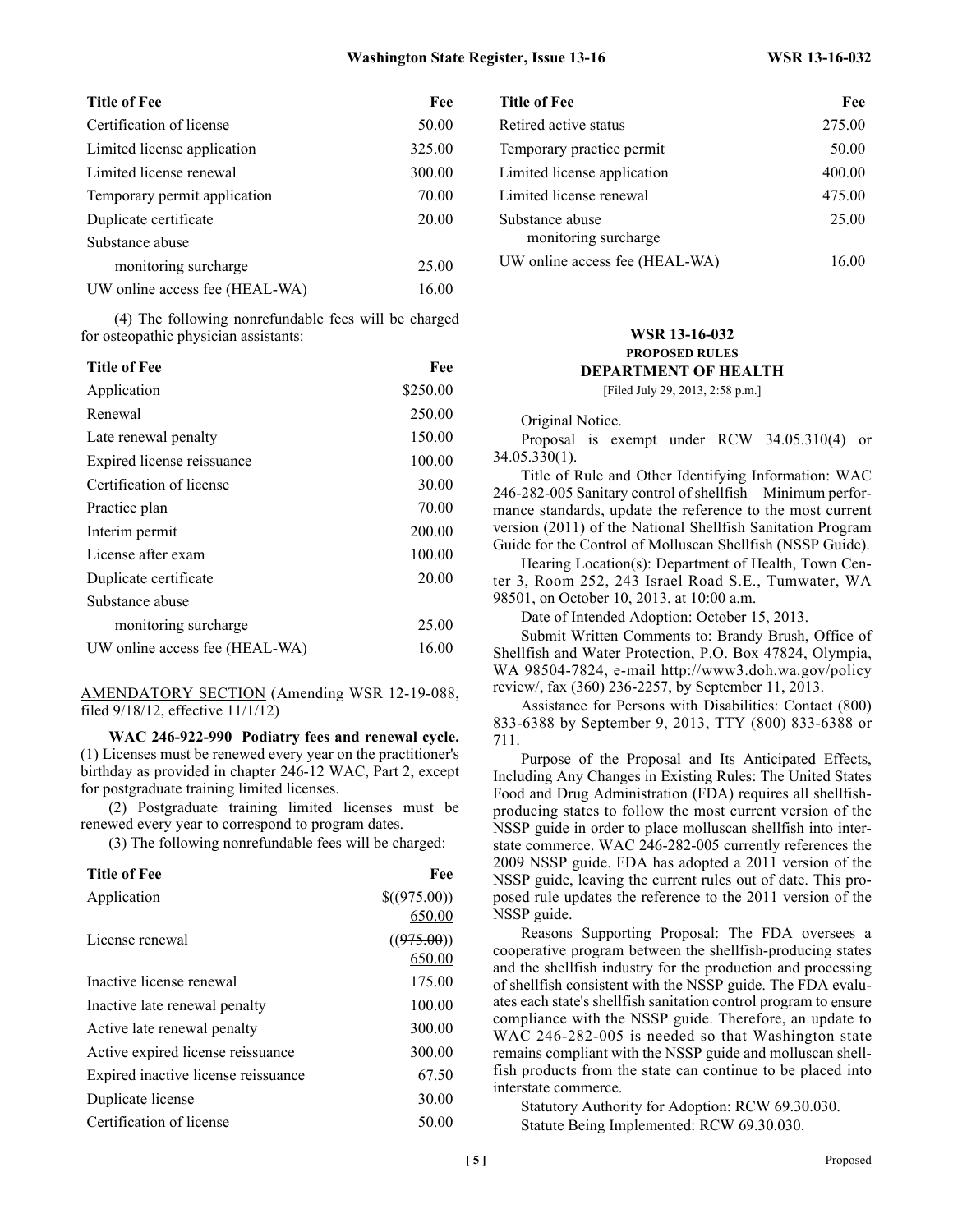| Title of Fee | Fee |
|---|---|
| Certification of license | 50.00 |
| Limited license application | 325.00 |
| Limited license renewal | 300.00 |
| Temporary permit application | 70.00 |
| Duplicate certificate | 20.00 |
| Substance abuse monitoring surcharge | 25.00 |
| UW online access fee (HEAL-WA) | 16.00 |

(4) The following nonrefundable fees will be charged for osteopathic physician assistants:

| Title of Fee | Fee |
|---|---|
| Application | $250.00 |
| Renewal | 250.00 |
| Late renewal penalty | 150.00 |
| Expired license reissuance | 100.00 |
| Certification of license | 30.00 |
| Practice plan | 70.00 |
| Interim permit | 200.00 |
| License after exam | 100.00 |
| Duplicate certificate | 20.00 |
| Substance abuse monitoring surcharge | 25.00 |
| UW online access fee (HEAL-WA) | 16.00 |

AMENDATORY SECTION (Amending WSR 12-19-088, filed 9/18/12, effective 11/1/12)

**WAC 246-922-990 Podiatry fees and renewal cycle.** (1) Licenses must be renewed every year on the practitioner's birthday as provided in chapter 246-12 WAC, Part 2, except for postgraduate training limited licenses.

(2) Postgraduate training limited licenses must be renewed every year to correspond to program dates.

(3) The following nonrefundable fees will be charged:

| Title of Fee | Fee |
|---|---|
| Application | $((~~975.00~~)) 650.00 |
| License renewal | ((~~975.00~~)) 650.00 |
| Inactive license renewal | 175.00 |
| Inactive late renewal penalty | 100.00 |
| Active late renewal penalty | 300.00 |
| Active expired license reissuance | 300.00 |
| Expired inactive license reissuance | 67.50 |
| Duplicate license | 30.00 |
| Certification of license | 50.00 |
| Retired active status | 275.00 |
| Temporary practice permit | 50.00 |
| Limited license application | 400.00 |
| Limited license renewal | 475.00 |
| Substance abuse monitoring surcharge | 25.00 |
| UW online access fee (HEAL-WA) | 16.00 |

## WSR 13-16-032
### PROPOSED RULES
### DEPARTMENT OF HEALTH

[Filed July 29, 2013, 2:58 p.m.]

Original Notice.

Proposal is exempt under RCW 34.05.310(4) or 34.05.330(1).

Title of Rule and Other Identifying Information: WAC 246-282-005 Sanitary control of shellfish—Minimum performance standards, update the reference to the most current version (2011) of the National Shellfish Sanitation Program Guide for the Control of Molluscan Shellfish (NSSP Guide).

Hearing Location(s): Department of Health, Town Center 3, Room 252, 243 Israel Road S.E., Tumwater, WA 98501, on October 10, 2013, at 10:00 a.m.

Date of Intended Adoption: October 15, 2013.

Submit Written Comments to: Brandy Brush, Office of Shellfish and Water Protection, P.O. Box 47824, Olympia, WA 98504-7824, e-mail http://www3.doh.wa.gov/policy review/, fax (360) 236-2257, by September 11, 2013.

Assistance for Persons with Disabilities: Contact (800) 833-6388 by September 9, 2013, TTY (800) 833-6388 or 711.

Purpose of the Proposal and Its Anticipated Effects, Including Any Changes in Existing Rules: The United States Food and Drug Administration (FDA) requires all shellfish-producing states to follow the most current version of the NSSP guide in order to place molluscan shellfish into interstate commerce. WAC 246-282-005 currently references the 2009 NSSP guide. FDA has adopted a 2011 version of the NSSP guide, leaving the current rules out of date. This proposed rule updates the reference to the 2011 version of the NSSP guide.

Reasons Supporting Proposal: The FDA oversees a cooperative program between the shellfish-producing states and the shellfish industry for the production and processing of shellfish consistent with the NSSP guide. The FDA evaluates each state's shellfish sanitation control program to ensure compliance with the NSSP guide. Therefore, an update to WAC 246-282-005 is needed so that Washington state remains compliant with the NSSP guide and molluscan shellfish products from the state can continue to be placed into interstate commerce.

Statutory Authority for Adoption: RCW 69.30.030.

Statute Being Implemented: RCW 69.30.030.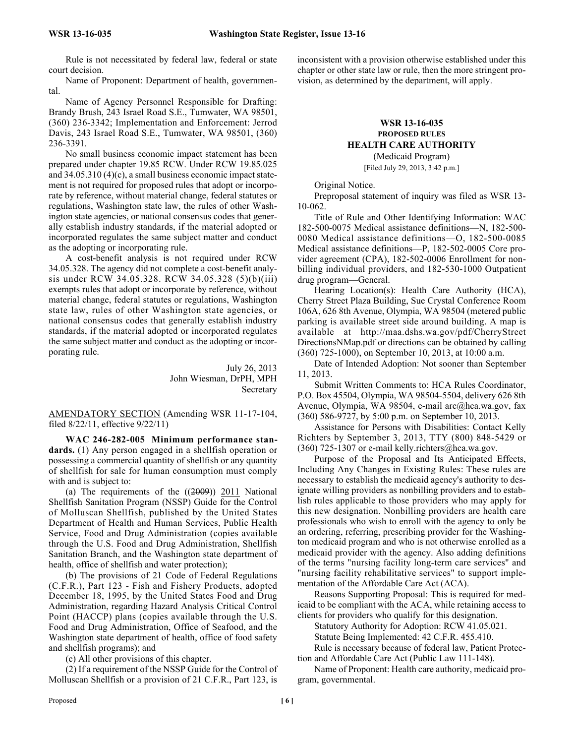Rule is not necessitated by federal law, federal or state court decision.

Name of Proponent: Department of health, governmental.

Name of Agency Personnel Responsible for Drafting: Brandy Brush, 243 Israel Road S.E., Tumwater, WA 98501, (360) 236-3342; Implementation and Enforcement: Jerrod Davis, 243 Israel Road S.E., Tumwater, WA 98501, (360) 236-3391.

No small business economic impact statement has been prepared under chapter 19.85 RCW. Under RCW 19.85.025 and 34.05.310 (4)(c), a small business economic impact statement is not required for proposed rules that adopt or incorporate by reference, without material change, federal statutes or regulations, Washington state law, the rules of other Washington state agencies, or national consensus codes that generally establish industry standards, if the material adopted or incorporated regulates the same subject matter and conduct as the adopting or incorporating rule.

A cost-benefit analysis is not required under RCW 34.05.328. The agency did not complete a cost-benefit analysis under RCW 34.05.328. RCW 34.05.328 (5)(b)(iii) exempts rules that adopt or incorporate by reference, without material change, federal statutes or regulations, Washington state law, rules of other Washington state agencies, or national consensus codes that generally establish industry standards, if the material adopted or incorporated regulates the same subject matter and conduct as the adopting or incorporating rule.

July 26, 2013
John Wiesman, DrPH, MPH
Secretary

AMENDATORY SECTION (Amending WSR 11-17-104, filed 8/22/11, effective 9/22/11)

**WAC 246-282-005 Minimum performance standards.** (1) Any person engaged in a shellfish operation or possessing a commercial quantity of shellfish or any quantity of shellfish for sale for human consumption must comply with and is subject to:

(a) The requirements of the ((~~2009~~)) 2011 National Shellfish Sanitation Program (NSSP) Guide for the Control of Molluscan Shellfish, published by the United States Department of Health and Human Services, Public Health Service, Food and Drug Administration (copies available through the U.S. Food and Drug Administration, Shellfish Sanitation Branch, and the Washington state department of health, office of shellfish and water protection);

(b) The provisions of 21 Code of Federal Regulations (C.F.R.), Part 123 - Fish and Fishery Products, adopted December 18, 1995, by the United States Food and Drug Administration, regarding Hazard Analysis Critical Control Point (HACCP) plans (copies available through the U.S. Food and Drug Administration, Office of Seafood, and the Washington state department of health, office of food safety and shellfish programs); and

(c) All other provisions of this chapter.

(2) If a requirement of the NSSP Guide for the Control of Molluscan Shellfish or a provision of 21 C.F.R., Part 123, is inconsistent with a provision otherwise established under this chapter or other state law or rule, then the more stringent provision, as determined by the department, will apply.

## WSR 13-16-035
### PROPOSED RULES
### HEALTH CARE AUTHORITY
(Medicaid Program)
[Filed July 29, 2013, 3:42 p.m.]

Original Notice.

Preproposal statement of inquiry was filed as WSR 13-10-062.

Title of Rule and Other Identifying Information: WAC 182-500-0075 Medical assistance definitions—N, 182-500-0080 Medical assistance definitions—O, 182-500-0085 Medical assistance definitions—P, 182-502-0005 Core provider agreement (CPA), 182-502-0006 Enrollment for nonbilling individual providers, and 182-530-1000 Outpatient drug program—General.

Hearing Location(s): Health Care Authority (HCA), Cherry Street Plaza Building, Sue Crystal Conference Room 106A, 626 8th Avenue, Olympia, WA 98504 (metered public parking is available street side around building. A map is available at http://maa.dshs.wa.gov/pdf/CherryStreetDirectionsNMap.pdf or directions can be obtained by calling (360) 725-1000), on September 10, 2013, at 10:00 a.m.

Date of Intended Adoption: Not sooner than September 11, 2013.

Submit Written Comments to: HCA Rules Coordinator, P.O. Box 45504, Olympia, WA 98504-5504, delivery 626 8th Avenue, Olympia, WA 98504, e-mail arc@hca.wa.gov, fax (360) 586-9727, by 5:00 p.m. on September 10, 2013.

Assistance for Persons with Disabilities: Contact Kelly Richters by September 3, 2013, TTY (800) 848-5429 or (360) 725-1307 or e-mail kelly.richters@hca.wa.gov.

Purpose of the Proposal and Its Anticipated Effects, Including Any Changes in Existing Rules: These rules are necessary to establish the medicaid agency's authority to designate willing providers as nonbilling providers and to establish rules applicable to those providers who may apply for this new designation. Nonbilling providers are health care professionals who wish to enroll with the agency to only be an ordering, referring, prescribing provider for the Washington medicaid program and who is not otherwise enrolled as a medicaid provider with the agency. Also adding definitions of the terms "nursing facility long-term care services" and "nursing facility rehabilitative services" to support implementation of the Affordable Care Act (ACA).

Reasons Supporting Proposal: This is required for medicaid to be compliant with the ACA, while retaining access to clients for providers who qualify for this designation.

Statutory Authority for Adoption: RCW 41.05.021.

Statute Being Implemented: 42 C.F.R. 455.410.

Rule is necessary because of federal law, Patient Protection and Affordable Care Act (Public Law 111-148).

Name of Proponent: Health care authority, medicaid program, governmental.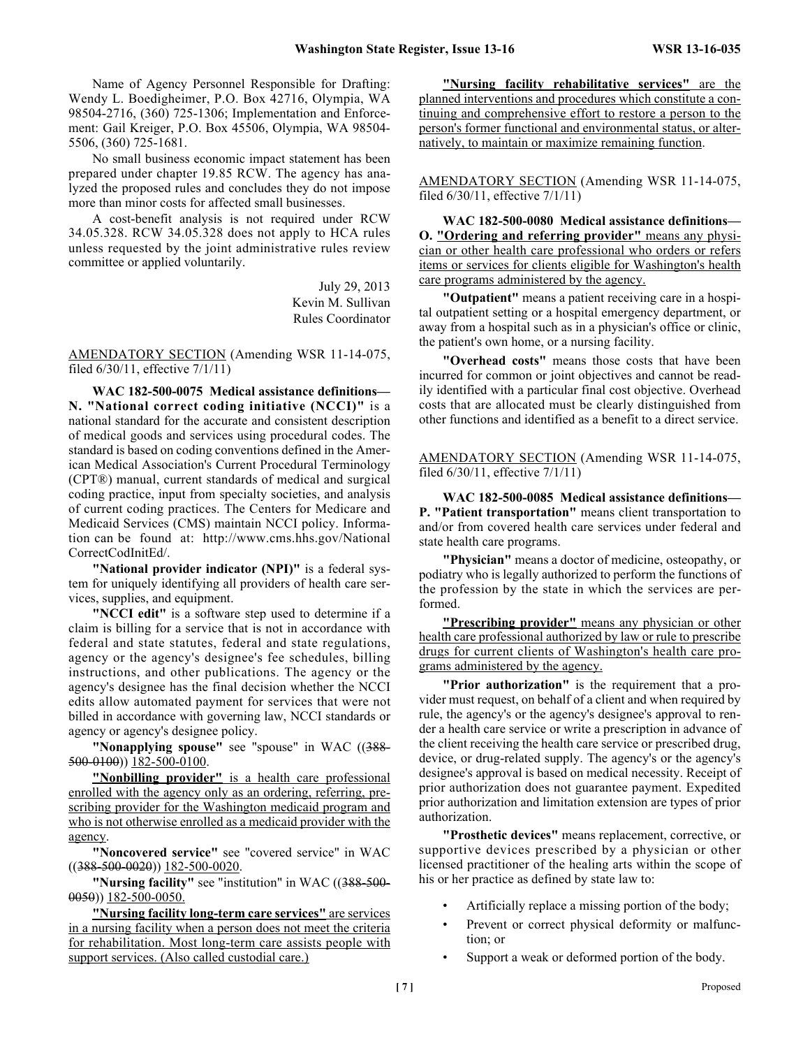Name of Agency Personnel Responsible for Drafting: Wendy L. Boedigheimer, P.O. Box 42716, Olympia, WA 98504-2716, (360) 725-1306; Implementation and Enforcement: Gail Kreiger, P.O. Box 45506, Olympia, WA 98504-5506, (360) 725-1681.

No small business economic impact statement has been prepared under chapter 19.85 RCW. The agency has analyzed the proposed rules and concludes they do not impose more than minor costs for affected small businesses.

A cost-benefit analysis is not required under RCW 34.05.328. RCW 34.05.328 does not apply to HCA rules unless requested by the joint administrative rules review committee or applied voluntarily.

July 29, 2013
Kevin M. Sullivan
Rules Coordinator

AMENDATORY SECTION (Amending WSR 11-14-075, filed 6/30/11, effective 7/1/11)

**WAC 182-500-0075 Medical assistance definitions—N. "National correct coding initiative (NCCI)"** is a national standard for the accurate and consistent description of medical goods and services using procedural codes. The standard is based on coding conventions defined in the American Medical Association's Current Procedural Terminology (CPT®) manual, current standards of medical and surgical coding practice, input from specialty societies, and analysis of current coding practices. The Centers for Medicare and Medicaid Services (CMS) maintain NCCI policy. Information can be found at: http://www.cms.hhs.gov/NationalCorrectCodInitEd/.

**"National provider indicator (NPI)"** is a federal system for uniquely identifying all providers of health care services, supplies, and equipment.

**"NCCI edit"** is a software step used to determine if a claim is billing for a service that is not in accordance with federal and state statutes, federal and state regulations, agency or the agency's designee's fee schedules, billing instructions, and other publications. The agency or the agency's designee has the final decision whether the NCCI edits allow automated payment for services that were not billed in accordance with governing law, NCCI standards or agency or agency's designee policy.

**"Nonapplying spouse"** see "spouse" in WAC ((~~388-500-0100~~)) 182-500-0100.

**"Nonbilling provider"** is a health care professional enrolled with the agency only as an ordering, referring, prescribing provider for the Washington medicaid program and who is not otherwise enrolled as a medicaid provider with the agency.

**"Noncovered service"** see "covered service" in WAC ((~~388-500-0020~~)) 182-500-0020.

**"Nursing facility"** see "institution" in WAC ((~~388-500-0050~~)) 182-500-0050.

**"Nursing facility long-term care services"** are services in a nursing facility when a person does not meet the criteria for rehabilitation. Most long-term care assists people with support services. (Also called custodial care.)

**"Nursing facility rehabilitative services"** are the planned interventions and procedures which constitute a continuing and comprehensive effort to restore a person to the person's former functional and environmental status, or alternatively, to maintain or maximize remaining function.

AMENDATORY SECTION (Amending WSR 11-14-075, filed 6/30/11, effective 7/1/11)

**WAC 182-500-0080 Medical assistance definitions—O. "Ordering and referring provider"** means any physician or other health care professional who orders or refers items or services for clients eligible for Washington's health care programs administered by the agency.

**"Outpatient"** means a patient receiving care in a hospital outpatient setting or a hospital emergency department, or away from a hospital such as in a physician's office or clinic, the patient's own home, or a nursing facility.

**"Overhead costs"** means those costs that have been incurred for common or joint objectives and cannot be readily identified with a particular final cost objective. Overhead costs that are allocated must be clearly distinguished from other functions and identified as a benefit to a direct service.

AMENDATORY SECTION (Amending WSR 11-14-075, filed 6/30/11, effective 7/1/11)

**WAC 182-500-0085 Medical assistance definitions—P. "Patient transportation"** means client transportation to and/or from covered health care services under federal and state health care programs.

**"Physician"** means a doctor of medicine, osteopathy, or podiatry who is legally authorized to perform the functions of the profession by the state in which the services are performed.

**"Prescribing provider"** means any physician or other health care professional authorized by law or rule to prescribe drugs for current clients of Washington's health care programs administered by the agency.

**"Prior authorization"** is the requirement that a provider must request, on behalf of a client and when required by rule, the agency's or the agency's designee's approval to render a health care service or write a prescription in advance of the client receiving the health care service or prescribed drug, device, or drug-related supply. The agency's or the agency's designee's approval is based on medical necessity. Receipt of prior authorization does not guarantee payment. Expedited prior authorization and limitation extension are types of prior authorization.

**"Prosthetic devices"** means replacement, corrective, or supportive devices prescribed by a physician or other licensed practitioner of the healing arts within the scope of his or her practice as defined by state law to:

- Artificially replace a missing portion of the body;
- Prevent or correct physical deformity or malfunction; or
- Support a weak or deformed portion of the body.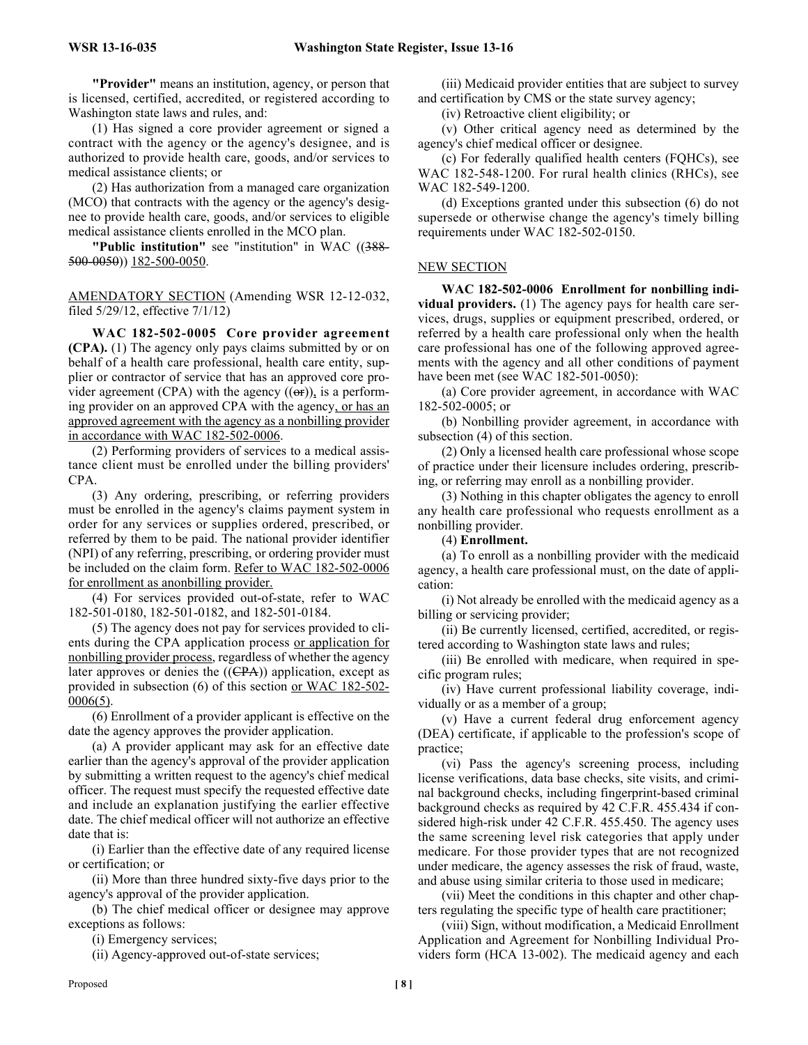**"Provider"** means an institution, agency, or person that is licensed, certified, accredited, or registered according to Washington state laws and rules, and:

(1) Has signed a core provider agreement or signed a contract with the agency or the agency's designee, and is authorized to provide health care, goods, and/or services to medical assistance clients; or

(2) Has authorization from a managed care organization (MCO) that contracts with the agency or the agency's designee to provide health care, goods, and/or services to eligible medical assistance clients enrolled in the MCO plan.

**"Public institution"** see "institution" in WAC ((~~388-500-0050~~)) 182-500-0050.

AMENDATORY SECTION (Amending WSR 12-12-032, filed 5/29/12, effective 7/1/12)

**WAC 182-502-0005 Core provider agreement (CPA).** (1) The agency only pays claims submitted by or on behalf of a health care professional, health care entity, supplier or contractor of service that has an approved core provider agreement (CPA) with the agency ((~~or~~)), is a performing provider on an approved CPA with the agency, or has an approved agreement with the agency as a nonbilling provider in accordance with WAC 182-502-0006.

(2) Performing providers of services to a medical assistance client must be enrolled under the billing providers' CPA.

(3) Any ordering, prescribing, or referring providers must be enrolled in the agency's claims payment system in order for any services or supplies ordered, prescribed, or referred by them to be paid. The national provider identifier (NPI) of any referring, prescribing, or ordering provider must be included on the claim form. Refer to WAC 182-502-0006 for enrollment as anonbilling provider.

(4) For services provided out-of-state, refer to WAC 182-501-0180, 182-501-0182, and 182-501-0184.

(5) The agency does not pay for services provided to clients during the CPA application process or application for nonbilling provider process, regardless of whether the agency later approves or denies the ((~~CPA~~)) application, except as provided in subsection (6) of this section or WAC 182-502-0006(5).

(6) Enrollment of a provider applicant is effective on the date the agency approves the provider application.

(a) A provider applicant may ask for an effective date earlier than the agency's approval of the provider application by submitting a written request to the agency's chief medical officer. The request must specify the requested effective date and include an explanation justifying the earlier effective date. The chief medical officer will not authorize an effective date that is:

(i) Earlier than the effective date of any required license or certification; or

(ii) More than three hundred sixty-five days prior to the agency's approval of the provider application.

(b) The chief medical officer or designee may approve exceptions as follows:

(i) Emergency services;

(ii) Agency-approved out-of-state services;

(iii) Medicaid provider entities that are subject to survey and certification by CMS or the state survey agency;

(iv) Retroactive client eligibility; or

(v) Other critical agency need as determined by the agency's chief medical officer or designee.

(c) For federally qualified health centers (FQHCs), see WAC 182-548-1200. For rural health clinics (RHCs), see WAC 182-549-1200.

(d) Exceptions granted under this subsection (6) do not supersede or otherwise change the agency's timely billing requirements under WAC 182-502-0150.

NEW SECTION

**WAC 182-502-0006 Enrollment for nonbilling individual providers.** (1) The agency pays for health care services, drugs, supplies or equipment prescribed, ordered, or referred by a health care professional only when the health care professional has one of the following approved agreements with the agency and all other conditions of payment have been met (see WAC 182-501-0050):

(a) Core provider agreement, in accordance with WAC 182-502-0005; or

(b) Nonbilling provider agreement, in accordance with subsection (4) of this section.

(2) Only a licensed health care professional whose scope of practice under their licensure includes ordering, prescribing, or referring may enroll as a nonbilling provider.

(3) Nothing in this chapter obligates the agency to enroll any health care professional who requests enrollment as a nonbilling provider.

(4) **Enrollment.**

(a) To enroll as a nonbilling provider with the medicaid agency, a health care professional must, on the date of application:

(i) Not already be enrolled with the medicaid agency as a billing or servicing provider;

(ii) Be currently licensed, certified, accredited, or registered according to Washington state laws and rules;

(iii) Be enrolled with medicare, when required in specific program rules;

(iv) Have current professional liability coverage, individually or as a member of a group;

(v) Have a current federal drug enforcement agency (DEA) certificate, if applicable to the profession's scope of practice;

(vi) Pass the agency's screening process, including license verifications, data base checks, site visits, and criminal background checks, including fingerprint-based criminal background checks as required by 42 C.F.R. 455.434 if considered high-risk under 42 C.F.R. 455.450. The agency uses the same screening level risk categories that apply under medicare. For those provider types that are not recognized under medicare, the agency assesses the risk of fraud, waste, and abuse using similar criteria to those used in medicare;

(vii) Meet the conditions in this chapter and other chapters regulating the specific type of health care practitioner;

(viii) Sign, without modification, a Medicaid Enrollment Application and Agreement for Nonbilling Individual Providers form (HCA 13-002). The medicaid agency and each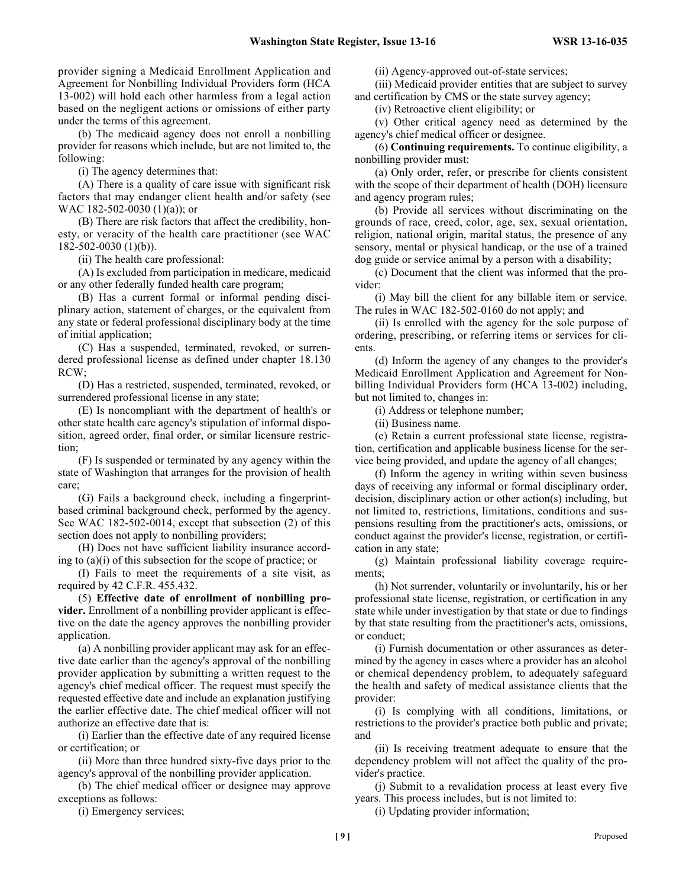provider signing a Medicaid Enrollment Application and Agreement for Nonbilling Individual Providers form (HCA 13-002) will hold each other harmless from a legal action based on the negligent actions or omissions of either party under the terms of this agreement.

(b) The medicaid agency does not enroll a nonbilling provider for reasons which include, but are not limited to, the following:

(i) The agency determines that:

(A) There is a quality of care issue with significant risk factors that may endanger client health and/or safety (see WAC 182-502-0030 (1)(a)); or

(B) There are risk factors that affect the credibility, honesty, or veracity of the health care practitioner (see WAC 182-502-0030 (1)(b)).

(ii) The health care professional:

(A) Is excluded from participation in medicare, medicaid or any other federally funded health care program;

(B) Has a current formal or informal pending disciplinary action, statement of charges, or the equivalent from any state or federal professional disciplinary body at the time of initial application;

(C) Has a suspended, terminated, revoked, or surrendered professional license as defined under chapter 18.130 RCW;

(D) Has a restricted, suspended, terminated, revoked, or surrendered professional license in any state;

(E) Is noncompliant with the department of health's or other state health care agency's stipulation of informal disposition, agreed order, final order, or similar licensure restriction;

(F) Is suspended or terminated by any agency within the state of Washington that arranges for the provision of health care;

(G) Fails a background check, including a fingerprint-based criminal background check, performed by the agency. See WAC 182-502-0014, except that subsection (2) of this section does not apply to nonbilling providers;

(H) Does not have sufficient liability insurance according to (a)(i) of this subsection for the scope of practice; or

(I) Fails to meet the requirements of a site visit, as required by 42 C.F.R. 455.432.

(5) **Effective date of enrollment of nonbilling provider.** Enrollment of a nonbilling provider applicant is effective on the date the agency approves the nonbilling provider application.

(a) A nonbilling provider applicant may ask for an effective date earlier than the agency's approval of the nonbilling provider application by submitting a written request to the agency's chief medical officer. The request must specify the requested effective date and include an explanation justifying the earlier effective date. The chief medical officer will not authorize an effective date that is:

(i) Earlier than the effective date of any required license or certification; or

(ii) More than three hundred sixty-five days prior to the agency's approval of the nonbilling provider application.

(b) The chief medical officer or designee may approve exceptions as follows:

(i) Emergency services;

(ii) Agency-approved out-of-state services;

(iii) Medicaid provider entities that are subject to survey and certification by CMS or the state survey agency;

(iv) Retroactive client eligibility; or

(v) Other critical agency need as determined by the agency's chief medical officer or designee.

(6) **Continuing requirements.** To continue eligibility, a nonbilling provider must:

(a) Only order, refer, or prescribe for clients consistent with the scope of their department of health (DOH) licensure and agency program rules;

(b) Provide all services without discriminating on the grounds of race, creed, color, age, sex, sexual orientation, religion, national origin, marital status, the presence of any sensory, mental or physical handicap, or the use of a trained dog guide or service animal by a person with a disability;

(c) Document that the client was informed that the provider:

(i) May bill the client for any billable item or service. The rules in WAC 182-502-0160 do not apply; and

(ii) Is enrolled with the agency for the sole purpose of ordering, prescribing, or referring items or services for clients.

(d) Inform the agency of any changes to the provider's Medicaid Enrollment Application and Agreement for Nonbilling Individual Providers form (HCA 13-002) including, but not limited to, changes in:

(i) Address or telephone number;

(ii) Business name.

(e) Retain a current professional state license, registration, certification and applicable business license for the service being provided, and update the agency of all changes;

(f) Inform the agency in writing within seven business days of receiving any informal or formal disciplinary order, decision, disciplinary action or other action(s) including, but not limited to, restrictions, limitations, conditions and suspensions resulting from the practitioner's acts, omissions, or conduct against the provider's license, registration, or certification in any state;

(g) Maintain professional liability coverage requirements;

(h) Not surrender, voluntarily or involuntarily, his or her professional state license, registration, or certification in any state while under investigation by that state or due to findings by that state resulting from the practitioner's acts, omissions, or conduct;

(i) Furnish documentation or other assurances as determined by the agency in cases where a provider has an alcohol or chemical dependency problem, to adequately safeguard the health and safety of medical assistance clients that the provider:

(i) Is complying with all conditions, limitations, or restrictions to the provider's practice both public and private; and

(ii) Is receiving treatment adequate to ensure that the dependency problem will not affect the quality of the provider's practice.

(j) Submit to a revalidation process at least every five years. This process includes, but is not limited to:

(i) Updating provider information;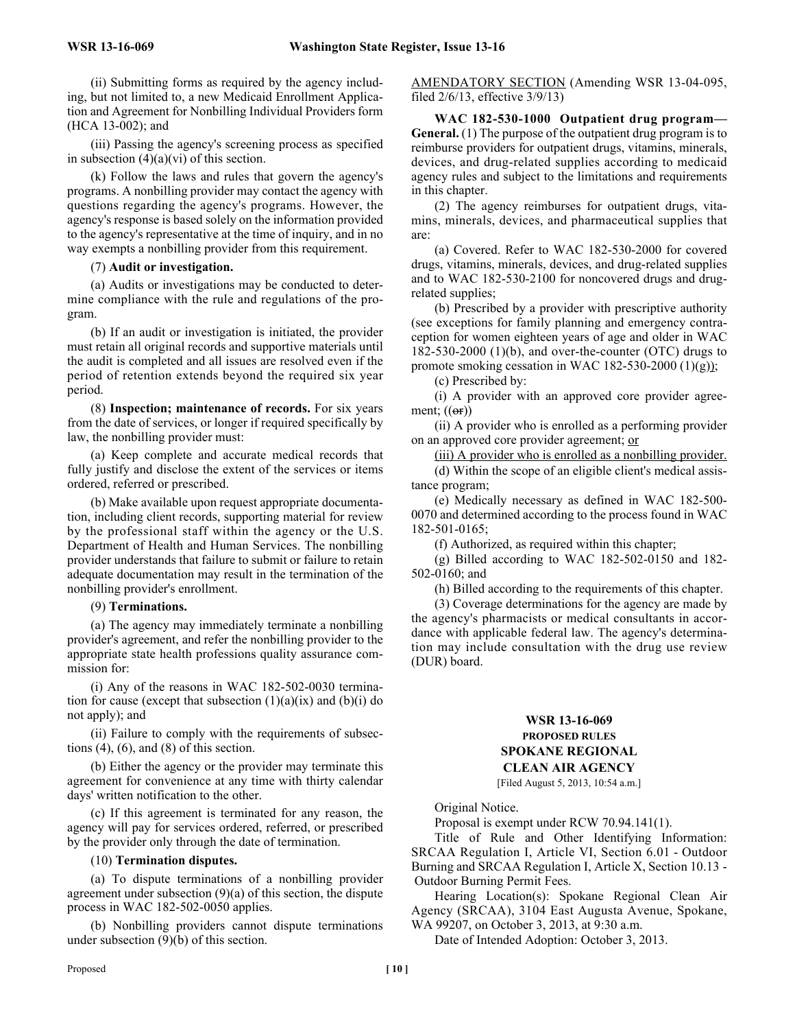(ii) Submitting forms as required by the agency including, but not limited to, a new Medicaid Enrollment Application and Agreement for Nonbilling Individual Providers form (HCA 13-002); and

(iii) Passing the agency's screening process as specified in subsection (4)(a)(vi) of this section.

(k) Follow the laws and rules that govern the agency's programs. A nonbilling provider may contact the agency with questions regarding the agency's programs. However, the agency's response is based solely on the information provided to the agency's representative at the time of inquiry, and in no way exempts a nonbilling provider from this requirement.

(7) **Audit or investigation.**

(a) Audits or investigations may be conducted to determine compliance with the rule and regulations of the program.

(b) If an audit or investigation is initiated, the provider must retain all original records and supportive materials until the audit is completed and all issues are resolved even if the period of retention extends beyond the required six year period.

(8) **Inspection; maintenance of records.** For six years from the date of services, or longer if required specifically by law, the nonbilling provider must:

(a) Keep complete and accurate medical records that fully justify and disclose the extent of the services or items ordered, referred or prescribed.

(b) Make available upon request appropriate documentation, including client records, supporting material for review by the professional staff within the agency or the U.S. Department of Health and Human Services. The nonbilling provider understands that failure to submit or failure to retain adequate documentation may result in the termination of the nonbilling provider's enrollment.

(9) **Terminations.**

(a) The agency may immediately terminate a nonbilling provider's agreement, and refer the nonbilling provider to the appropriate state health professions quality assurance commission for:

(i) Any of the reasons in WAC 182-502-0030 termination for cause (except that subsection (1)(a)(ix) and (b)(i) do not apply); and

(ii) Failure to comply with the requirements of subsections (4), (6), and (8) of this section.

(b) Either the agency or the provider may terminate this agreement for convenience at any time with thirty calendar days' written notification to the other.

(c) If this agreement is terminated for any reason, the agency will pay for services ordered, referred, or prescribed by the provider only through the date of termination.

(10) **Termination disputes.**

(a) To dispute terminations of a nonbilling provider agreement under subsection (9)(a) of this section, the dispute process in WAC 182-502-0050 applies.

(b) Nonbilling providers cannot dispute terminations under subsection (9)(b) of this section.

AMENDATORY SECTION (Amending WSR 13-04-095, filed 2/6/13, effective 3/9/13)

**WAC 182-530-1000 Outpatient drug program—General.** (1) The purpose of the outpatient drug program is to reimburse providers for outpatient drugs, vitamins, minerals, devices, and drug-related supplies according to medicaid agency rules and subject to the limitations and requirements in this chapter.

(2) The agency reimburses for outpatient drugs, vitamins, minerals, devices, and pharmaceutical supplies that are:

(a) Covered. Refer to WAC 182-530-2000 for covered drugs, vitamins, minerals, devices, and drug-related supplies and to WAC 182-530-2100 for noncovered drugs and drug-related supplies;

(b) Prescribed by a provider with prescriptive authority (see exceptions for family planning and emergency contraception for women eighteen years of age and older in WAC 182-530-2000 (1)(b), and over-the-counter (OTC) drugs to promote smoking cessation in WAC 182-530-2000 (1)(g));

(c) Prescribed by:

(i) A provider with an approved core provider agreement; ((~~or~~))

(ii) A provider who is enrolled as a performing provider on an approved core provider agreement; or

(iii) A provider who is enrolled as a nonbilling provider.

(d) Within the scope of an eligible client's medical assistance program;

(e) Medically necessary as defined in WAC 182-500-0070 and determined according to the process found in WAC 182-501-0165;

(f) Authorized, as required within this chapter;

(g) Billed according to WAC 182-502-0150 and 182-502-0160; and

(h) Billed according to the requirements of this chapter.

(3) Coverage determinations for the agency are made by the agency's pharmacists or medical consultants in accordance with applicable federal law. The agency's determination may include consultation with the drug use review (DUR) board.

## WSR 13-16-069
### PROPOSED RULES
### SPOKANE REGIONAL CLEAN AIR AGENCY
[Filed August 5, 2013, 10:54 a.m.]

Original Notice.

Proposal is exempt under RCW 70.94.141(1).

Title of Rule and Other Identifying Information: SRCAA Regulation I, Article VI, Section 6.01 - Outdoor Burning and SRCAA Regulation I, Article X, Section 10.13 - Outdoor Burning Permit Fees.

Hearing Location(s): Spokane Regional Clean Air Agency (SRCAA), 3104 East Augusta Avenue, Spokane, WA 99207, on October 3, 2013, at 9:30 a.m.

Date of Intended Adoption: October 3, 2013.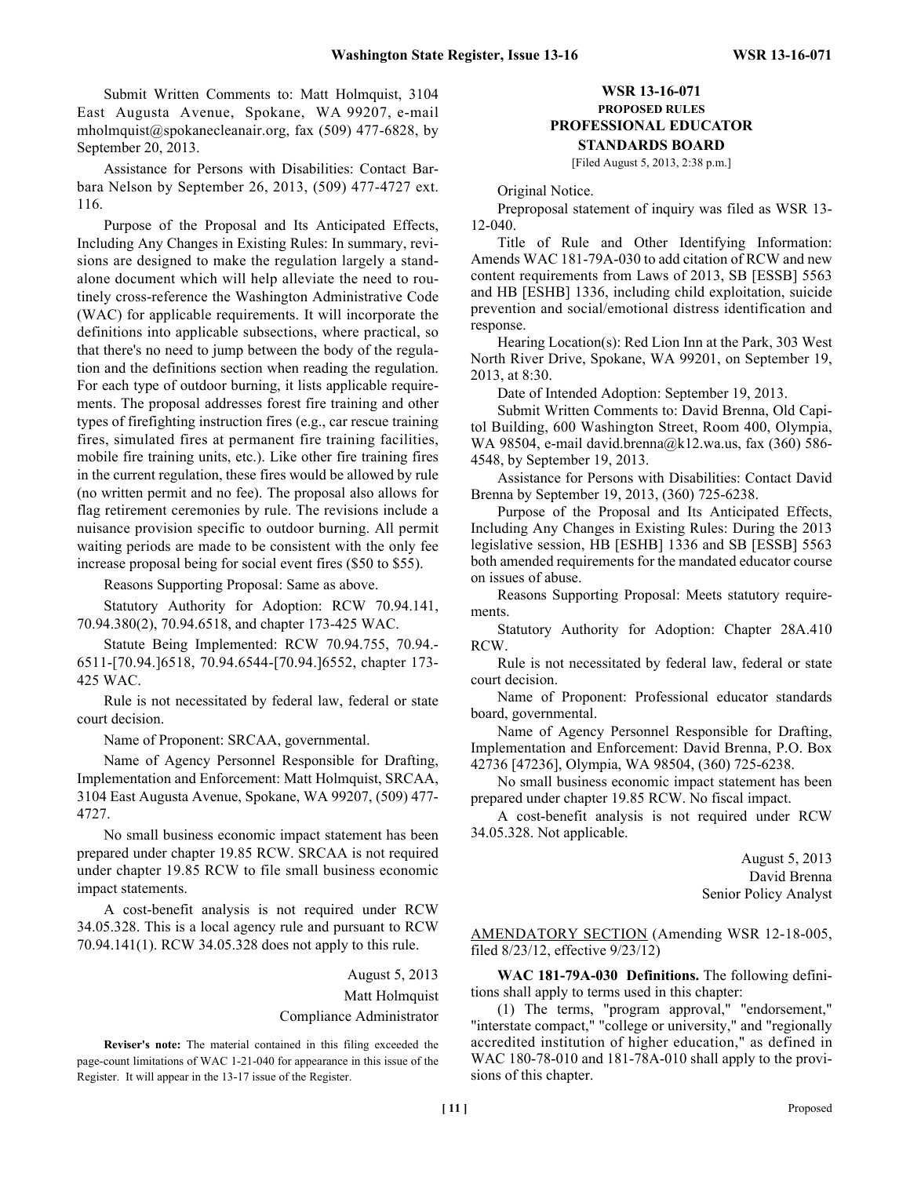Submit Written Comments to: Matt Holmquist, 3104 East Augusta Avenue, Spokane, WA 99207, e-mail mholmquist@spokanecleanair.org, fax (509) 477-6828, by September 20, 2013.

Assistance for Persons with Disabilities: Contact Barbara Nelson by September 26, 2013, (509) 477-4727 ext. 116.

Purpose of the Proposal and Its Anticipated Effects, Including Any Changes in Existing Rules: In summary, revisions are designed to make the regulation largely a standalone document which will help alleviate the need to routinely cross-reference the Washington Administrative Code (WAC) for applicable requirements. It will incorporate the definitions into applicable subsections, where practical, so that there's no need to jump between the body of the regulation and the definitions section when reading the regulation. For each type of outdoor burning, it lists applicable requirements. The proposal addresses forest fire training and other types of firefighting instruction fires (e.g., car rescue training fires, simulated fires at permanent fire training facilities, mobile fire training units, etc.). Like other fire training fires in the current regulation, these fires would be allowed by rule (no written permit and no fee). The proposal also allows for flag retirement ceremonies by rule. The revisions include a nuisance provision specific to outdoor burning. All permit waiting periods are made to be consistent with the only fee increase proposal being for social event fires ($50 to $55).

Reasons Supporting Proposal: Same as above.

Statutory Authority for Adoption: RCW 70.94.141, 70.94.380(2), 70.94.6518, and chapter 173-425 WAC.

Statute Being Implemented: RCW 70.94.755, 70.94.-6511-[70.94.]6518, 70.94.6544-[70.94.]6552, chapter 173-425 WAC.

Rule is not necessitated by federal law, federal or state court decision.

Name of Proponent: SRCAA, governmental.

Name of Agency Personnel Responsible for Drafting, Implementation and Enforcement: Matt Holmquist, SRCAA, 3104 East Augusta Avenue, Spokane, WA 99207, (509) 477-4727.

No small business economic impact statement has been prepared under chapter 19.85 RCW. SRCAA is not required under chapter 19.85 RCW to file small business economic impact statements.

A cost-benefit analysis is not required under RCW 34.05.328. This is a local agency rule and pursuant to RCW 70.94.141(1). RCW 34.05.328 does not apply to this rule.

August 5, 2013
Matt Holmquist
Compliance Administrator

**Reviser's note:** The material contained in this filing exceeded the page-count limitations of WAC 1-21-040 for appearance in this issue of the Register. It will appear in the 13-17 issue of the Register.

## WSR 13-16-071
### PROPOSED RULES
### PROFESSIONAL EDUCATOR STANDARDS BOARD
[Filed August 5, 2013, 2:38 p.m.]

Original Notice.

Preproposal statement of inquiry was filed as WSR 13-12-040.

Title of Rule and Other Identifying Information: Amends WAC 181-79A-030 to add citation of RCW and new content requirements from Laws of 2013, SB [ESSB] 5563 and HB [ESHB] 1336, including child exploitation, suicide prevention and social/emotional distress identification and response.

Hearing Location(s): Red Lion Inn at the Park, 303 West North River Drive, Spokane, WA 99201, on September 19, 2013, at 8:30.

Date of Intended Adoption: September 19, 2013.

Submit Written Comments to: David Brenna, Old Capitol Building, 600 Washington Street, Room 400, Olympia, WA 98504, e-mail david.brenna@k12.wa.us, fax (360) 586-4548, by September 19, 2013.

Assistance for Persons with Disabilities: Contact David Brenna by September 19, 2013, (360) 725-6238.

Purpose of the Proposal and Its Anticipated Effects, Including Any Changes in Existing Rules: During the 2013 legislative session, HB [ESHB] 1336 and SB [ESSB] 5563 both amended requirements for the mandated educator course on issues of abuse.

Reasons Supporting Proposal: Meets statutory requirements.

Statutory Authority for Adoption: Chapter 28A.410 RCW.

Rule is not necessitated by federal law, federal or state court decision.

Name of Proponent: Professional educator standards board, governmental.

Name of Agency Personnel Responsible for Drafting, Implementation and Enforcement: David Brenna, P.O. Box 42736 [47236], Olympia, WA 98504, (360) 725-6238.

No small business economic impact statement has been prepared under chapter 19.85 RCW. No fiscal impact.

A cost-benefit analysis is not required under RCW 34.05.328. Not applicable.

August 5, 2013
David Brenna
Senior Policy Analyst

AMENDATORY SECTION (Amending WSR 12-18-005, filed 8/23/12, effective 9/23/12)

**WAC 181-79A-030 Definitions.** The following definitions shall apply to terms used in this chapter:

(1) The terms, "program approval," "endorsement," "interstate compact," "college or university," and "regionally accredited institution of higher education," as defined in WAC 180-78-010 and 181-78A-010 shall apply to the provisions of this chapter.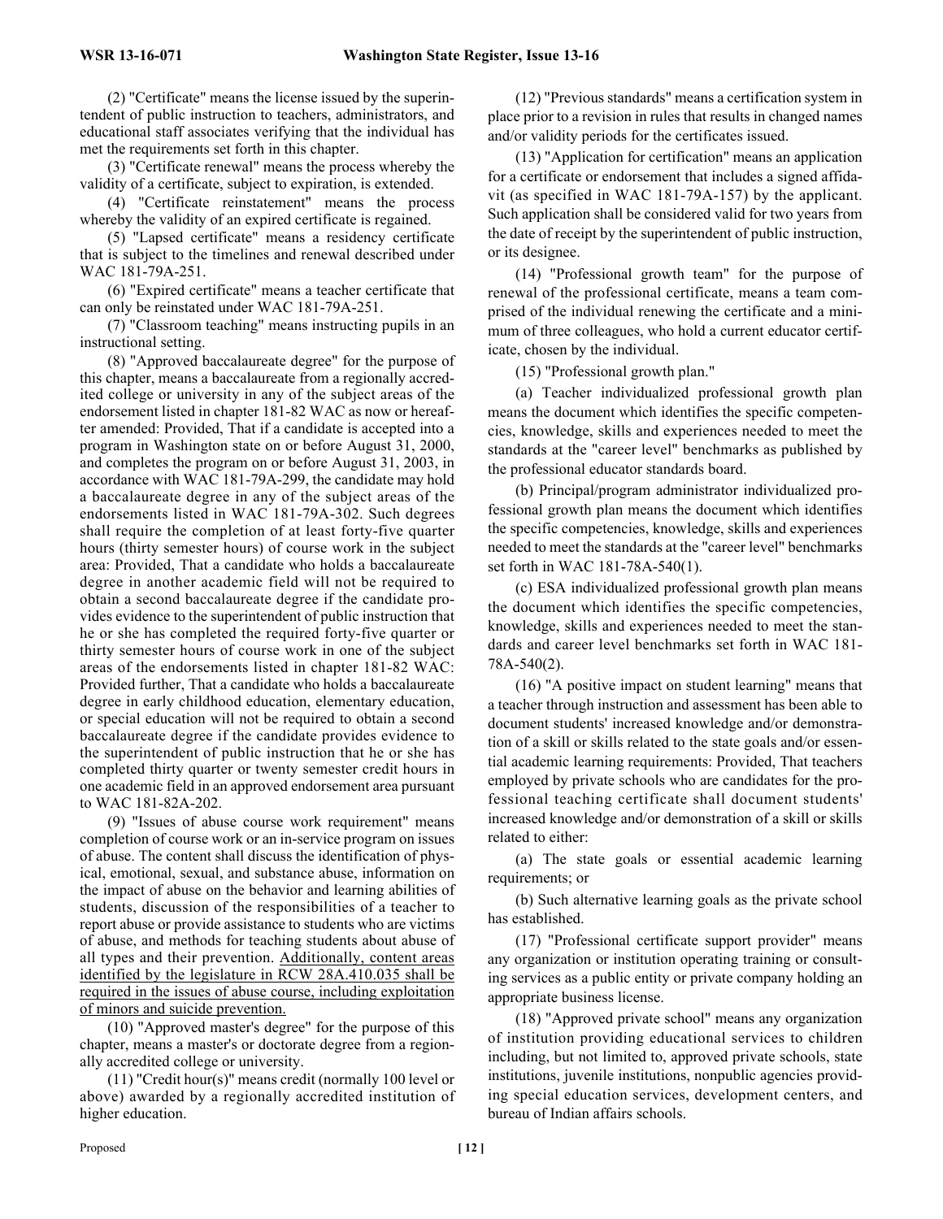(2) "Certificate" means the license issued by the superintendent of public instruction to teachers, administrators, and educational staff associates verifying that the individual has met the requirements set forth in this chapter.

(3) "Certificate renewal" means the process whereby the validity of a certificate, subject to expiration, is extended.

(4) "Certificate reinstatement" means the process whereby the validity of an expired certificate is regained.

(5) "Lapsed certificate" means a residency certificate that is subject to the timelines and renewal described under WAC 181-79A-251.

(6) "Expired certificate" means a teacher certificate that can only be reinstated under WAC 181-79A-251.

(7) "Classroom teaching" means instructing pupils in an instructional setting.

(8) "Approved baccalaureate degree" for the purpose of this chapter, means a baccalaureate from a regionally accredited college or university in any of the subject areas of the endorsement listed in chapter 181-82 WAC as now or hereafter amended: Provided, That if a candidate is accepted into a program in Washington state on or before August 31, 2000, and completes the program on or before August 31, 2003, in accordance with WAC 181-79A-299, the candidate may hold a baccalaureate degree in any of the subject areas of the endorsements listed in WAC 181-79A-302. Such degrees shall require the completion of at least forty-five quarter hours (thirty semester hours) of course work in the subject area: Provided, That a candidate who holds a baccalaureate degree in another academic field will not be required to obtain a second baccalaureate degree if the candidate provides evidence to the superintendent of public instruction that he or she has completed the required forty-five quarter or thirty semester hours of course work in one of the subject areas of the endorsements listed in chapter 181-82 WAC: Provided further, That a candidate who holds a baccalaureate degree in early childhood education, elementary education, or special education will not be required to obtain a second baccalaureate degree if the candidate provides evidence to the superintendent of public instruction that he or she has completed thirty quarter or twenty semester credit hours in one academic field in an approved endorsement area pursuant to WAC 181-82A-202.

(9) "Issues of abuse course work requirement" means completion of course work or an in-service program on issues of abuse. The content shall discuss the identification of physical, emotional, sexual, and substance abuse, information on the impact of abuse on the behavior and learning abilities of students, discussion of the responsibilities of a teacher to report abuse or provide assistance to students who are victims of abuse, and methods for teaching students about abuse of all types and their prevention. <u>Additionally, content areas identified by the legislature in RCW 28A.410.035 shall be required in the issues of abuse course, including exploitation of minors and suicide prevention.</u>

(10) "Approved master's degree" for the purpose of this chapter, means a master's or doctorate degree from a regionally accredited college or university.

(11) "Credit hour(s)" means credit (normally 100 level or above) awarded by a regionally accredited institution of higher education.

(12) "Previous standards" means a certification system in place prior to a revision in rules that results in changed names and/or validity periods for the certificates issued.

(13) "Application for certification" means an application for a certificate or endorsement that includes a signed affidavit (as specified in WAC 181-79A-157) by the applicant. Such application shall be considered valid for two years from the date of receipt by the superintendent of public instruction, or its designee.

(14) "Professional growth team" for the purpose of renewal of the professional certificate, means a team comprised of the individual renewing the certificate and a minimum of three colleagues, who hold a current educator certificate, chosen by the individual.

(15) "Professional growth plan."

(a) Teacher individualized professional growth plan means the document which identifies the specific competencies, knowledge, skills and experiences needed to meet the standards at the "career level" benchmarks as published by the professional educator standards board.

(b) Principal/program administrator individualized professional growth plan means the document which identifies the specific competencies, knowledge, skills and experiences needed to meet the standards at the "career level" benchmarks set forth in WAC 181-78A-540(1).

(c) ESA individualized professional growth plan means the document which identifies the specific competencies, knowledge, skills and experiences needed to meet the standards and career level benchmarks set forth in WAC 181-78A-540(2).

(16) "A positive impact on student learning" means that a teacher through instruction and assessment has been able to document students' increased knowledge and/or demonstration of a skill or skills related to the state goals and/or essential academic learning requirements: Provided, That teachers employed by private schools who are candidates for the professional teaching certificate shall document students' increased knowledge and/or demonstration of a skill or skills related to either:

(a) The state goals or essential academic learning requirements; or

(b) Such alternative learning goals as the private school has established.

(17) "Professional certificate support provider" means any organization or institution operating training or consulting services as a public entity or private company holding an appropriate business license.

(18) "Approved private school" means any organization of institution providing educational services to children including, but not limited to, approved private schools, state institutions, juvenile institutions, nonpublic agencies providing special education services, development centers, and bureau of Indian affairs schools.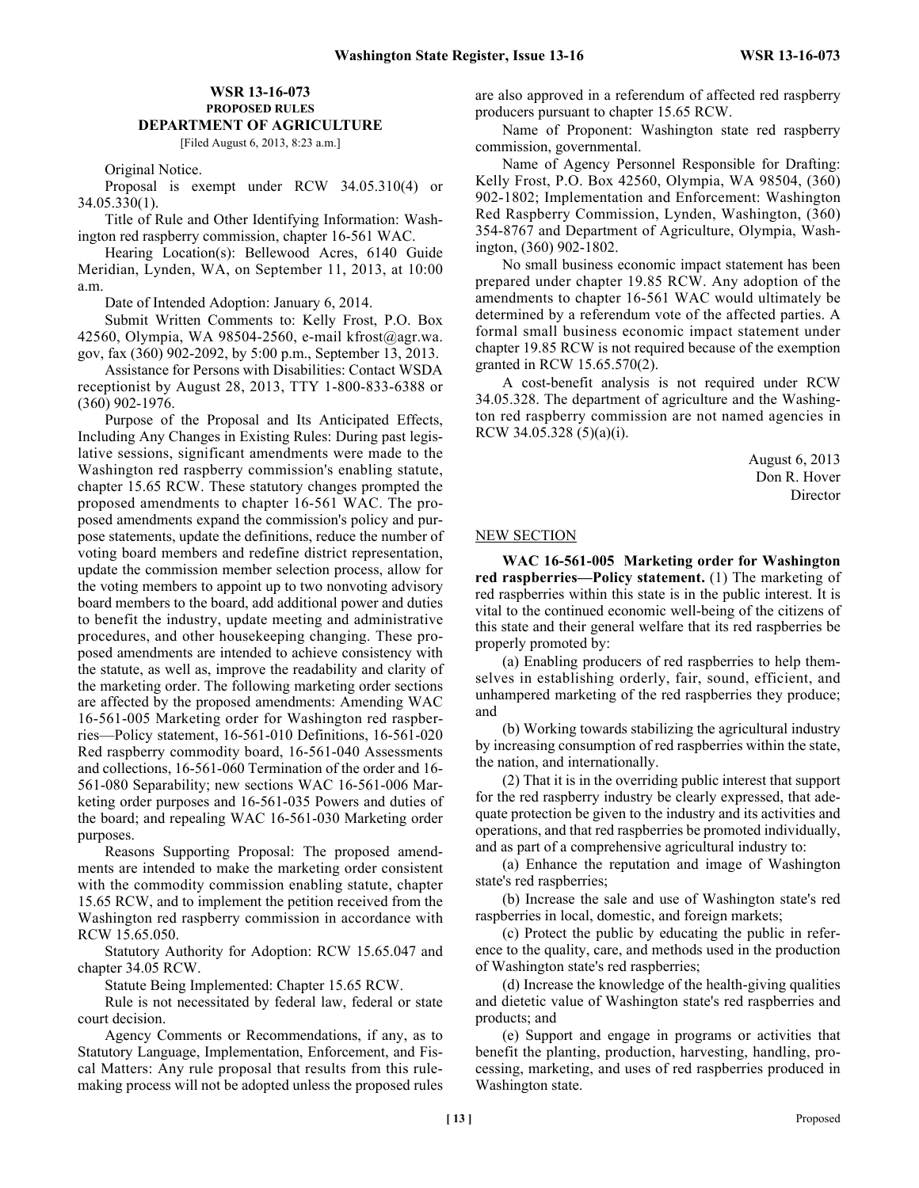## WSR 13-16-073
### PROPOSED RULES
### DEPARTMENT OF AGRICULTURE

[Filed August 6, 2013, 8:23 a.m.]

Original Notice.

Proposal is exempt under RCW 34.05.310(4) or 34.05.330(1).

Title of Rule and Other Identifying Information: Washington red raspberry commission, chapter 16-561 WAC.

Hearing Location(s): Bellewood Acres, 6140 Guide Meridian, Lynden, WA, on September 11, 2013, at 10:00 a.m.

Date of Intended Adoption: January 6, 2014.

Submit Written Comments to: Kelly Frost, P.O. Box 42560, Olympia, WA 98504-2560, e-mail kfrost@agr.wa.gov, fax (360) 902-2092, by 5:00 p.m., September 13, 2013.

Assistance for Persons with Disabilities: Contact WSDA receptionist by August 28, 2013, TTY 1-800-833-6388 or (360) 902-1976.

Purpose of the Proposal and Its Anticipated Effects, Including Any Changes in Existing Rules: During past legislative sessions, significant amendments were made to the Washington red raspberry commission's enabling statute, chapter 15.65 RCW. These statutory changes prompted the proposed amendments to chapter 16-561 WAC. The proposed amendments expand the commission's policy and purpose statements, update the definitions, reduce the number of voting board members and redefine district representation, update the commission member selection process, allow for the voting members to appoint up to two nonvoting advisory board members to the board, add additional power and duties to benefit the industry, update meeting and administrative procedures, and other housekeeping changing. These proposed amendments are intended to achieve consistency with the statute, as well as, improve the readability and clarity of the marketing order. The following marketing order sections are affected by the proposed amendments: Amending WAC 16-561-005 Marketing order for Washington red raspberries—Policy statement, 16-561-010 Definitions, 16-561-020 Red raspberry commodity board, 16-561-040 Assessments and collections, 16-561-060 Termination of the order and 16-561-080 Separability; new sections WAC 16-561-006 Marketing order purposes and 16-561-035 Powers and duties of the board; and repealing WAC 16-561-030 Marketing order purposes.

Reasons Supporting Proposal: The proposed amendments are intended to make the marketing order consistent with the commodity commission enabling statute, chapter 15.65 RCW, and to implement the petition received from the Washington red raspberry commission in accordance with RCW 15.65.050.

Statutory Authority for Adoption: RCW 15.65.047 and chapter 34.05 RCW.

Statute Being Implemented: Chapter 15.65 RCW.

Rule is not necessitated by federal law, federal or state court decision.

Agency Comments or Recommendations, if any, as to Statutory Language, Implementation, Enforcement, and Fiscal Matters: Any rule proposal that results from this rulemaking process will not be adopted unless the proposed rules are also approved in a referendum of affected red raspberry producers pursuant to chapter 15.65 RCW.

Name of Proponent: Washington state red raspberry commission, governmental.

Name of Agency Personnel Responsible for Drafting: Kelly Frost, P.O. Box 42560, Olympia, WA 98504, (360) 902-1802; Implementation and Enforcement: Washington Red Raspberry Commission, Lynden, Washington, (360) 354-8767 and Department of Agriculture, Olympia, Washington, (360) 902-1802.

No small business economic impact statement has been prepared under chapter 19.85 RCW. Any adoption of the amendments to chapter 16-561 WAC would ultimately be determined by a referendum vote of the affected parties. A formal small business economic impact statement under chapter 19.85 RCW is not required because of the exemption granted in RCW 15.65.570(2).

A cost-benefit analysis is not required under RCW 34.05.328. The department of agriculture and the Washington red raspberry commission are not named agencies in RCW 34.05.328 (5)(a)(i).

August 6, 2013
Don R. Hover
Director

NEW SECTION

**WAC 16-561-005 Marketing order for Washington red raspberries—Policy statement.** (1) The marketing of red raspberries within this state is in the public interest. It is vital to the continued economic well-being of the citizens of this state and their general welfare that its red raspberries be properly promoted by:

(a) Enabling producers of red raspberries to help themselves in establishing orderly, fair, sound, efficient, and unhampered marketing of the red raspberries they produce; and

(b) Working towards stabilizing the agricultural industry by increasing consumption of red raspberries within the state, the nation, and internationally.

(2) That it is in the overriding public interest that support for the red raspberry industry be clearly expressed, that adequate protection be given to the industry and its activities and operations, and that red raspberries be promoted individually, and as part of a comprehensive agricultural industry to:

(a) Enhance the reputation and image of Washington state's red raspberries;

(b) Increase the sale and use of Washington state's red raspberries in local, domestic, and foreign markets;

(c) Protect the public by educating the public in reference to the quality, care, and methods used in the production of Washington state's red raspberries;

(d) Increase the knowledge of the health-giving qualities and dietetic value of Washington state's red raspberries and products; and

(e) Support and engage in programs or activities that benefit the planting, production, harvesting, handling, processing, marketing, and uses of red raspberries produced in Washington state.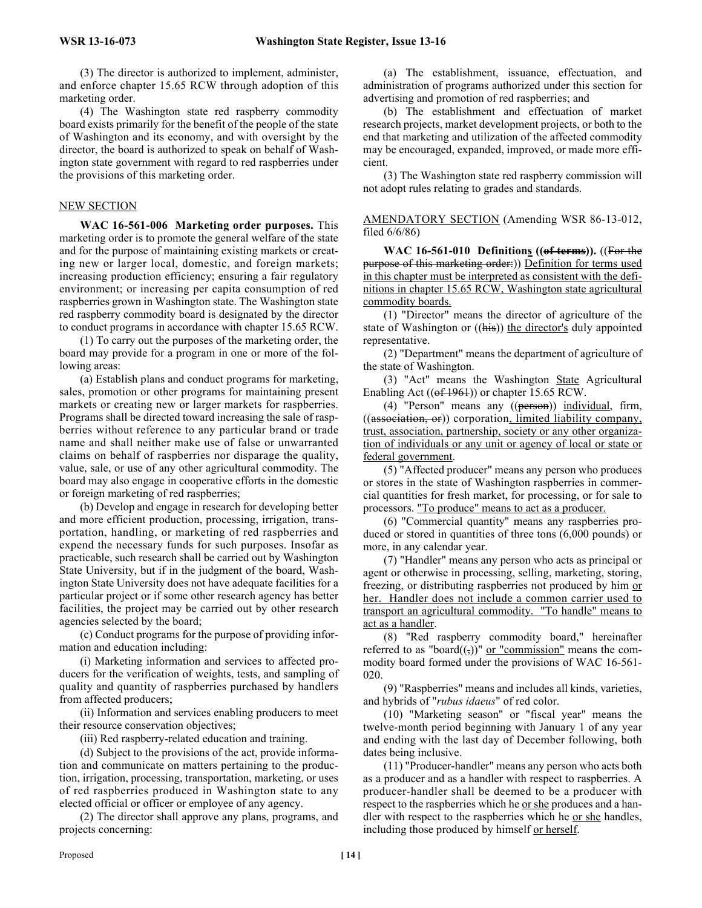(3) The director is authorized to implement, administer, and enforce chapter 15.65 RCW through adoption of this marketing order.

(4) The Washington state red raspberry commodity board exists primarily for the benefit of the people of the state of Washington and its economy, and with oversight by the director, the board is authorized to speak on behalf of Washington state government with regard to red raspberries under the provisions of this marketing order.

NEW SECTION

**WAC 16-561-006 Marketing order purposes.** This marketing order is to promote the general welfare of the state and for the purpose of maintaining existing markets or creating new or larger local, domestic, and foreign markets; increasing production efficiency; ensuring a fair regulatory environment; or increasing per capita consumption of red raspberries grown in Washington state. The Washington state red raspberry commodity board is designated by the director to conduct programs in accordance with chapter 15.65 RCW.

(1) To carry out the purposes of the marketing order, the board may provide for a program in one or more of the following areas:

(a) Establish plans and conduct programs for marketing, sales, promotion or other programs for maintaining present markets or creating new or larger markets for raspberries. Programs shall be directed toward increasing the sale of raspberries without reference to any particular brand or trade name and shall neither make use of false or unwarranted claims on behalf of raspberries nor disparage the quality, value, sale, or use of any other agricultural commodity. The board may also engage in cooperative efforts in the domestic or foreign marketing of red raspberries;

(b) Develop and engage in research for developing better and more efficient production, processing, irrigation, transportation, handling, or marketing of red raspberries and expend the necessary funds for such purposes. Insofar as practicable, such research shall be carried out by Washington State University, but if in the judgment of the board, Washington State University does not have adequate facilities for a particular project or if some other research agency has better facilities, the project may be carried out by other research agencies selected by the board;

(c) Conduct programs for the purpose of providing information and education including:

(i) Marketing information and services to affected producers for the verification of weights, tests, and sampling of quality and quantity of raspberries purchased by handlers from affected producers;

(ii) Information and services enabling producers to meet their resource conservation objectives;

(iii) Red raspberry-related education and training.

(d) Subject to the provisions of the act, provide information and communicate on matters pertaining to the production, irrigation, processing, transportation, marketing, or uses of red raspberries produced in Washington state to any elected official or officer or employee of any agency.

(2) The director shall approve any plans, programs, and projects concerning:

(a) The establishment, issuance, effectuation, and administration of programs authorized under this section for advertising and promotion of red raspberries; and

(b) The establishment and effectuation of market research projects, market development projects, or both to the end that marketing and utilization of the affected commodity may be encouraged, expanded, improved, or made more efficient.

(3) The Washington state red raspberry commission will not adopt rules relating to grades and standards.

AMENDATORY SECTION (Amending WSR 86-13-012, filed 6/6/86)

**WAC 16-561-010 Definitions ((of terms)).** ((For the purpose of this marketing order:)) Definition for terms used in this chapter must be interpreted as consistent with the definitions in chapter 15.65 RCW, Washington state agricultural commodity boards.

(1) "Director" means the director of agriculture of the state of Washington or ((his)) the director's duly appointed representative.

(2) "Department" means the department of agriculture of the state of Washington.

(3) "Act" means the Washington State Agricultural Enabling Act ((of 1961)) or chapter 15.65 RCW.

(4) "Person" means any ((person)) individual, firm, ((association, or)) corporation, limited liability company, trust, association, partnership, society or any other organization of individuals or any unit or agency of local or state or federal government.

(5) "Affected producer" means any person who produces or stores in the state of Washington raspberries in commercial quantities for fresh market, for processing, or for sale to processors. "To produce" means to act as a producer.

(6) "Commercial quantity" means any raspberries produced or stored in quantities of three tons (6,000 pounds) or more, in any calendar year.

(7) "Handler" means any person who acts as principal or agent or otherwise in processing, selling, marketing, storing, freezing, or distributing raspberries not produced by him or her. Handler does not include a common carrier used to transport an agricultural commodity. "To handle" means to act as a handler.

(8) "Red raspberry commodity board," hereinafter referred to as "board((,))" or "commission" means the commodity board formed under the provisions of WAC 16-561-020.

(9) "Raspberries" means and includes all kinds, varieties, and hybrids of "*rubus idaeus*" of red color.

(10) "Marketing season" or "fiscal year" means the twelve-month period beginning with January 1 of any year and ending with the last day of December following, both dates being inclusive.

(11) "Producer-handler" means any person who acts both as a producer and as a handler with respect to raspberries. A producer-handler shall be deemed to be a producer with respect to the raspberries which he or she produces and a handler with respect to the raspberries which he or she handles, including those produced by himself or herself.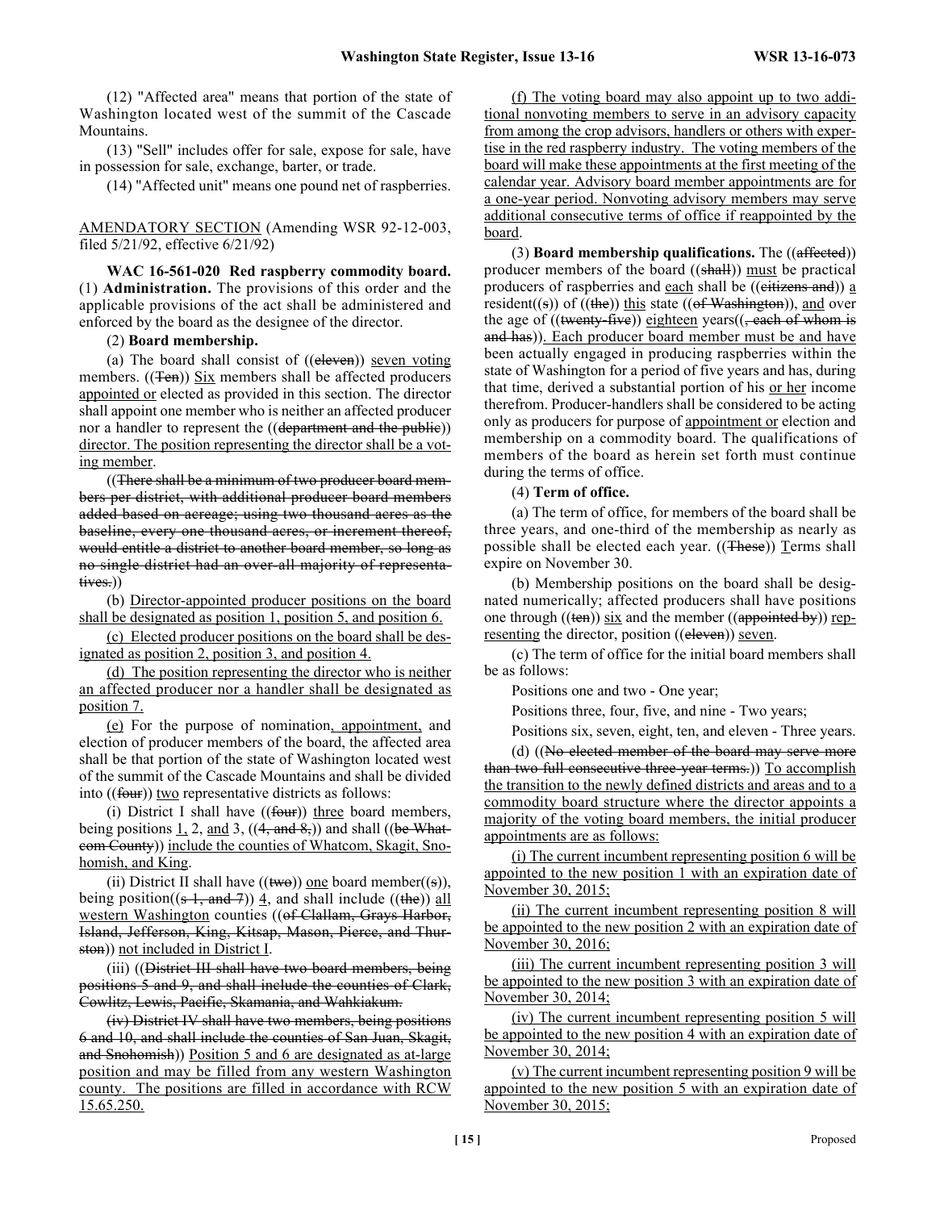(12) "Affected area" means that portion of the state of Washington located west of the summit of the Cascade Mountains.

(13) "Sell" includes offer for sale, expose for sale, have in possession for sale, exchange, barter, or trade.

(14) "Affected unit" means one pound net of raspberries.

AMENDATORY SECTION (Amending WSR 92-12-003, filed 5/21/92, effective 6/21/92)

**WAC 16-561-020 Red raspberry commodity board.** (1) **Administration.** The provisions of this order and the applicable provisions of the act shall be administered and enforced by the board as the designee of the director.

(2) **Board membership.**

(a) The board shall consist of ((eleven)) seven voting members. ((Ten)) Six members shall be affected producers appointed or elected as provided in this section. The director shall appoint one member who is neither an affected producer nor a handler to represent the ((department and the public)) director. The position representing the director shall be a voting member.

((There shall be a minimum of two producer board members per district, with additional producer board members added based on acreage; using two thousand acres as the baseline, every one thousand acres, or increment thereof, would entitle a district to another board member, so long as no single district had an over-all majority of representatives.))

(b) Director-appointed producer positions on the board shall be designated as position 1, position 5, and position 6.

(c) Elected producer positions on the board shall be designated as position 2, position 3, and position 4.

(d) The position representing the director who is neither an affected producer nor a handler shall be designated as position 7.

(e) For the purpose of nomination, appointment, and election of producer members of the board, the affected area shall be that portion of the state of Washington located west of the summit of the Cascade Mountains and shall be divided into ((four)) two representative districts as follows:

(i) District I shall have ((four)) three board members, being positions 1, 2, and 3, ((4, and 8,)) and shall ((be Whatcom County)) include the counties of Whatcom, Skagit, Snohomish, and King.

(ii) District II shall have ((two)) one board member((s)), being position((s 1, and 7)) 4, and shall include ((the)) all western Washington counties ((of Clallam, Grays Harbor, Island, Jefferson, King, Kitsap, Mason, Pierce, and Thurston)) not included in District I.

(iii) ((District III shall have two board members, being positions 5 and 9, and shall include the counties of Clark, Cowlitz, Lewis, Pacific, Skamania, and Wahkiakum.

(iv) District IV shall have two members, being positions 6 and 10, and shall include the counties of San Juan, Skagit, and Snohomish)) Position 5 and 6 are designated as at-large position and may be filled from any western Washington county. The positions are filled in accordance with RCW 15.65.250.

(f) The voting board may also appoint up to two additional nonvoting members to serve in an advisory capacity from among the crop advisors, handlers or others with expertise in the red raspberry industry. The voting members of the board will make these appointments at the first meeting of the calendar year. Advisory board member appointments are for a one-year period. Nonvoting advisory members may serve additional consecutive terms of office if reappointed by the board.

(3) **Board membership qualifications.** The ((affected)) producer members of the board ((shall)) must be practical producers of raspberries and each shall be ((citizens and)) a resident((s)) of ((the)) this state ((of Washington)), and over the age of ((twenty-five)) eighteen years((, each of whom is and has)). Each producer board member must be and have been actually engaged in producing raspberries within the state of Washington for a period of five years and has, during that time, derived a substantial portion of his or her income therefrom. Producer-handlers shall be considered to be acting only as producers for purpose of appointment or election and membership on a commodity board. The qualifications of members of the board as herein set forth must continue during the terms of office.

(4) **Term of office.**

(a) The term of office, for members of the board shall be three years, and one-third of the membership as nearly as possible shall be elected each year. ((These)) Terms shall expire on November 30.

(b) Membership positions on the board shall be designated numerically; affected producers shall have positions one through ((ten)) six and the member ((appointed by)) representing the director, position ((eleven)) seven.

(c) The term of office for the initial board members shall be as follows:

Positions one and two - One year;

Positions three, four, five, and nine - Two years;

Positions six, seven, eight, ten, and eleven - Three years.

(d) ((No elected member of the board may serve more than two full consecutive three-year terms.)) To accomplish the transition to the newly defined districts and areas and to a commodity board structure where the director appoints a majority of the voting board members, the initial producer appointments are as follows:

(i) The current incumbent representing position 6 will be appointed to the new position 1 with an expiration date of November 30, 2015;

(ii) The current incumbent representing position 8 will be appointed to the new position 2 with an expiration date of November 30, 2016;

(iii) The current incumbent representing position 3 will be appointed to the new position 3 with an expiration date of November 30, 2014;

(iv) The current incumbent representing position 5 will be appointed to the new position 4 with an expiration date of November 30, 2014;

(v) The current incumbent representing position 9 will be appointed to the new position 5 with an expiration date of November 30, 2015;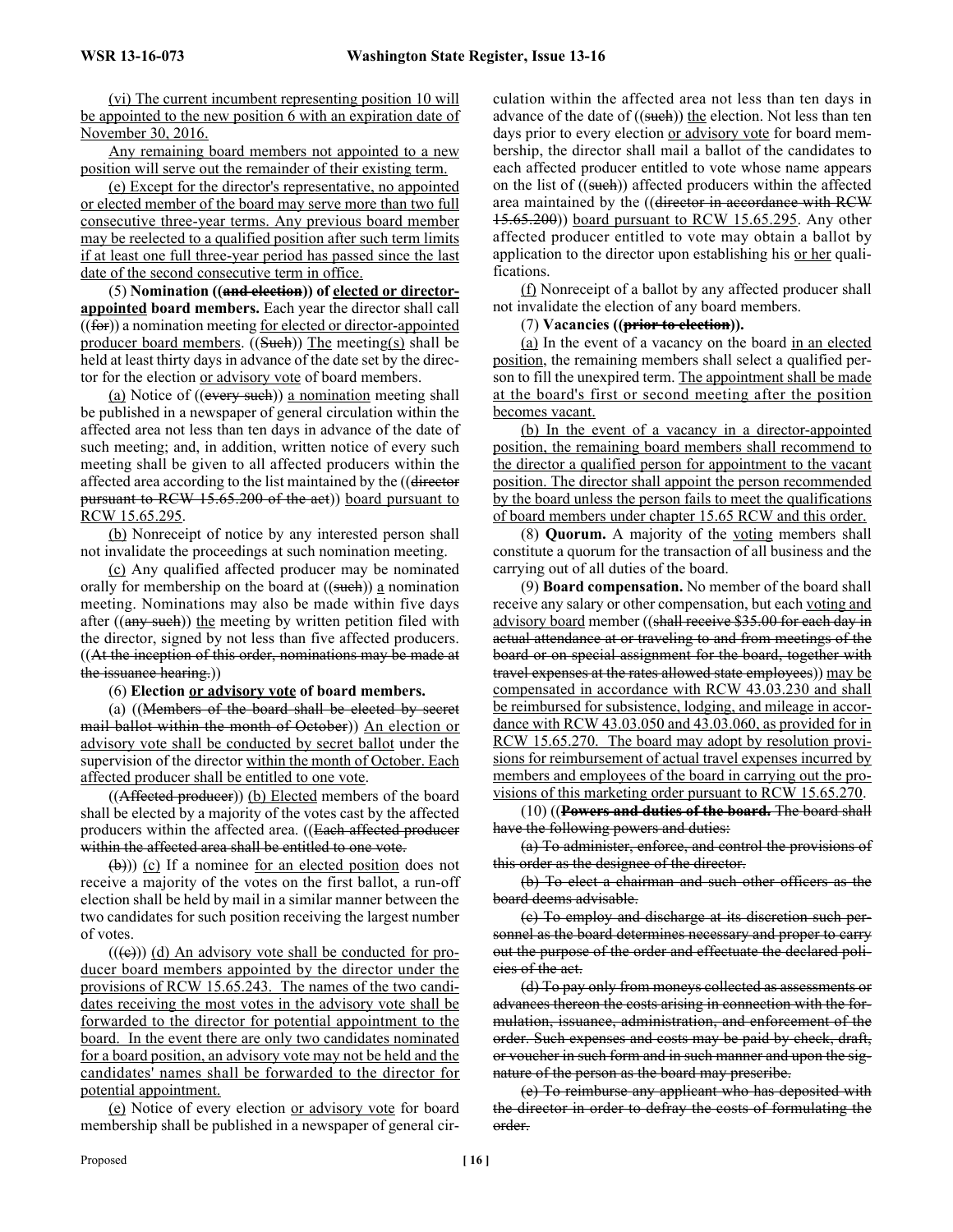(vi) The current incumbent representing position 10 will be appointed to the new position 6 with an expiration date of November 30, 2016.

Any remaining board members not appointed to a new position will serve out the remainder of their existing term.

(e) Except for the director's representative, no appointed or elected member of the board may serve more than two full consecutive three-year terms. Any previous board member may be reelected to a qualified position after such term limits if at least one full three-year period has passed since the last date of the second consecutive term in office.

(5) **Nomination ((and election)) of elected or director-appointed board members.** Each year the director shall call ((for)) a nomination meeting for elected or director-appointed producer board members. ((Such)) The meeting(s) shall be held at least thirty days in advance of the date set by the director for the election or advisory vote of board members.

(a) Notice of ((every such)) a nomination meeting shall be published in a newspaper of general circulation within the affected area not less than ten days in advance of the date of such meeting; and, in addition, written notice of every such meeting shall be given to all affected producers within the affected area according to the list maintained by the ((director pursuant to RCW 15.65.200 of the act)) board pursuant to RCW 15.65.295.

(b) Nonreceipt of notice by any interested person shall not invalidate the proceedings at such nomination meeting.

(c) Any qualified affected producer may be nominated orally for membership on the board at ((such)) a nomination meeting. Nominations may also be made within five days after ((any such)) the meeting by written petition filed with the director, signed by not less than five affected producers. ((At the inception of this order, nominations may be made at the issuance hearing.))

(6) **Election or advisory vote of board members.**

(a) ((Members of the board shall be elected by secret mail ballot within the month of October)) An election or advisory vote shall be conducted by secret ballot under the supervision of the director within the month of October. Each affected producer shall be entitled to one vote.

((Affected producer)) (b) Elected members of the board shall be elected by a majority of the votes cast by the affected producers within the affected area. ((Each affected producer within the affected area shall be entitled to one vote.

(b))) (c) If a nominee for an elected position does not receive a majority of the votes on the first ballot, a run-off election shall be held by mail in a similar manner between the two candidates for such position receiving the largest number of votes.

(((c))) (d) An advisory vote shall be conducted for producer board members appointed by the director under the provisions of RCW 15.65.243. The names of the two candidates receiving the most votes in the advisory vote shall be forwarded to the director for potential appointment to the board. In the event there are only two candidates nominated for a board position, an advisory vote may not be held and the candidates' names shall be forwarded to the director for potential appointment.

(e) Notice of every election or advisory vote for board membership shall be published in a newspaper of general circulation within the affected area not less than ten days in advance of the date of ((such)) the election. Not less than ten days prior to every election or advisory vote for board membership, the director shall mail a ballot of the candidates to each affected producer entitled to vote whose name appears on the list of ((such)) affected producers within the affected area maintained by the ((director in accordance with RCW 15.65.200)) board pursuant to RCW 15.65.295. Any other affected producer entitled to vote may obtain a ballot by application to the director upon establishing his or her qualifications.

(f) Nonreceipt of a ballot by any affected producer shall not invalidate the election of any board members.

(7) **Vacancies ((prior to election)).**

(a) In the event of a vacancy on the board in an elected position, the remaining members shall select a qualified person to fill the unexpired term. The appointment shall be made at the board's first or second meeting after the position becomes vacant.

(b) In the event of a vacancy in a director-appointed position, the remaining board members shall recommend to the director a qualified person for appointment to the vacant position. The director shall appoint the person recommended by the board unless the person fails to meet the qualifications of board members under chapter 15.65 RCW and this order.

(8) **Quorum.** A majority of the voting members shall constitute a quorum for the transaction of all business and the carrying out of all duties of the board.

(9) **Board compensation.** No member of the board shall receive any salary or other compensation, but each voting and advisory board member ((shall receive $35.00 for each day in actual attendance at or traveling to and from meetings of the board or on special assignment for the board, together with travel expenses at the rates allowed state employees)) may be compensated in accordance with RCW 43.03.230 and shall be reimbursed for subsistence, lodging, and mileage in accordance with RCW 43.03.050 and 43.03.060, as provided for in RCW 15.65.270. The board may adopt by resolution provisions for reimbursement of actual travel expenses incurred by members and employees of the board in carrying out the provisions of this marketing order pursuant to RCW 15.65.270.

(10) ((**Powers and duties of the board.** The board shall have the following powers and duties:

(a) To administer, enforce, and control the provisions of this order as the designee of the director.

(b) To elect a chairman and such other officers as the board deems advisable.

(c) To employ and discharge at its discretion such personnel as the board determines necessary and proper to carry out the purpose of the order and effectuate the declared policies of the act.

(d) To pay only from moneys collected as assessments or advances thereon the costs arising in connection with the formulation, issuance, administration, and enforcement of the order. Such expenses and costs may be paid by check, draft, or voucher in such form and in such manner and upon the signature of the person as the board may prescribe.

(e) To reimburse any applicant who has deposited with the director in order to defray the costs of formulating the order.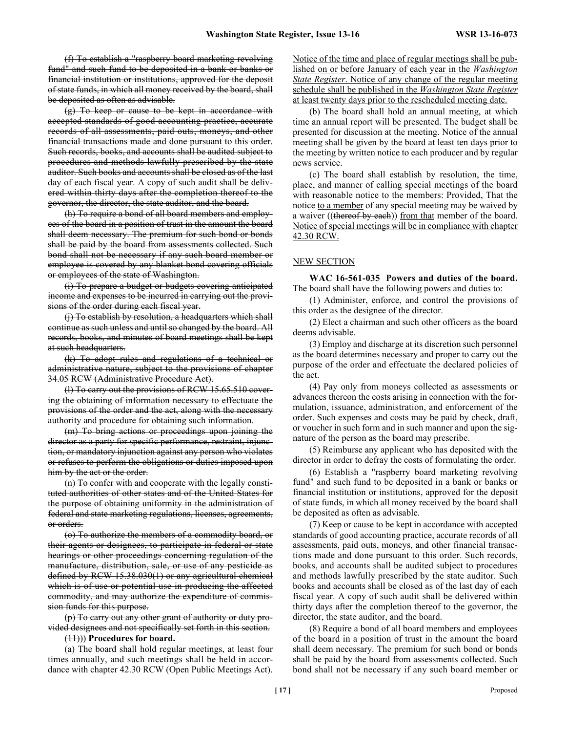~~(f) To establish a "raspberry board marketing revolving fund" and such fund to be deposited in a bank or banks or financial institution or institutions, approved for the deposit of state funds, in which all money received by the board, shall be deposited as often as advisable.~~

~~(g) To keep or cause to be kept in accordance with accepted standards of good accounting practice, accurate records of all assessments, paid outs, moneys, and other financial transactions made and done pursuant to this order. Such records, books, and accounts shall be audited subject to procedures and methods lawfully prescribed by the state auditor. Such books and accounts shall be closed as of the last day of each fiscal year. A copy of such audit shall be delivered within thirty days after the completion thereof to the governor, the director, the state auditor, and the board.~~

~~(h) To require a bond of all board members and employees of the board in a position of trust in the amount the board shall deem necessary. The premium for such bond or bonds shall be paid by the board from assessments collected. Such bond shall not be necessary if any such board member or employee is covered by any blanket bond covering officials or employees of the state of Washington.~~

~~(i) To prepare a budget or budgets covering anticipated income and expenses to be incurred in carrying out the provisions of the order during each fiscal year.~~

~~(j) To establish by resolution, a headquarters which shall continue as such unless and until so changed by the board. All records, books, and minutes of board meetings shall be kept at such headquarters.~~

~~(k) To adopt rules and regulations of a technical or administrative nature, subject to the provisions of chapter 34.05 RCW (Administrative Procedure Act).~~

~~(l) To carry out the provisions of RCW 15.65.510 covering the obtaining of information necessary to effectuate the provisions of the order and the act, along with the necessary authority and procedure for obtaining such information.~~

~~(m) To bring actions or proceedings upon joining the director as a party for specific performance, restraint, injunction, or mandatory injunction against any person who violates or refuses to perform the obligations or duties imposed upon him by the act or the order.~~

~~(n) To confer with and cooperate with the legally constituted authorities of other states and of the United States for the purpose of obtaining uniformity in the administration of federal and state marketing regulations, licenses, agreements, or orders.~~

~~(o) To authorize the members of a commodity board, or their agents or designees, to participate in federal or state hearings or other proceedings concerning regulation of the manufacture, distribution, sale, or use of any pesticide as defined by RCW 15.38.030(1) or any agricultural chemical which is of use or potential use in producing the affected commodity, and may authorize the expenditure of commission funds for this purpose.~~

~~(p) To carry out any other grant of authority or duty provided designees and not specifically set forth in this section.~~

~~(11)~~)) **Procedures for board.**

(a) The board shall hold regular meetings, at least four times annually, and such meetings shall be held in accordance with chapter 42.30 RCW (Open Public Meetings Act). <u>Notice of the time and place of regular meetings shall be published on or before January of each year in the *Washington State Register*. Notice of any change of the regular meeting schedule shall be published in the *Washington State Register* at least twenty days prior to the rescheduled meeting date.</u>

(b) The board shall hold an annual meeting, at which time an annual report will be presented. The budget shall be presented for discussion at the meeting. Notice of the annual meeting shall be given by the board at least ten days prior to the meeting by written notice to each producer and by regular news service.

(c) The board shall establish by resolution, the time, place, and manner of calling special meetings of the board with reasonable notice to the members: Provided, That the notice <u>to a member</u> of any special meeting may be waived by a waiver ((~~thereof by each~~)) <u>from that</u> member of the board. <u>Notice of special meetings will be in compliance with chapter 42.30 RCW.</u>

<u>NEW SECTION</u>

**WAC 16-561-035 Powers and duties of the board.** The board shall have the following powers and duties to:

(1) Administer, enforce, and control the provisions of this order as the designee of the director.

(2) Elect a chairman and such other officers as the board deems advisable.

(3) Employ and discharge at its discretion such personnel as the board determines necessary and proper to carry out the purpose of the order and effectuate the declared policies of the act.

(4) Pay only from moneys collected as assessments or advances thereon the costs arising in connection with the formulation, issuance, administration, and enforcement of the order. Such expenses and costs may be paid by check, draft, or voucher in such form and in such manner and upon the signature of the person as the board may prescribe.

(5) Reimburse any applicant who has deposited with the director in order to defray the costs of formulating the order.

(6) Establish a "raspberry board marketing revolving fund" and such fund to be deposited in a bank or banks or financial institution or institutions, approved for the deposit of state funds, in which all money received by the board shall be deposited as often as advisable.

(7) Keep or cause to be kept in accordance with accepted standards of good accounting practice, accurate records of all assessments, paid outs, moneys, and other financial transactions made and done pursuant to this order. Such records, books, and accounts shall be audited subject to procedures and methods lawfully prescribed by the state auditor. Such books and accounts shall be closed as of the last day of each fiscal year. A copy of such audit shall be delivered within thirty days after the completion thereof to the governor, the director, the state auditor, and the board.

(8) Require a bond of all board members and employees of the board in a position of trust in the amount the board shall deem necessary. The premium for such bond or bonds shall be paid by the board from assessments collected. Such bond shall not be necessary if any such board member or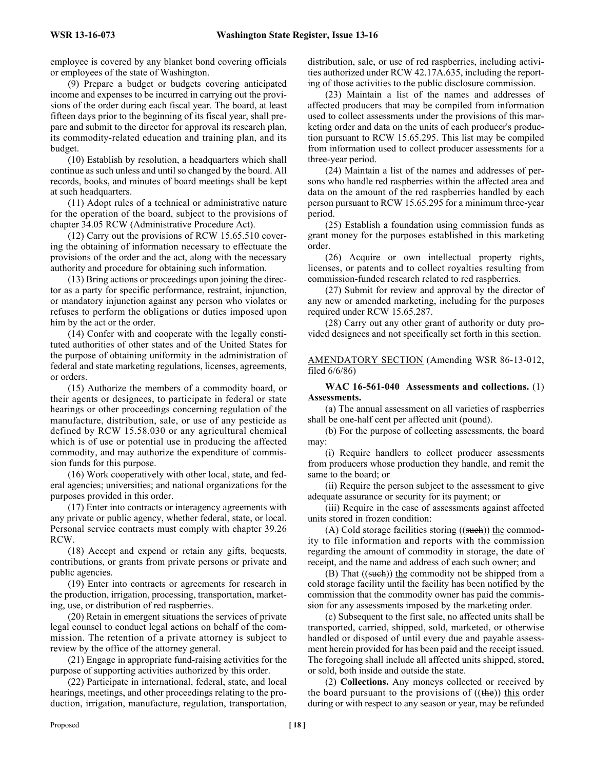employee is covered by any blanket bond covering officials or employees of the state of Washington.

(9) Prepare a budget or budgets covering anticipated income and expenses to be incurred in carrying out the provisions of the order during each fiscal year. The board, at least fifteen days prior to the beginning of its fiscal year, shall prepare and submit to the director for approval its research plan, its commodity-related education and training plan, and its budget.

(10) Establish by resolution, a headquarters which shall continue as such unless and until so changed by the board. All records, books, and minutes of board meetings shall be kept at such headquarters.

(11) Adopt rules of a technical or administrative nature for the operation of the board, subject to the provisions of chapter 34.05 RCW (Administrative Procedure Act).

(12) Carry out the provisions of RCW 15.65.510 covering the obtaining of information necessary to effectuate the provisions of the order and the act, along with the necessary authority and procedure for obtaining such information.

(13) Bring actions or proceedings upon joining the director as a party for specific performance, restraint, injunction, or mandatory injunction against any person who violates or refuses to perform the obligations or duties imposed upon him by the act or the order.

(14) Confer with and cooperate with the legally constituted authorities of other states and of the United States for the purpose of obtaining uniformity in the administration of federal and state marketing regulations, licenses, agreements, or orders.

(15) Authorize the members of a commodity board, or their agents or designees, to participate in federal or state hearings or other proceedings concerning regulation of the manufacture, distribution, sale, or use of any pesticide as defined by RCW 15.58.030 or any agricultural chemical which is of use or potential use in producing the affected commodity, and may authorize the expenditure of commission funds for this purpose.

(16) Work cooperatively with other local, state, and federal agencies; universities; and national organizations for the purposes provided in this order.

(17) Enter into contracts or interagency agreements with any private or public agency, whether federal, state, or local. Personal service contracts must comply with chapter 39.26 RCW.

(18) Accept and expend or retain any gifts, bequests, contributions, or grants from private persons or private and public agencies.

(19) Enter into contracts or agreements for research in the production, irrigation, processing, transportation, marketing, use, or distribution of red raspberries.

(20) Retain in emergent situations the services of private legal counsel to conduct legal actions on behalf of the commission. The retention of a private attorney is subject to review by the office of the attorney general.

(21) Engage in appropriate fund-raising activities for the purpose of supporting activities authorized by this order.

(22) Participate in international, federal, state, and local hearings, meetings, and other proceedings relating to the production, irrigation, manufacture, regulation, transportation, distribution, sale, or use of red raspberries, including activities authorized under RCW 42.17A.635, including the reporting of those activities to the public disclosure commission.

(23) Maintain a list of the names and addresses of affected producers that may be compiled from information used to collect assessments under the provisions of this marketing order and data on the units of each producer's production pursuant to RCW 15.65.295. This list may be compiled from information used to collect producer assessments for a three-year period.

(24) Maintain a list of the names and addresses of persons who handle red raspberries within the affected area and data on the amount of the red raspberries handled by each person pursuant to RCW 15.65.295 for a minimum three-year period.

(25) Establish a foundation using commission funds as grant money for the purposes established in this marketing order.

(26) Acquire or own intellectual property rights, licenses, or patents and to collect royalties resulting from commission-funded research related to red raspberries.

(27) Submit for review and approval by the director of any new or amended marketing, including for the purposes required under RCW 15.65.287.

(28) Carry out any other grant of authority or duty provided designees and not specifically set forth in this section.

AMENDATORY SECTION (Amending WSR 86-13-012, filed 6/6/86)

**WAC 16-561-040 Assessments and collections.** (1) **Assessments.**

(a) The annual assessment on all varieties of raspberries shall be one-half cent per affected unit (pound).

(b) For the purpose of collecting assessments, the board may:

(i) Require handlers to collect producer assessments from producers whose production they handle, and remit the same to the board; or

(ii) Require the person subject to the assessment to give adequate assurance or security for its payment; or

(iii) Require in the case of assessments against affected units stored in frozen condition:

(A) Cold storage facilities storing ((~~such~~)) the commodity to file information and reports with the commission regarding the amount of commodity in storage, the date of receipt, and the name and address of each such owner; and

(B) That ((~~such~~)) the commodity not be shipped from a cold storage facility until the facility has been notified by the commission that the commodity owner has paid the commission for any assessments imposed by the marketing order.

(c) Subsequent to the first sale, no affected units shall be transported, carried, shipped, sold, marketed, or otherwise handled or disposed of until every due and payable assessment herein provided for has been paid and the receipt issued. The foregoing shall include all affected units shipped, stored, or sold, both inside and outside the state.

(2) **Collections.** Any moneys collected or received by the board pursuant to the provisions of ((~~the~~)) this order during or with respect to any season or year, may be refunded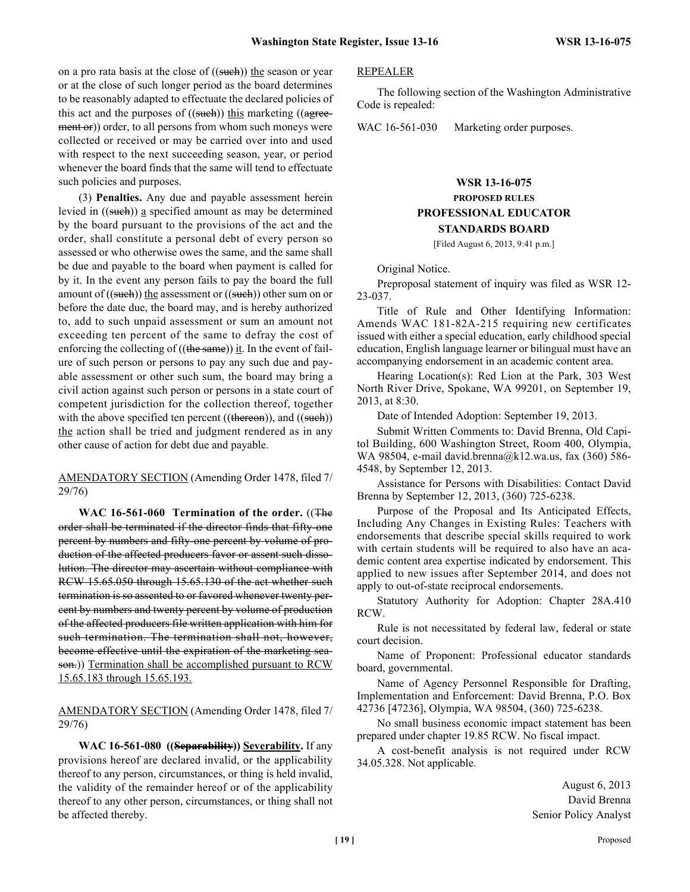on a pro rata basis at the close of ((~~such~~)) the season or year or at the close of such longer period as the board determines to be reasonably adapted to effectuate the declared policies of this act and the purposes of ((~~such~~)) this marketing ((~~agreement or~~)) order, to all persons from whom such moneys were collected or received or may be carried over into and used with respect to the next succeeding season, year, or period whenever the board finds that the same will tend to effectuate such policies and purposes.

(3) **Penalties.** Any due and payable assessment herein levied in ((~~such~~)) a specified amount as may be determined by the board pursuant to the provisions of the act and the order, shall constitute a personal debt of every person so assessed or who otherwise owes the same, and the same shall be due and payable to the board when payment is called for by it. In the event any person fails to pay the board the full amount of ((~~such~~)) the assessment or ((~~such~~)) other sum on or before the date due, the board may, and is hereby authorized to, add to such unpaid assessment or sum an amount not exceeding ten percent of the same to defray the cost of enforcing the collecting of ((~~the same~~)) it. In the event of failure of such person or persons to pay any such due and payable assessment or other such sum, the board may bring a civil action against such person or persons in a state court of competent jurisdiction for the collection thereof, together with the above specified ten percent ((~~thereon~~)), and ((~~such~~)) the action shall be tried and judgment rendered as in any other cause of action for debt due and payable.

AMENDATORY SECTION (Amending Order 1478, filed 7/29/76)

**WAC 16-561-060 Termination of the order.** ((~~The order shall be terminated if the director finds that fifty-one percent by numbers and fifty-one percent by volume of production of the affected producers favor or assent such dissolution. The director may ascertain without compliance with RCW 15.65.050 through 15.65.130 of the act whether such termination is so assented to or favored whenever twenty percent by numbers and twenty percent by volume of production of the affected producers file written application with him for such termination. The termination shall not, however, become effective until the expiration of the marketing season.~~)) Termination shall be accomplished pursuant to RCW 15.65.183 through 15.65.193.

AMENDATORY SECTION (Amending Order 1478, filed 7/29/76)

**WAC 16-561-080 ((~~Separability~~)) Severability.** If any provisions hereof are declared invalid, or the applicability thereof to any person, circumstances, or thing is held invalid, the validity of the remainder hereof or of the applicability thereof to any other person, circumstances, or thing shall not be affected thereby.

REPEALER

The following section of the Washington Administrative Code is repealed:

WAC 16-561-030 Marketing order purposes.

## WSR 13-16-075
### PROPOSED RULES
### PROFESSIONAL EDUCATOR STANDARDS BOARD

[Filed August 6, 2013, 9:41 p.m.]

Original Notice.

Preproposal statement of inquiry was filed as WSR 12-23-037.

Title of Rule and Other Identifying Information: Amends WAC 181-82A-215 requiring new certificates issued with either a special education, early childhood special education, English language learner or bilingual must have an accompanying endorsement in an academic content area.

Hearing Location(s): Red Lion at the Park, 303 West North River Drive, Spokane, WA 99201, on September 19, 2013, at 8:30.

Date of Intended Adoption: September 19, 2013.

Submit Written Comments to: David Brenna, Old Capitol Building, 600 Washington Street, Room 400, Olympia, WA 98504, e-mail david.brenna@k12.wa.us, fax (360) 586-4548, by September 12, 2013.

Assistance for Persons with Disabilities: Contact David Brenna by September 12, 2013, (360) 725-6238.

Purpose of the Proposal and Its Anticipated Effects, Including Any Changes in Existing Rules: Teachers with endorsements that describe special skills required to work with certain students will be required to also have an academic content area expertise indicated by endorsement. This applied to new issues after September 2014, and does not apply to out-of-state reciprocal endorsements.

Statutory Authority for Adoption: Chapter 28A.410 RCW.

Rule is not necessitated by federal law, federal or state court decision.

Name of Proponent: Professional educator standards board, governmental.

Name of Agency Personnel Responsible for Drafting, Implementation and Enforcement: David Brenna, P.O. Box 42736 [47236], Olympia, WA 98504, (360) 725-6238.

No small business economic impact statement has been prepared under chapter 19.85 RCW. No fiscal impact.

A cost-benefit analysis is not required under RCW 34.05.328. Not applicable.

August 6, 2013
David Brenna
Senior Policy Analyst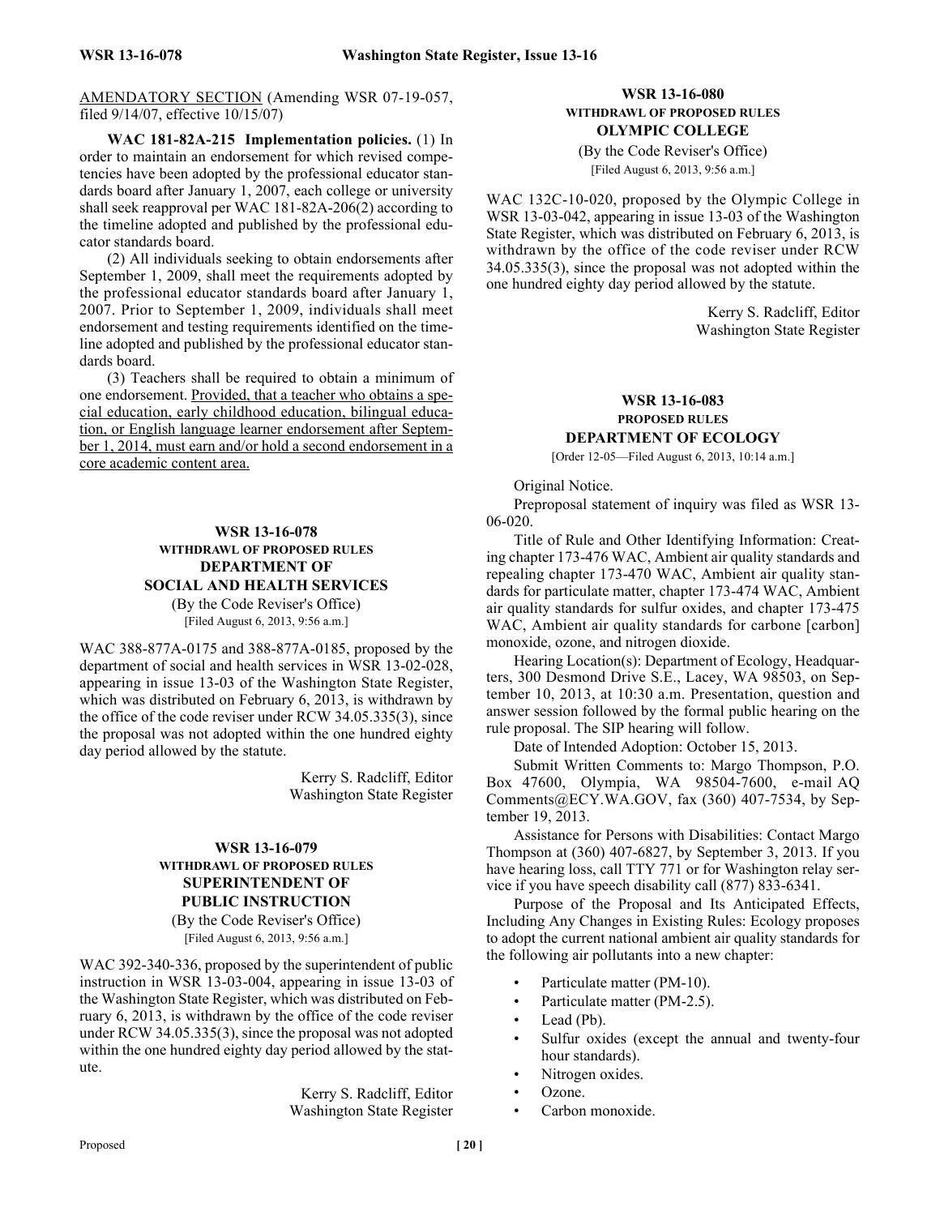AMENDATORY SECTION (Amending WSR 07-19-057, filed 9/14/07, effective 10/15/07)

**WAC 181-82A-215 Implementation policies.** (1) In order to maintain an endorsement for which revised competencies have been adopted by the professional educator standards board after January 1, 2007, each college or university shall seek reapproval per WAC 181-82A-206(2) according to the timeline adopted and published by the professional educator standards board.

(2) All individuals seeking to obtain endorsements after September 1, 2009, shall meet the requirements adopted by the professional educator standards board after January 1, 2007. Prior to September 1, 2009, individuals shall meet endorsement and testing requirements identified on the timeline adopted and published by the professional educator standards board.

(3) Teachers shall be required to obtain a minimum of one endorsement. <u>Provided, that a teacher who obtains a special education, early childhood education, bilingual education, or English language learner endorsement after September 1, 2014, must earn and/or hold a second endorsement in a core academic content area.</u>

## WSR 13-16-078
### WITHDRAWL OF PROPOSED RULES
### DEPARTMENT OF SOCIAL AND HEALTH SERVICES

(By the Code Reviser's Office)
[Filed August 6, 2013, 9:56 a.m.]

WAC 388-877A-0175 and 388-877A-0185, proposed by the department of social and health services in WSR 13-02-028, appearing in issue 13-03 of the Washington State Register, which was distributed on February 6, 2013, is withdrawn by the office of the code reviser under RCW 34.05.335(3), since the proposal was not adopted within the one hundred eighty day period allowed by the statute.

Kerry S. Radcliff, Editor
Washington State Register

## WSR 13-16-079
### WITHDRAWL OF PROPOSED RULES
### SUPERINTENDENT OF PUBLIC INSTRUCTION

(By the Code Reviser's Office)
[Filed August 6, 2013, 9:56 a.m.]

WAC 392-340-336, proposed by the superintendent of public instruction in WSR 13-03-004, appearing in issue 13-03 of the Washington State Register, which was distributed on February 6, 2013, is withdrawn by the office of the code reviser under RCW 34.05.335(3), since the proposal was not adopted within the one hundred eighty day period allowed by the statute.

Kerry S. Radcliff, Editor
Washington State Register

## WSR 13-16-080
### WITHDRAWL OF PROPOSED RULES
### OLYMPIC COLLEGE

(By the Code Reviser's Office)
[Filed August 6, 2013, 9:56 a.m.]

WAC 132C-10-020, proposed by the Olympic College in WSR 13-03-042, appearing in issue 13-03 of the Washington State Register, which was distributed on February 6, 2013, is withdrawn by the office of the code reviser under RCW 34.05.335(3), since the proposal was not adopted within the one hundred eighty day period allowed by the statute.

Kerry S. Radcliff, Editor
Washington State Register

## WSR 13-16-083
### PROPOSED RULES
### DEPARTMENT OF ECOLOGY

[Order 12-05—Filed August 6, 2013, 10:14 a.m.]

Original Notice.

Preproposal statement of inquiry was filed as WSR 13-06-020.

Title of Rule and Other Identifying Information: Creating chapter 173-476 WAC, Ambient air quality standards and repealing chapter 173-470 WAC, Ambient air quality standards for particulate matter, chapter 173-474 WAC, Ambient air quality standards for sulfur oxides, and chapter 173-475 WAC, Ambient air quality standards for carbone [carbon] monoxide, ozone, and nitrogen dioxide.

Hearing Location(s): Department of Ecology, Headquarters, 300 Desmond Drive S.E., Lacey, WA 98503, on September 10, 2013, at 10:30 a.m. Presentation, question and answer session followed by the formal public hearing on the rule proposal. The SIP hearing will follow.

Date of Intended Adoption: October 15, 2013.

Submit Written Comments to: Margo Thompson, P.O. Box 47600, Olympia, WA 98504-7600, e-mail AQComments@ECY.WA.GOV, fax (360) 407-7534, by September 19, 2013.

Assistance for Persons with Disabilities: Contact Margo Thompson at (360) 407-6827, by September 3, 2013. If you have hearing loss, call TTY 771 or for Washington relay service if you have speech disability call (877) 833-6341.

Purpose of the Proposal and Its Anticipated Effects, Including Any Changes in Existing Rules: Ecology proposes to adopt the current national ambient air quality standards for the following air pollutants into a new chapter:

- Particulate matter (PM-10).
- Particulate matter (PM-2.5).
- Lead (Pb).
- Sulfur oxides (except the annual and twenty-four hour standards).
- Nitrogen oxides.
- Ozone.
- Carbon monoxide.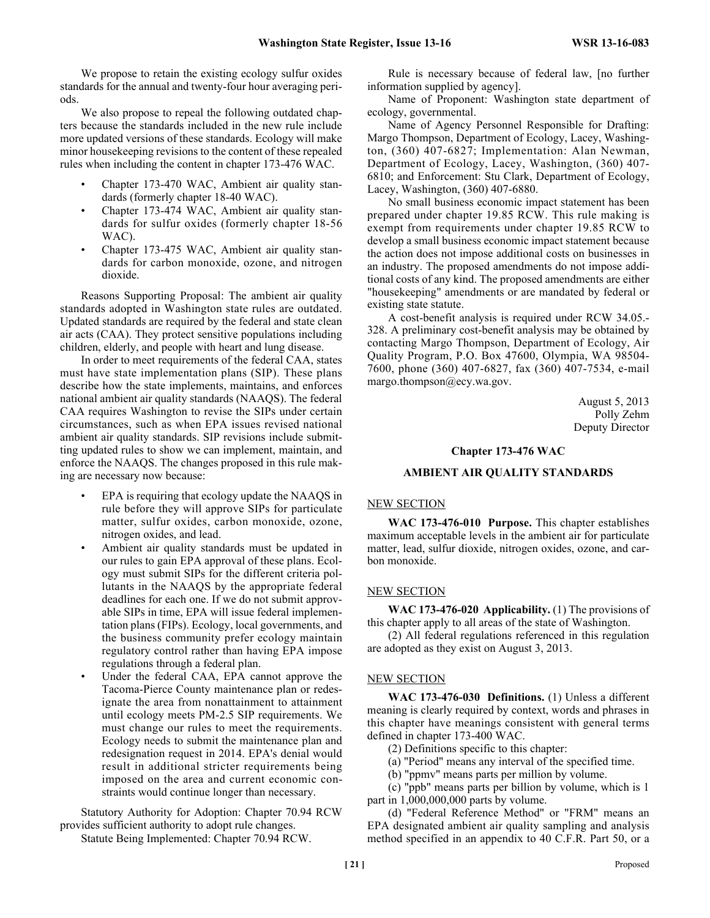We propose to retain the existing ecology sulfur oxides standards for the annual and twenty-four hour averaging periods.

We also propose to repeal the following outdated chapters because the standards included in the new rule include more updated versions of these standards. Ecology will make minor housekeeping revisions to the content of these repealed rules when including the content in chapter 173-476 WAC.

- Chapter 173-470 WAC, Ambient air quality standards (formerly chapter 18-40 WAC).
- Chapter 173-474 WAC, Ambient air quality standards for sulfur oxides (formerly chapter 18-56 WAC).
- Chapter 173-475 WAC, Ambient air quality standards for carbon monoxide, ozone, and nitrogen dioxide.

Reasons Supporting Proposal: The ambient air quality standards adopted in Washington state rules are outdated. Updated standards are required by the federal and state clean air acts (CAA). They protect sensitive populations including children, elderly, and people with heart and lung disease.

In order to meet requirements of the federal CAA, states must have state implementation plans (SIP). These plans describe how the state implements, maintains, and enforces national ambient air quality standards (NAAQS). The federal CAA requires Washington to revise the SIPs under certain circumstances, such as when EPA issues revised national ambient air quality standards. SIP revisions include submitting updated rules to show we can implement, maintain, and enforce the NAAQS. The changes proposed in this rule making are necessary now because:

- EPA is requiring that ecology update the NAAQS in rule before they will approve SIPs for particulate matter, sulfur oxides, carbon monoxide, ozone, nitrogen oxides, and lead.
- Ambient air quality standards must be updated in our rules to gain EPA approval of these plans. Ecology must submit SIPs for the different criteria pollutants in the NAAQS by the appropriate federal deadlines for each one. If we do not submit approvable SIPs in time, EPA will issue federal implementation plans (FIPs). Ecology, local governments, and the business community prefer ecology maintain regulatory control rather than having EPA impose regulations through a federal plan.
- Under the federal CAA, EPA cannot approve the Tacoma-Pierce County maintenance plan or redesignate the area from nonattainment to attainment until ecology meets PM-2.5 SIP requirements. We must change our rules to meet the requirements. Ecology needs to submit the maintenance plan and redesignation request in 2014. EPA's denial would result in additional stricter requirements being imposed on the area and current economic constraints would continue longer than necessary.

Statutory Authority for Adoption: Chapter 70.94 RCW provides sufficient authority to adopt rule changes.

Statute Being Implemented: Chapter 70.94 RCW.

Rule is necessary because of federal law, [no further information supplied by agency].

Name of Proponent: Washington state department of ecology, governmental.

Name of Agency Personnel Responsible for Drafting: Margo Thompson, Department of Ecology, Lacey, Washington, (360) 407-6827; Implementation: Alan Newman, Department of Ecology, Lacey, Washington, (360) 407-6810; and Enforcement: Stu Clark, Department of Ecology, Lacey, Washington, (360) 407-6880.

No small business economic impact statement has been prepared under chapter 19.85 RCW. This rule making is exempt from requirements under chapter 19.85 RCW to develop a small business economic impact statement because the action does not impose additional costs on businesses in an industry. The proposed amendments do not impose additional costs of any kind. The proposed amendments are either "housekeeping" amendments or are mandated by federal or existing state statute.

A cost-benefit analysis is required under RCW 34.05.-328. A preliminary cost-benefit analysis may be obtained by contacting Margo Thompson, Department of Ecology, Air Quality Program, P.O. Box 47600, Olympia, WA 98504-7600, phone (360) 407-6827, fax (360) 407-7534, e-mail margo.thompson@ecy.wa.gov.

August 5, 2013
Polly Zehm
Deputy Director

## Chapter 173-476 WAC

## AMBIENT AIR QUALITY STANDARDS

NEW SECTION

**WAC 173-476-010 Purpose.** This chapter establishes maximum acceptable levels in the ambient air for particulate matter, lead, sulfur dioxide, nitrogen oxides, ozone, and carbon monoxide.

NEW SECTION

**WAC 173-476-020 Applicability.** (1) The provisions of this chapter apply to all areas of the state of Washington.

(2) All federal regulations referenced in this regulation are adopted as they exist on August 3, 2013.

NEW SECTION

**WAC 173-476-030 Definitions.** (1) Unless a different meaning is clearly required by context, words and phrases in this chapter have meanings consistent with general terms defined in chapter 173-400 WAC.

(2) Definitions specific to this chapter:

(a) "Period" means any interval of the specified time.

(b) "ppmv" means parts per million by volume.

(c) "ppb" means parts per billion by volume, which is 1 part in 1,000,000,000 parts by volume.

(d) "Federal Reference Method" or "FRM" means an EPA designated ambient air quality sampling and analysis method specified in an appendix to 40 C.F.R. Part 50, or a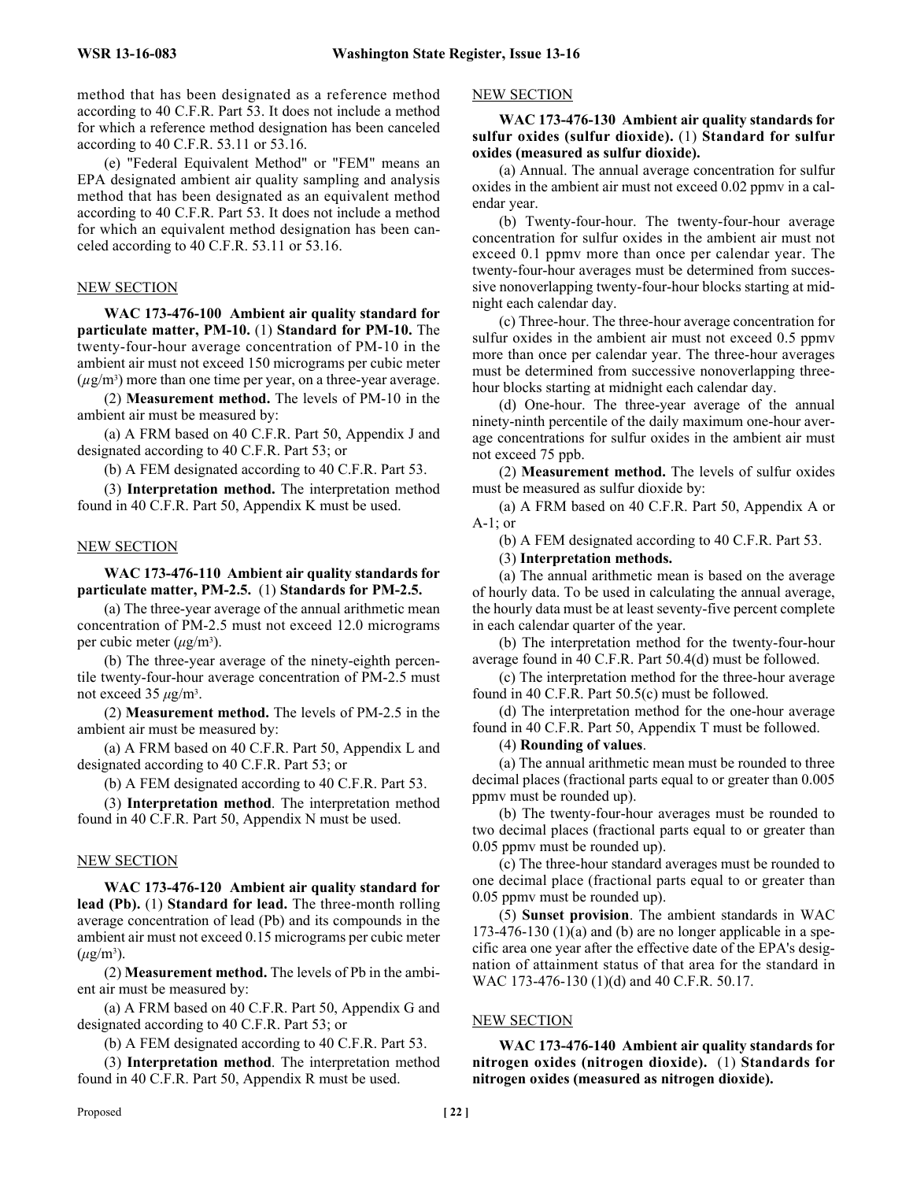method that has been designated as a reference method according to 40 C.F.R. Part 53. It does not include a method for which a reference method designation has been canceled according to 40 C.F.R. 53.11 or 53.16.

(e) "Federal Equivalent Method" or "FEM" means an EPA designated ambient air quality sampling and analysis method that has been designated as an equivalent method according to 40 C.F.R. Part 53. It does not include a method for which an equivalent method designation has been canceled according to 40 C.F.R. 53.11 or 53.16.

NEW SECTION

**WAC 173-476-100 Ambient air quality standard for particulate matter, PM-10.** (1) **Standard for PM-10.** The twenty-four-hour average concentration of PM-10 in the ambient air must not exceed 150 micrograms per cubic meter ($\mu g/m^3$) more than one time per year, on a three-year average.

(2) **Measurement method.** The levels of PM-10 in the ambient air must be measured by:

(a) A FRM based on 40 C.F.R. Part 50, Appendix J and designated according to 40 C.F.R. Part 53; or

(b) A FEM designated according to 40 C.F.R. Part 53.

(3) **Interpretation method.** The interpretation method found in 40 C.F.R. Part 50, Appendix K must be used.

NEW SECTION

**WAC 173-476-110 Ambient air quality standards for particulate matter, PM-2.5.** (1) **Standards for PM-2.5.**

(a) The three-year average of the annual arithmetic mean concentration of PM-2.5 must not exceed 12.0 micrograms per cubic meter ($\mu g/m^3$).

(b) The three-year average of the ninety-eighth percentile twenty-four-hour average concentration of PM-2.5 must not exceed 35 $\mu g/m^3$.

(2) **Measurement method.** The levels of PM-2.5 in the ambient air must be measured by:

(a) A FRM based on 40 C.F.R. Part 50, Appendix L and designated according to 40 C.F.R. Part 53; or

(b) A FEM designated according to 40 C.F.R. Part 53.

(3) **Interpretation method**. The interpretation method found in 40 C.F.R. Part 50, Appendix N must be used.

NEW SECTION

**WAC 173-476-120 Ambient air quality standard for lead (Pb).** (1) **Standard for lead.** The three-month rolling average concentration of lead (Pb) and its compounds in the ambient air must not exceed 0.15 micrograms per cubic meter ($\mu g/m^3$).

(2) **Measurement method.** The levels of Pb in the ambient air must be measured by:

(a) A FRM based on 40 C.F.R. Part 50, Appendix G and designated according to 40 C.F.R. Part 53; or

(b) A FEM designated according to 40 C.F.R. Part 53.

(3) **Interpretation method**. The interpretation method found in 40 C.F.R. Part 50, Appendix R must be used.

NEW SECTION

**WAC 173-476-130 Ambient air quality standards for sulfur oxides (sulfur dioxide).** (1) **Standard for sulfur oxides (measured as sulfur dioxide).**

(a) Annual. The annual average concentration for sulfur oxides in the ambient air must not exceed 0.02 ppmv in a calendar year.

(b) Twenty-four-hour. The twenty-four-hour average concentration for sulfur oxides in the ambient air must not exceed 0.1 ppmv more than once per calendar year. The twenty-four-hour averages must be determined from successive nonoverlapping twenty-four-hour blocks starting at midnight each calendar day.

(c) Three-hour. The three-hour average concentration for sulfur oxides in the ambient air must not exceed 0.5 ppmv more than once per calendar year. The three-hour averages must be determined from successive nonoverlapping three-hour blocks starting at midnight each calendar day.

(d) One-hour. The three-year average of the annual ninety-ninth percentile of the daily maximum one-hour average concentrations for sulfur oxides in the ambient air must not exceed 75 ppb.

(2) **Measurement method.** The levels of sulfur oxides must be measured as sulfur dioxide by:

(a) A FRM based on 40 C.F.R. Part 50, Appendix A or A-1; or

(b) A FEM designated according to 40 C.F.R. Part 53.

(3) **Interpretation methods.**

(a) The annual arithmetic mean is based on the average of hourly data. To be used in calculating the annual average, the hourly data must be at least seventy-five percent complete in each calendar quarter of the year.

(b) The interpretation method for the twenty-four-hour average found in 40 C.F.R. Part 50.4(d) must be followed.

(c) The interpretation method for the three-hour average found in 40 C.F.R. Part 50.5(c) must be followed.

(d) The interpretation method for the one-hour average found in 40 C.F.R. Part 50, Appendix T must be followed.

(4) **Rounding of values**.

(a) The annual arithmetic mean must be rounded to three decimal places (fractional parts equal to or greater than 0.005 ppmv must be rounded up).

(b) The twenty-four-hour averages must be rounded to two decimal places (fractional parts equal to or greater than 0.05 ppmv must be rounded up).

(c) The three-hour standard averages must be rounded to one decimal place (fractional parts equal to or greater than 0.05 ppmv must be rounded up).

(5) **Sunset provision**. The ambient standards in WAC 173-476-130 (1)(a) and (b) are no longer applicable in a specific area one year after the effective date of the EPA's designation of attainment status of that area for the standard in WAC 173-476-130 (1)(d) and 40 C.F.R. 50.17.

NEW SECTION

**WAC 173-476-140 Ambient air quality standards for nitrogen oxides (nitrogen dioxide).** (1) **Standards for nitrogen oxides (measured as nitrogen dioxide).**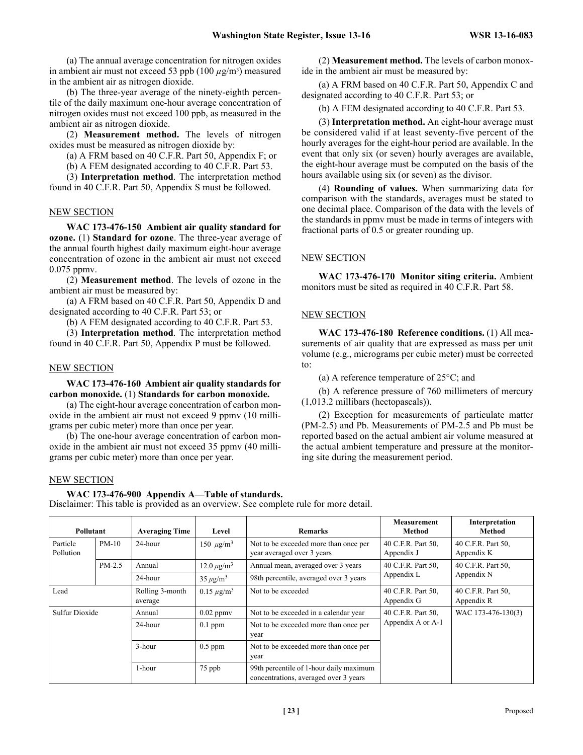(a) The annual average concentration for nitrogen oxides in ambient air must not exceed 53 ppb (100 $\mu$g/m$^3$) measured in the ambient air as nitrogen dioxide.

(b) The three-year average of the ninety-eighth percentile of the daily maximum one-hour average concentration of nitrogen oxides must not exceed 100 ppb, as measured in the ambient air as nitrogen dioxide.

(2) **Measurement method.** The levels of nitrogen oxides must be measured as nitrogen dioxide by:

(a) A FRM based on 40 C.F.R. Part 50, Appendix F; or

(b) A FEM designated according to 40 C.F.R. Part 53.

(3) **Interpretation method**. The interpretation method found in 40 C.F.R. Part 50, Appendix S must be followed.

NEW SECTION

**WAC 173-476-150 Ambient air quality standard for ozone.** (1) **Standard for ozone**. The three-year average of the annual fourth highest daily maximum eight-hour average concentration of ozone in the ambient air must not exceed 0.075 ppmv.

(2) **Measurement method**. The levels of ozone in the ambient air must be measured by:

(a) A FRM based on 40 C.F.R. Part 50, Appendix D and designated according to 40 C.F.R. Part 53; or

(b) A FEM designated according to 40 C.F.R. Part 53.

(3) **Interpretation method**. The interpretation method found in 40 C.F.R. Part 50, Appendix P must be followed.

NEW SECTION

**WAC 173-476-160 Ambient air quality standards for carbon monoxide.** (1) **Standards for carbon monoxide.**

(a) The eight-hour average concentration of carbon monoxide in the ambient air must not exceed 9 ppmv (10 milligrams per cubic meter) more than once per year.

(b) The one-hour average concentration of carbon monoxide in the ambient air must not exceed 35 ppmv (40 milligrams per cubic meter) more than once per year.

(2) **Measurement method.** The levels of carbon monoxide in the ambient air must be measured by:

(a) A FRM based on 40 C.F.R. Part 50, Appendix C and designated according to 40 C.F.R. Part 53; or

(b) A FEM designated according to 40 C.F.R. Part 53.

(3) **Interpretation method.** An eight-hour average must be considered valid if at least seventy-five percent of the hourly averages for the eight-hour period are available. In the event that only six (or seven) hourly averages are available, the eight-hour average must be computed on the basis of the hours available using six (or seven) as the divisor.

(4) **Rounding of values.** When summarizing data for comparison with the standards, averages must be stated to one decimal place. Comparison of the data with the levels of the standards in ppmv must be made in terms of integers with fractional parts of 0.5 or greater rounding up.

NEW SECTION

**WAC 173-476-170 Monitor siting criteria.** Ambient monitors must be sited as required in 40 C.F.R. Part 58.

NEW SECTION

**WAC 173-476-180 Reference conditions.** (1) All measurements of air quality that are expressed as mass per unit volume (e.g., micrograms per cubic meter) must be corrected to:

(a) A reference temperature of 25°C; and

(b) A reference pressure of 760 millimeters of mercury (1,013.2 millibars (hectopascals)).

(2) Exception for measurements of particulate matter (PM-2.5) and Pb. Measurements of PM-2.5 and Pb must be reported based on the actual ambient air volume measured at the actual ambient temperature and pressure at the monitoring site during the measurement period.

NEW SECTION

**WAC 173-476-900 Appendix A—Table of standards.**
Disclaimer: This table is provided as an overview. See complete rule for more detail.

| Pollutant | | Averaging Time | Level | Remarks | Measurement Method | Interpretation Method |
|---|---|---|---|---|---|---|
| Particle Pollution | PM-10 | 24-hour | 150 $\mu$g/m$^3$ | Not to be exceeded more than once per year averaged over 3 years | 40 C.F.R. Part 50, Appendix J | 40 C.F.R. Part 50, Appendix K |
| | PM-2.5 | Annual | 12.0 $\mu$g/m$^3$ | Annual mean, averaged over 3 years | 40 C.F.R. Part 50, Appendix L | 40 C.F.R. Part 50, Appendix N |
| | | 24-hour | 35 $\mu$g/m$^3$ | 98th percentile, averaged over 3 years | | |
| Lead | | Rolling 3-month average | 0.15 $\mu$g/m$^3$ | Not to be exceeded | 40 C.F.R. Part 50, Appendix G | 40 C.F.R. Part 50, Appendix R |
| Sulfur Dioxide | | Annual | 0.02 ppmv | Not to be exceeded in a calendar year | 40 C.F.R. Part 50, Appendix A or A-1 | WAC 173-476-130(3) |
| | | 24-hour | 0.1 ppm | Not to be exceeded more than once per year | | |
| | | 3-hour | 0.5 ppm | Not to be exceeded more than once per year | | |
| | | 1-hour | 75 ppb | 99th percentile of 1-hour daily maximum concentrations, averaged over 3 years | | |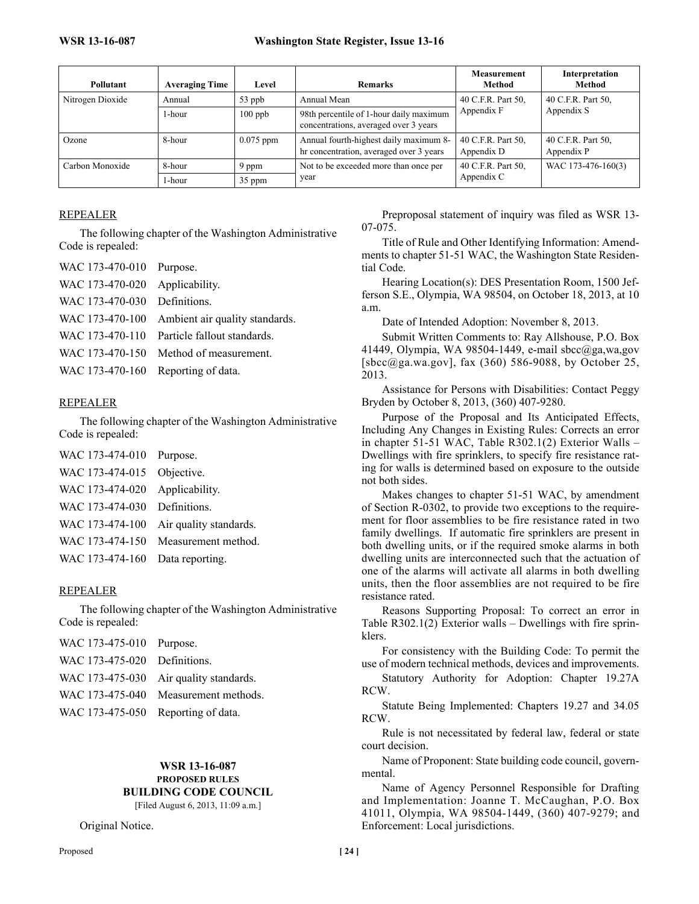| Pollutant | Averaging Time | Level | Remarks | Measurement Method | Interpretation Method |
|---|---|---|---|---|---|
| Nitrogen Dioxide | Annual | 53 ppb | Annual Mean | 40 C.F.R. Part 50, Appendix F | 40 C.F.R. Part 50, Appendix S |
| | 1-hour | 100 ppb | 98th percentile of 1-hour daily maximum concentrations, averaged over 3 years | | |
| Ozone | 8-hour | 0.075 ppm | Annual fourth-highest daily maximum 8-hr concentration, averaged over 3 years | 40 C.F.R. Part 50, Appendix D | 40 C.F.R. Part 50, Appendix P |
| Carbon Monoxide | 8-hour | 9 ppm | Not to be exceeded more than once per year | 40 C.F.R. Part 50, Appendix C | WAC 173-476-160(3) |
| | 1-hour | 35 ppm | | | |

REPEALER

The following chapter of the Washington Administrative Code is repealed:

WAC 173-470-010 Purpose.
WAC 173-470-020 Applicability.
WAC 173-470-030 Definitions.
WAC 173-470-100 Ambient air quality standards.
WAC 173-470-110 Particle fallout standards.
WAC 173-470-150 Method of measurement.
WAC 173-470-160 Reporting of data.

REPEALER

The following chapter of the Washington Administrative Code is repealed:

WAC 173-474-010 Purpose.
WAC 173-474-015 Objective.
WAC 173-474-020 Applicability.
WAC 173-474-030 Definitions.
WAC 173-474-100 Air quality standards.
WAC 173-474-150 Measurement method.
WAC 173-474-160 Data reporting.

REPEALER

The following chapter of the Washington Administrative Code is repealed:

WAC 173-475-010 Purpose.
WAC 173-475-020 Definitions.
WAC 173-475-030 Air quality standards.
WAC 173-475-040 Measurement methods.
WAC 173-475-050 Reporting of data.

## WSR 13-16-087
### PROPOSED RULES
### BUILDING CODE COUNCIL
[Filed August 6, 2013, 11:09 a.m.]

Original Notice.

Preproposal statement of inquiry was filed as WSR 13-07-075.

Title of Rule and Other Identifying Information: Amendments to chapter 51-51 WAC, the Washington State Residential Code.

Hearing Location(s): DES Presentation Room, 1500 Jefferson S.E., Olympia, WA 98504, on October 18, 2013, at 10 a.m.

Date of Intended Adoption: November 8, 2013.

Submit Written Comments to: Ray Allshouse, P.O. Box 41449, Olympia, WA 98504-1449, e-mail sbcc@ga,wa,gov [sbcc@ga.wa.gov], fax (360) 586-9088, by October 25, 2013.

Assistance for Persons with Disabilities: Contact Peggy Bryden by October 8, 2013, (360) 407-9280.

Purpose of the Proposal and Its Anticipated Effects, Including Any Changes in Existing Rules: Corrects an error in chapter 51-51 WAC, Table R302.1(2) Exterior Walls – Dwellings with fire sprinklers, to specify fire resistance rating for walls is determined based on exposure to the outside not both sides.

Makes changes to chapter 51-51 WAC, by amendment of Section R-0302, to provide two exceptions to the requirement for floor assemblies to be fire resistance rated in two family dwellings. If automatic fire sprinklers are present in both dwelling units, or if the required smoke alarms in both dwelling units are interconnected such that the actuation of one of the alarms will activate all alarms in both dwelling units, then the floor assemblies are not required to be fire resistance rated.

Reasons Supporting Proposal: To correct an error in Table R302.1(2) Exterior walls – Dwellings with fire sprinklers.

For consistency with the Building Code: To permit the use of modern technical methods, devices and improvements.

Statutory Authority for Adoption: Chapter 19.27A RCW.

Statute Being Implemented: Chapters 19.27 and 34.05 RCW.

Rule is not necessitated by federal law, federal or state court decision.

Name of Proponent: State building code council, governmental.

Name of Agency Personnel Responsible for Drafting and Implementation: Joanne T. McCaughan, P.O. Box 41011, Olympia, WA 98504-1449, (360) 407-9279; and Enforcement: Local jurisdictions.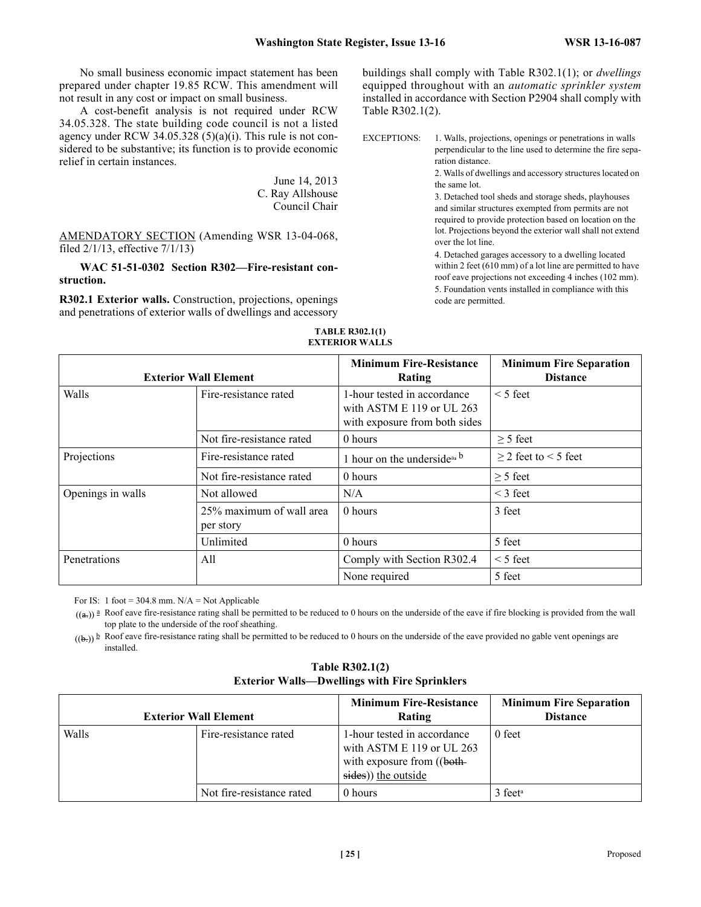No small business economic impact statement has been prepared under chapter 19.85 RCW. This amendment will not result in any cost or impact on small business.

A cost-benefit analysis is not required under RCW 34.05.328. The state building code council is not a listed agency under RCW 34.05.328 (5)(a)(i). This rule is not considered to be substantive; its function is to provide economic relief in certain instances.

June 14, 2013
C. Ray Allshouse
Council Chair

AMENDATORY SECTION (Amending WSR 13-04-068, filed 2/1/13, effective 7/1/13)

**WAC 51-51-0302 Section R302—Fire-resistant construction.**

**R302.1 Exterior walls.** Construction, projections, openings and penetrations of exterior walls of dwellings and accessory buildings shall comply with Table R302.1(1); or *dwellings* equipped throughout with an *automatic sprinkler system* installed in accordance with Section P2904 shall comply with Table R302.1(2).

EXCEPTIONS:

1. Walls, projections, openings or penetrations in walls perpendicular to the line used to determine the fire separation distance.
2. Walls of dwellings and accessory structures located on the same lot.
3. Detached tool sheds and storage sheds, playhouses and similar structures exempted from permits are not required to provide protection based on location on the lot. Projections beyond the exterior wall shall not extend over the lot line.
4. Detached garages accessory to a dwelling located within 2 feet (610 mm) of a lot line are permitted to have roof eave projections not exceeding 4 inches (102 mm).
5. Foundation vents installed in compliance with this code are permitted.

**TABLE R302.1(1)
EXTERIOR WALLS**

| Exterior Wall Element | | Minimum Fire-Resistance Rating | Minimum Fire Separation Distance |
|---|---|---|---|
| Walls | Fire-resistance rated | 1-hour tested in accordance with ASTM E 119 or UL 263 with exposure from both sides | < 5 feet |
| | Not fire-resistance rated | 0 hours | ≥ 5 feet |
| Projections | Fire-resistance rated | 1 hour on the underside[a, b] | ≥ 2 feet to < 5 feet |
| | Not fire-resistance rated | 0 hours | ≥ 5 feet |
| Openings in walls | Not allowed | N/A | < 3 feet |
| | 25% maximum of wall area per story | 0 hours | 3 feet |
| | Unlimited | 0 hours | 5 feet |
| Penetrations | All | Comply with Section R302.4 | < 5 feet |
| | | None required | 5 feet |

For IS: 1 foot = 304.8 mm. N/A = Not Applicable

((a.)) [a] Roof eave fire-resistance rating shall be permitted to be reduced to 0 hours on the underside of the eave if fire blocking is provided from the wall top plate to the underside of the roof sheathing.

((b.)) [b] Roof eave fire-resistance rating shall be permitted to be reduced to 0 hours on the underside of the eave provided no gable vent openings are installed.

**Table R302.1(2)
Exterior Walls—Dwellings with Fire Sprinklers**

| Exterior Wall Element | | Minimum Fire-Resistance Rating | Minimum Fire Separation Distance |
|---|---|---|---|
| Walls | Fire-resistance rated | 1-hour tested in accordance with ASTM E 119 or UL 263 with exposure from ((both sides)) the outside | 0 feet |
| | Not fire-resistance rated | 0 hours | 3 feet[a] |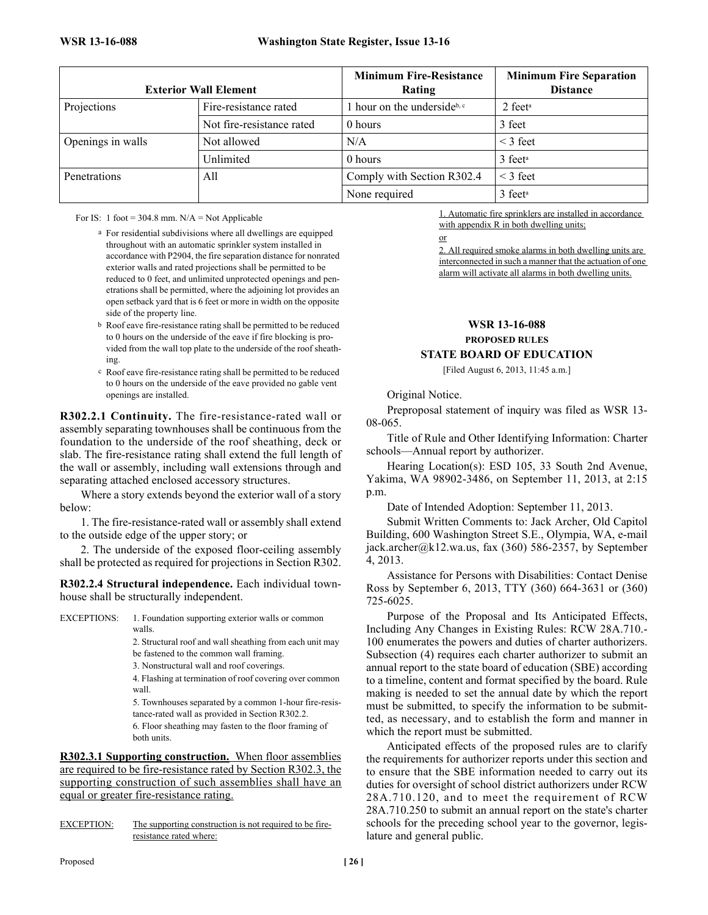| Exterior Wall Element | | Minimum Fire-Resistance Rating | Minimum Fire Separation Distance |
|---|---|---|---|
| Projections | Fire-resistance rated | 1 hour on the underside[b, c] | 2 feet[a] |
| | Not fire-resistance rated | 0 hours | 3 feet |
| Openings in walls | Not allowed | N/A | < 3 feet |
| | Unlimited | 0 hours | 3 feet[a] |
| Penetrations | All | Comply with Section R302.4 | < 3 feet |
| | | None required | 3 feet[a] |

For IS: 1 foot = 304.8 mm. N/A = Not Applicable

a For residential subdivisions where all dwellings are equipped throughout with an automatic sprinkler system installed in accordance with P2904, the fire separation distance for nonrated exterior walls and rated projections shall be permitted to be reduced to 0 feet, and unlimited unprotected openings and penetrations shall be permitted, where the adjoining lot provides an open setback yard that is 6 feet or more in width on the opposite side of the property line.

b Roof eave fire-resistance rating shall be permitted to be reduced to 0 hours on the underside of the eave if fire blocking is provided from the wall top plate to the underside of the roof sheathing.

c Roof eave fire-resistance rating shall be permitted to be reduced to 0 hours on the underside of the eave provided no gable vent openings are installed.

**R302.2.1 Continuity.** The fire-resistance-rated wall or assembly separating townhouses shall be continuous from the foundation to the underside of the roof sheathing, deck or slab. The fire-resistance rating shall extend the full length of the wall or assembly, including wall extensions through and separating attached enclosed accessory structures.

Where a story extends beyond the exterior wall of a story below:

1. The fire-resistance-rated wall or assembly shall extend to the outside edge of the upper story; or

2. The underside of the exposed floor-ceiling assembly shall be protected as required for projections in Section R302.

**R302.2.4 Structural independence.** Each individual townhouse shall be structurally independent.

EXCEPTIONS:
1. Foundation supporting exterior walls or common walls.
2. Structural roof and wall sheathing from each unit may be fastened to the common wall framing.
3. Nonstructural wall and roof coverings.
4. Flashing at termination of roof covering over common wall.
5. Townhouses separated by a common 1-hour fire-resistance-rated wall as provided in Section R302.2.
6. Floor sheathing may fasten to the floor framing of both units.

<u>**R302.3.1 Supporting construction.** When floor assemblies are required to be fire-resistance rated by Section R302.3, the supporting construction of such assemblies shall have an equal or greater fire-resistance rating.</u>

<u>EXCEPTION:</u> <u>The supporting construction is not required to be fire-resistance rated where:</u>

<u>1. Automatic fire sprinklers are installed in accordance with appendix R in both dwelling units;</u>

<u>or</u>

<u>2. All required smoke alarms in both dwelling units are interconnected in such a manner that the actuation of one alarm will activate all alarms in both dwelling units.</u>

## WSR 13-16-088

### PROPOSED RULES

### STATE BOARD OF EDUCATION

[Filed August 6, 2013, 11:45 a.m.]

Original Notice.

Preproposal statement of inquiry was filed as WSR 13-08-065.

Title of Rule and Other Identifying Information: Charter schools—Annual report by authorizer.

Hearing Location(s): ESD 105, 33 South 2nd Avenue, Yakima, WA 98902-3486, on September 11, 2013, at 2:15 p.m.

Date of Intended Adoption: September 11, 2013.

Submit Written Comments to: Jack Archer, Old Capitol Building, 600 Washington Street S.E., Olympia, WA, e-mail jack.archer@k12.wa.us, fax (360) 586-2357, by September 4, 2013.

Assistance for Persons with Disabilities: Contact Denise Ross by September 6, 2013, TTY (360) 664-3631 or (360) 725-6025.

Purpose of the Proposal and Its Anticipated Effects, Including Any Changes in Existing Rules: RCW 28A.710.100 enumerates the powers and duties of charter authorizers. Subsection (4) requires each charter authorizer to submit an annual report to the state board of education (SBE) according to a timeline, content and format specified by the board. Rule making is needed to set the annual date by which the report must be submitted, to specify the information to be submitted, as necessary, and to establish the form and manner in which the report must be submitted.

Anticipated effects of the proposed rules are to clarify the requirements for authorizer reports under this section and to ensure that the SBE information needed to carry out its duties for oversight of school district authorizers under RCW 28A.710.120, and to meet the requirement of RCW 28A.710.250 to submit an annual report on the state's charter schools for the preceding school year to the governor, legislature and general public.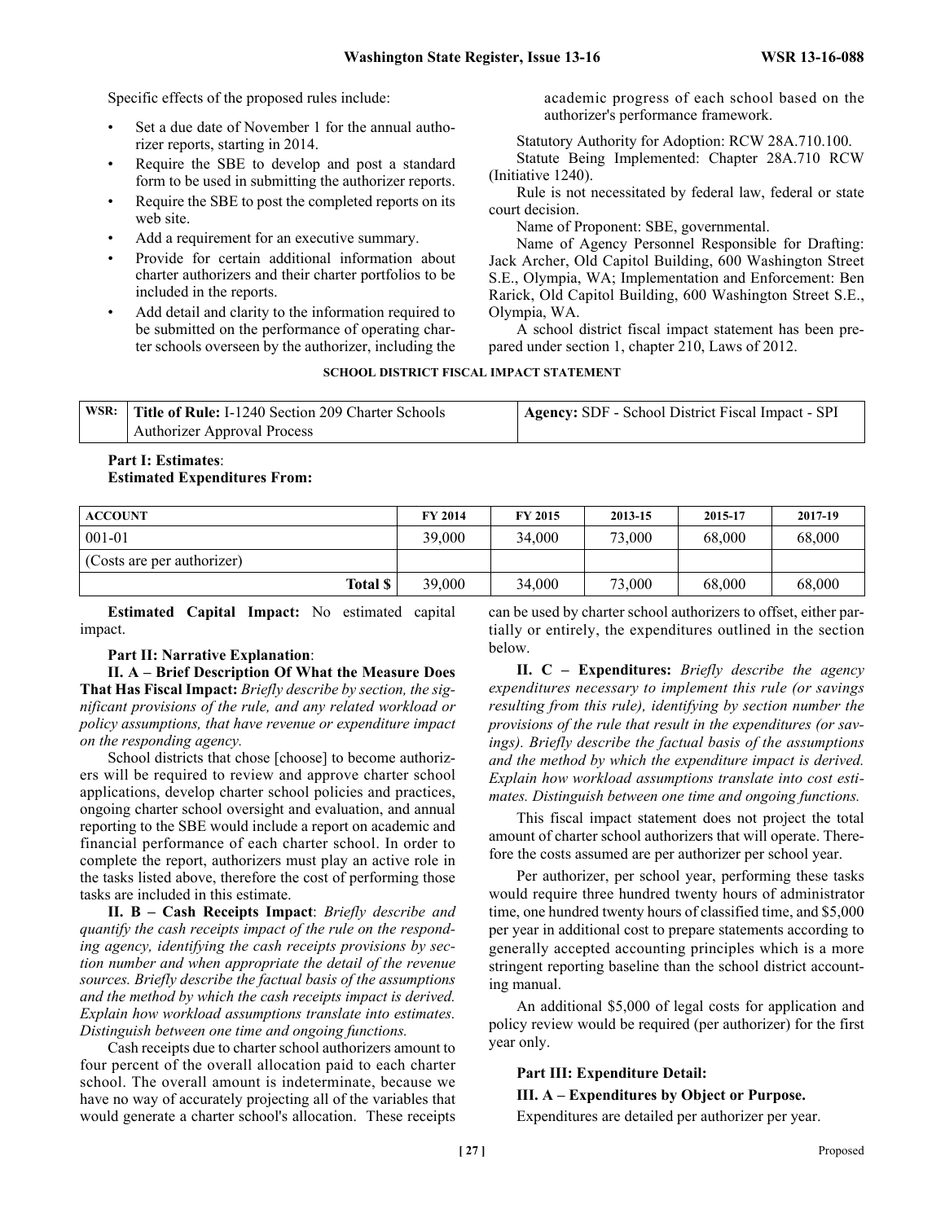Specific effects of the proposed rules include:

- Set a due date of November 1 for the annual authorizer reports, starting in 2014.
- Require the SBE to develop and post a standard form to be used in submitting the authorizer reports.
- Require the SBE to post the completed reports on its web site.
- Add a requirement for an executive summary.
- Provide for certain additional information about charter authorizers and their charter portfolios to be included in the reports.
- Add detail and clarity to the information required to be submitted on the performance of operating charter schools overseen by the authorizer, including the academic progress of each school based on the authorizer's performance framework.

Statutory Authority for Adoption: RCW 28A.710.100.

Statute Being Implemented: Chapter 28A.710 RCW (Initiative 1240).

Rule is not necessitated by federal law, federal or state court decision.

Name of Proponent: SBE, governmental.

Name of Agency Personnel Responsible for Drafting: Jack Archer, Old Capitol Building, 600 Washington Street S.E., Olympia, WA; Implementation and Enforcement: Ben Rarick, Old Capitol Building, 600 Washington Street S.E., Olympia, WA.

A school district fiscal impact statement has been prepared under section 1, chapter 210, Laws of 2012.

**SCHOOL DISTRICT FISCAL IMPACT STATEMENT**

| WSR: | **Title of Rule:** I-1240 Section 209 Charter Schools Authorizer Approval Process | **Agency:** SDF - School District Fiscal Impact - SPI |
|---|---|---|

**Part I: Estimates**:
**Estimated Expenditures From:**

| ACCOUNT | FY 2014 | FY 2015 | 2013-15 | 2015-17 | 2017-19 |
|---|---|---|---|---|---|
| 001-01 | 39,000 | 34,000 | 73,000 | 68,000 | 68,000 |
| (Costs are per authorizer) | | | | | |
| **Total $** | 39,000 | 34,000 | 73,000 | 68,000 | 68,000 |

**Estimated Capital Impact:** No estimated capital impact.

**Part II: Narrative Explanation**:

**II. A – Brief Description Of What the Measure Does That Has Fiscal Impact:** *Briefly describe by section, the significant provisions of the rule, and any related workload or policy assumptions, that have revenue or expenditure impact on the responding agency.*

School districts that chose [choose] to become authorizers will be required to review and approve charter school applications, develop charter school policies and practices, ongoing charter school oversight and evaluation, and annual reporting to the SBE would include a report on academic and financial performance of each charter school. In order to complete the report, authorizers must play an active role in the tasks listed above, therefore the cost of performing those tasks are included in this estimate.

**II. B – Cash Receipts Impact**: *Briefly describe and quantify the cash receipts impact of the rule on the responding agency, identifying the cash receipts provisions by section number and when appropriate the detail of the revenue sources. Briefly describe the factual basis of the assumptions and the method by which the cash receipts impact is derived. Explain how workload assumptions translate into estimates. Distinguish between one time and ongoing functions.*

Cash receipts due to charter school authorizers amount to four percent of the overall allocation paid to each charter school. The overall amount is indeterminate, because we have no way of accurately projecting all of the variables that would generate a charter school's allocation. These receipts can be used by charter school authorizers to offset, either partially or entirely, the expenditures outlined in the section below.

**II. C – Expenditures:** *Briefly describe the agency expenditures necessary to implement this rule (or savings resulting from this rule), identifying by section number the provisions of the rule that result in the expenditures (or savings). Briefly describe the factual basis of the assumptions and the method by which the expenditure impact is derived. Explain how workload assumptions translate into cost estimates. Distinguish between one time and ongoing functions.*

This fiscal impact statement does not project the total amount of charter school authorizers that will operate. Therefore the costs assumed are per authorizer per school year.

Per authorizer, per school year, performing these tasks would require three hundred twenty hours of administrator time, one hundred twenty hours of classified time, and $5,000 per year in additional cost to prepare statements according to generally accepted accounting principles which is a more stringent reporting baseline than the school district accounting manual.

An additional $5,000 of legal costs for application and policy review would be required (per authorizer) for the first year only.

**Part III: Expenditure Detail:**

**III. A – Expenditures by Object or Purpose.**

Expenditures are detailed per authorizer per year.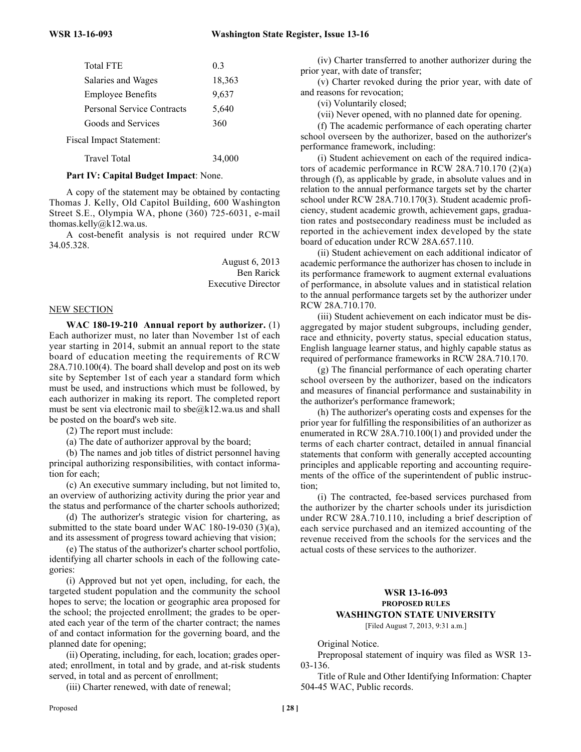| | |
|---|---|
| Total FTE | 0.3 |
| Salaries and Wages | 18,363 |
| Employee Benefits | 9,637 |
| Personal Service Contracts | 5,640 |
| Goods and Services | 360 |

Fiscal Impact Statement:

| | |
|---|---|
| Travel Total | 34,000 |

**Part IV: Capital Budget Impact**: None.

A copy of the statement may be obtained by contacting Thomas J. Kelly, Old Capitol Building, 600 Washington Street S.E., Olympia WA, phone (360) 725-6031, e-mail thomas.kelly@k12.wa.us.

A cost-benefit analysis is not required under RCW 34.05.328.

August 6, 2013
Ben Rarick
Executive Director

NEW SECTION

**WAC 180-19-210 Annual report by authorizer.** (1) Each authorizer must, no later than November 1st of each year starting in 2014, submit an annual report to the state board of education meeting the requirements of RCW 28A.710.100(4). The board shall develop and post on its web site by September 1st of each year a standard form which must be used, and instructions which must be followed, by each authorizer in making its report. The completed report must be sent via electronic mail to sbe@k12.wa.us and shall be posted on the board's web site.

(2) The report must include:

(a) The date of authorizer approval by the board;

(b) The names and job titles of district personnel having principal authorizing responsibilities, with contact information for each;

(c) An executive summary including, but not limited to, an overview of authorizing activity during the prior year and the status and performance of the charter schools authorized;

(d) The authorizer's strategic vision for chartering, as submitted to the state board under WAC 180-19-030 (3)(a), and its assessment of progress toward achieving that vision;

(e) The status of the authorizer's charter school portfolio, identifying all charter schools in each of the following categories:

(i) Approved but not yet open, including, for each, the targeted student population and the community the school hopes to serve; the location or geographic area proposed for the school; the projected enrollment; the grades to be operated each year of the term of the charter contract; the names of and contact information for the governing board, and the planned date for opening;

(ii) Operating, including, for each, location; grades operated; enrollment, in total and by grade, and at-risk students served, in total and as percent of enrollment;

(iii) Charter renewed, with date of renewal;

(iv) Charter transferred to another authorizer during the prior year, with date of transfer;

(v) Charter revoked during the prior year, with date of and reasons for revocation;

(vi) Voluntarily closed;

(vii) Never opened, with no planned date for opening.

(f) The academic performance of each operating charter school overseen by the authorizer, based on the authorizer's performance framework, including:

(i) Student achievement on each of the required indicators of academic performance in RCW 28A.710.170 (2)(a) through (f), as applicable by grade, in absolute values and in relation to the annual performance targets set by the charter school under RCW 28A.710.170(3). Student academic proficiency, student academic growth, achievement gaps, graduation rates and postsecondary readiness must be included as reported in the achievement index developed by the state board of education under RCW 28A.657.110.

(ii) Student achievement on each additional indicator of academic performance the authorizer has chosen to include in its performance framework to augment external evaluations of performance, in absolute values and in statistical relation to the annual performance targets set by the authorizer under RCW 28A.710.170.

(iii) Student achievement on each indicator must be disaggregated by major student subgroups, including gender, race and ethnicity, poverty status, special education status, English language learner status, and highly capable status as required of performance frameworks in RCW 28A.710.170.

(g) The financial performance of each operating charter school overseen by the authorizer, based on the indicators and measures of financial performance and sustainability in the authorizer's performance framework;

(h) The authorizer's operating costs and expenses for the prior year for fulfilling the responsibilities of an authorizer as enumerated in RCW 28A.710.100(1) and provided under the terms of each charter contract, detailed in annual financial statements that conform with generally accepted accounting principles and applicable reporting and accounting requirements of the office of the superintendent of public instruction;

(i) The contracted, fee-based services purchased from the authorizer by the charter schools under its jurisdiction under RCW 28A.710.110, including a brief description of each service purchased and an itemized accounting of the revenue received from the schools for the services and the actual costs of these services to the authorizer.

## WSR 13-16-093
### PROPOSED RULES
### WASHINGTON STATE UNIVERSITY
[Filed August 7, 2013, 9:31 a.m.]

Original Notice.

Preproposal statement of inquiry was filed as WSR 13-03-136.

Title of Rule and Other Identifying Information: Chapter 504-45 WAC, Public records.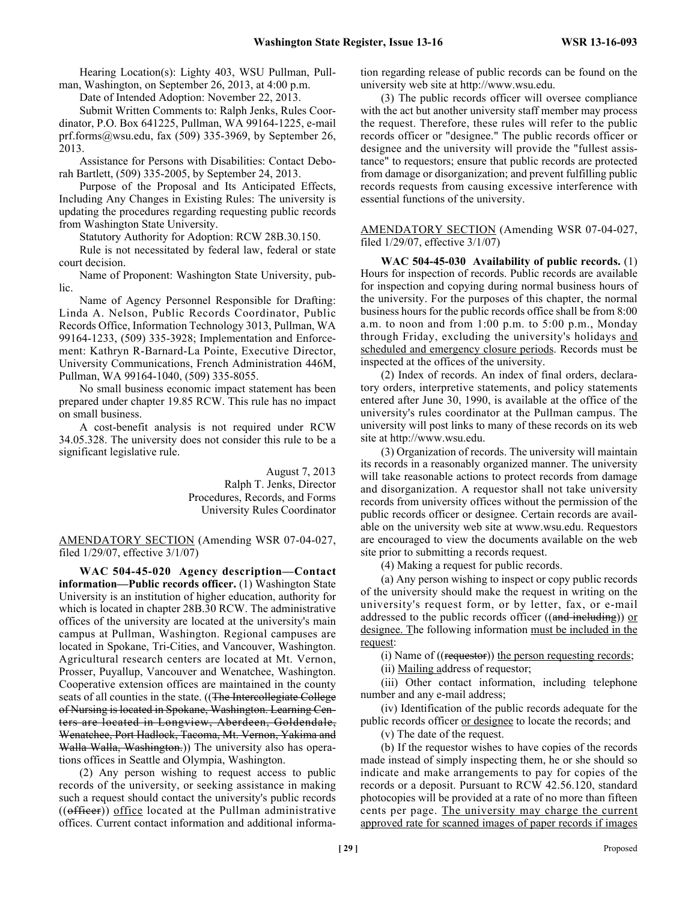Hearing Location(s): Lighty 403, WSU Pullman, Pullman, Washington, on September 26, 2013, at 4:00 p.m.

Date of Intended Adoption: November 22, 2013.

Submit Written Comments to: Ralph Jenks, Rules Coordinator, P.O. Box 641225, Pullman, WA 99164-1225, e-mail prf.forms@wsu.edu, fax (509) 335-3969, by September 26, 2013.

Assistance for Persons with Disabilities: Contact Deborah Bartlett, (509) 335-2005, by September 24, 2013.

Purpose of the Proposal and Its Anticipated Effects, Including Any Changes in Existing Rules: The university is updating the procedures regarding requesting public records from Washington State University.

Statutory Authority for Adoption: RCW 28B.30.150.

Rule is not necessitated by federal law, federal or state court decision.

Name of Proponent: Washington State University, public.

Name of Agency Personnel Responsible for Drafting: Linda A. Nelson, Public Records Coordinator, Public Records Office, Information Technology 3013, Pullman, WA 99164-1233, (509) 335-3928; Implementation and Enforcement: Kathryn R-Barnard-La Pointe, Executive Director, University Communications, French Administration 446M, Pullman, WA 99164-1040, (509) 335-8055.

No small business economic impact statement has been prepared under chapter 19.85 RCW. This rule has no impact on small business.

A cost-benefit analysis is not required under RCW 34.05.328. The university does not consider this rule to be a significant legislative rule.

August 7, 2013
Ralph T. Jenks, Director
Procedures, Records, and Forms
University Rules Coordinator

AMENDATORY SECTION (Amending WSR 07-04-027, filed 1/29/07, effective 3/1/07)

**WAC 504-45-020 Agency description—Contact information—Public records officer.** (1) Washington State University is an institution of higher education, authority for which is located in chapter 28B.30 RCW. The administrative offices of the university are located at the university's main campus at Pullman, Washington. Regional campuses are located in Spokane, Tri-Cities, and Vancouver, Washington. Agricultural research centers are located at Mt. Vernon, Prosser, Puyallup, Vancouver and Wenatchee, Washington. Cooperative extension offices are maintained in the county seats of all counties in the state. ((~~The Intercollegiate College of Nursing is located in Spokane, Washington. Learning Centers are located in Longview, Aberdeen, Goldendale, Wenatchee, Port Hadlock, Tacoma, Mt. Vernon, Yakima and Walla Walla, Washington.~~)) The university also has operations offices in Seattle and Olympia, Washington.

(2) Any person wishing to request access to public records of the university, or seeking assistance in making such a request should contact the university's public records ((~~officer~~)) office located at the Pullman administrative offices. Current contact information and additional information regarding release of public records can be found on the university web site at http://www.wsu.edu.

(3) The public records officer will oversee compliance with the act but another university staff member may process the request. Therefore, these rules will refer to the public records officer or "designee." The public records officer or designee and the university will provide the "fullest assistance" to requestors; ensure that public records are protected from damage or disorganization; and prevent fulfilling public records requests from causing excessive interference with essential functions of the university.

AMENDATORY SECTION (Amending WSR 07-04-027, filed 1/29/07, effective 3/1/07)

**WAC 504-45-030 Availability of public records.** (1) Hours for inspection of records. Public records are available for inspection and copying during normal business hours of the university. For the purposes of this chapter, the normal business hours for the public records office shall be from 8:00 a.m. to noon and from 1:00 p.m. to 5:00 p.m., Monday through Friday, excluding the university's holidays and scheduled and emergency closure periods. Records must be inspected at the offices of the university.

(2) Index of records. An index of final orders, declaratory orders, interpretive statements, and policy statements entered after June 30, 1990, is available at the office of the university's rules coordinator at the Pullman campus. The university will post links to many of these records on its web site at http://www.wsu.edu.

(3) Organization of records. The university will maintain its records in a reasonably organized manner. The university will take reasonable actions to protect records from damage and disorganization. A requestor shall not take university records from university offices without the permission of the public records officer or designee. Certain records are available on the university web site at www.wsu.edu. Requestors are encouraged to view the documents available on the web site prior to submitting a records request.

(4) Making a request for public records.

(a) Any person wishing to inspect or copy public records of the university should make the request in writing on the university's request form, or by letter, fax, or e-mail addressed to the public records officer ((~~and including~~)) or designee. The following information must be included in the request:

(i) Name of ((~~requestor~~)) the person requesting records;

(ii) Mailing address of requestor;

(iii) Other contact information, including telephone number and any e-mail address;

(iv) Identification of the public records adequate for the public records officer or designee to locate the records; and

(v) The date of the request.

(b) If the requestor wishes to have copies of the records made instead of simply inspecting them, he or she should so indicate and make arrangements to pay for copies of the records or a deposit. Pursuant to RCW 42.56.120, standard photocopies will be provided at a rate of no more than fifteen cents per page. The university may charge the current approved rate for scanned images of paper records if images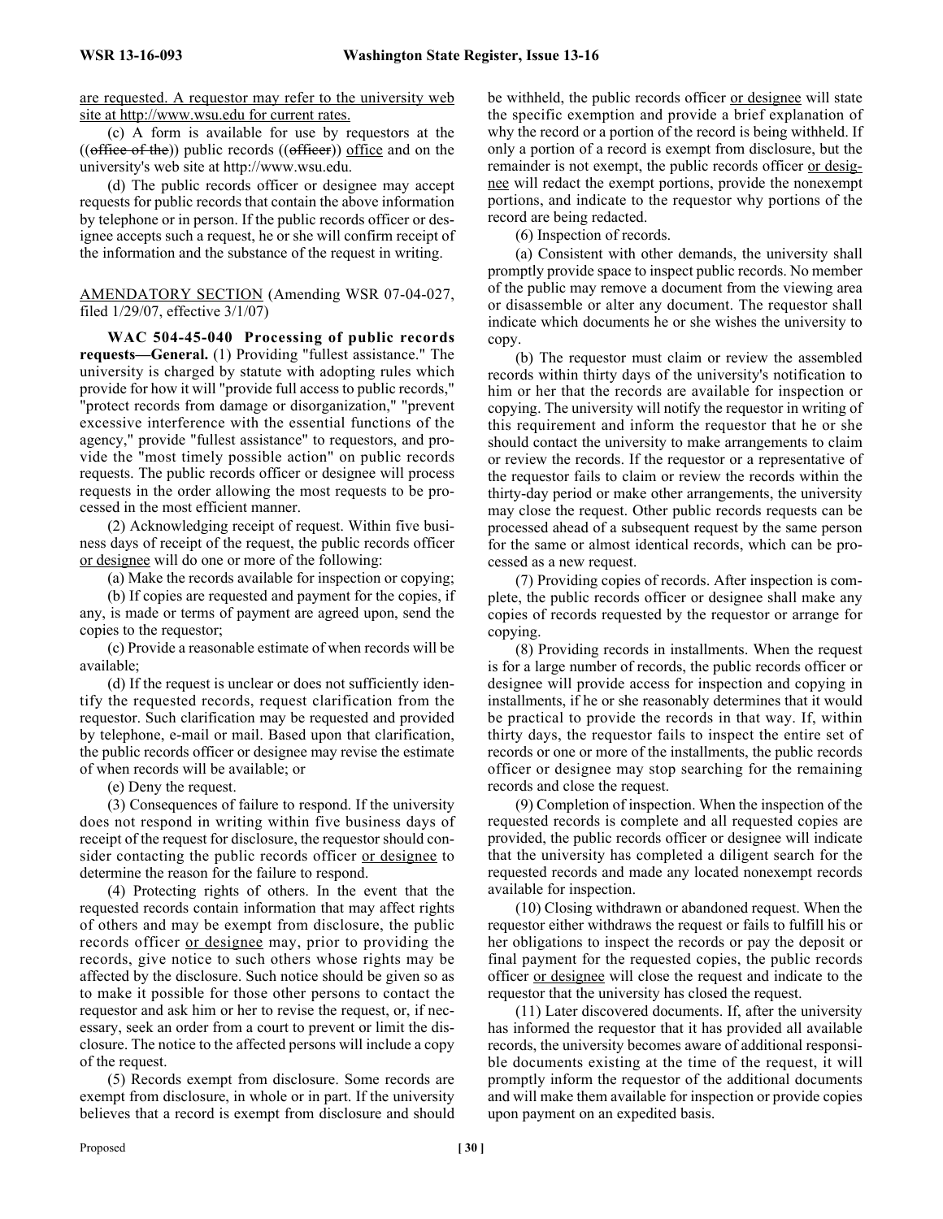are requested. A requestor may refer to the university web site at http://www.wsu.edu for current rates.

(c) A form is available for use by requestors at the ((~~office of the~~)) public records ((~~officer~~)) office and on the university's web site at http://www.wsu.edu.

(d) The public records officer or designee may accept requests for public records that contain the above information by telephone or in person. If the public records officer or designee accepts such a request, he or she will confirm receipt of the information and the substance of the request in writing.

AMENDATORY SECTION (Amending WSR 07-04-027, filed 1/29/07, effective 3/1/07)

**WAC 504-45-040 Processing of public records requests—General.** (1) Providing "fullest assistance." The university is charged by statute with adopting rules which provide for how it will "provide full access to public records," "protect records from damage or disorganization," "prevent excessive interference with the essential functions of the agency," provide "fullest assistance" to requestors, and provide the "most timely possible action" on public records requests. The public records officer or designee will process requests in the order allowing the most requests to be processed in the most efficient manner.

(2) Acknowledging receipt of request. Within five business days of receipt of the request, the public records officer or designee will do one or more of the following:

(a) Make the records available for inspection or copying;

(b) If copies are requested and payment for the copies, if any, is made or terms of payment are agreed upon, send the copies to the requestor;

(c) Provide a reasonable estimate of when records will be available;

(d) If the request is unclear or does not sufficiently identify the requested records, request clarification from the requestor. Such clarification may be requested and provided by telephone, e-mail or mail. Based upon that clarification, the public records officer or designee may revise the estimate of when records will be available; or

(e) Deny the request.

(3) Consequences of failure to respond. If the university does not respond in writing within five business days of receipt of the request for disclosure, the requestor should consider contacting the public records officer or designee to determine the reason for the failure to respond.

(4) Protecting rights of others. In the event that the requested records contain information that may affect rights of others and may be exempt from disclosure, the public records officer or designee may, prior to providing the records, give notice to such others whose rights may be affected by the disclosure. Such notice should be given so as to make it possible for those other persons to contact the requestor and ask him or her to revise the request, or, if necessary, seek an order from a court to prevent or limit the disclosure. The notice to the affected persons will include a copy of the request.

(5) Records exempt from disclosure. Some records are exempt from disclosure, in whole or in part. If the university believes that a record is exempt from disclosure and should be withheld, the public records officer or designee will state the specific exemption and provide a brief explanation of why the record or a portion of the record is being withheld. If only a portion of a record is exempt from disclosure, but the remainder is not exempt, the public records officer or designee will redact the exempt portions, provide the nonexempt portions, and indicate to the requestor why portions of the record are being redacted.

(6) Inspection of records.

(a) Consistent with other demands, the university shall promptly provide space to inspect public records. No member of the public may remove a document from the viewing area or disassemble or alter any document. The requestor shall indicate which documents he or she wishes the university to copy.

(b) The requestor must claim or review the assembled records within thirty days of the university's notification to him or her that the records are available for inspection or copying. The university will notify the requestor in writing of this requirement and inform the requestor that he or she should contact the university to make arrangements to claim or review the records. If the requestor or a representative of the requestor fails to claim or review the records within the thirty-day period or make other arrangements, the university may close the request. Other public records requests can be processed ahead of a subsequent request by the same person for the same or almost identical records, which can be processed as a new request.

(7) Providing copies of records. After inspection is complete, the public records officer or designee shall make any copies of records requested by the requestor or arrange for copying.

(8) Providing records in installments. When the request is for a large number of records, the public records officer or designee will provide access for inspection and copying in installments, if he or she reasonably determines that it would be practical to provide the records in that way. If, within thirty days, the requestor fails to inspect the entire set of records or one or more of the installments, the public records officer or designee may stop searching for the remaining records and close the request.

(9) Completion of inspection. When the inspection of the requested records is complete and all requested copies are provided, the public records officer or designee will indicate that the university has completed a diligent search for the requested records and made any located nonexempt records available for inspection.

(10) Closing withdrawn or abandoned request. When the requestor either withdraws the request or fails to fulfill his or her obligations to inspect the records or pay the deposit or final payment for the requested copies, the public records officer or designee will close the request and indicate to the requestor that the university has closed the request.

(11) Later discovered documents. If, after the university has informed the requestor that it has provided all available records, the university becomes aware of additional responsible documents existing at the time of the request, it will promptly inform the requestor of the additional documents and will make them available for inspection or provide copies upon payment on an expedited basis.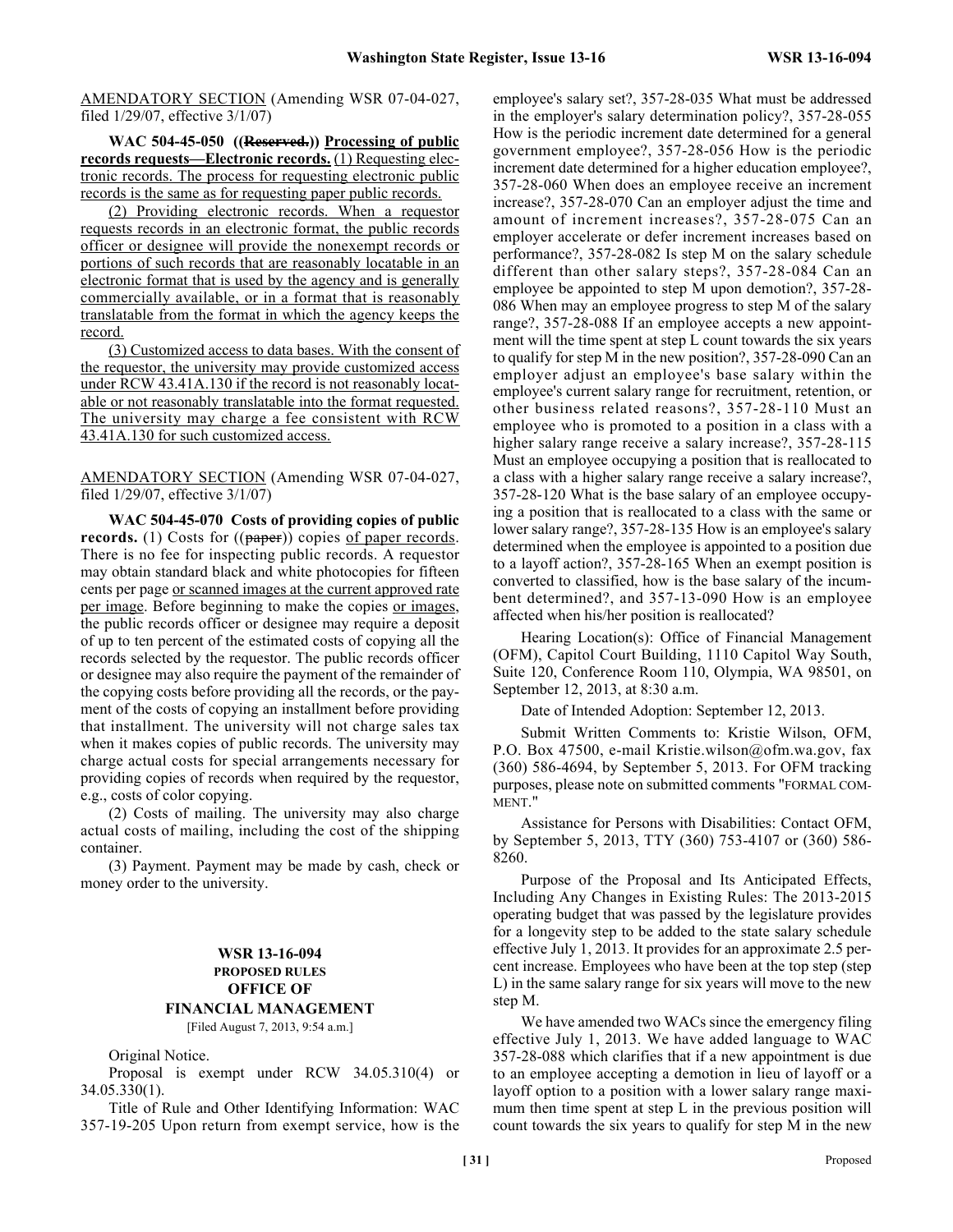AMENDATORY SECTION (Amending WSR 07-04-027, filed 1/29/07, effective 3/1/07)

**WAC 504-45-050 ((Reserved.)) Processing of public records requests—Electronic records.** (1) Requesting electronic records. The process for requesting electronic public records is the same as for requesting paper public records.

(2) Providing electronic records. When a requestor requests records in an electronic format, the public records officer or designee will provide the nonexempt records or portions of such records that are reasonably locatable in an electronic format that is used by the agency and is generally commercially available, or in a format that is reasonably translatable from the format in which the agency keeps the record.

(3) Customized access to data bases. With the consent of the requestor, the university may provide customized access under RCW 43.41A.130 if the record is not reasonably locatable or not reasonably translatable into the format requested. The university may charge a fee consistent with RCW 43.41A.130 for such customized access.

AMENDATORY SECTION (Amending WSR 07-04-027, filed 1/29/07, effective 3/1/07)

**WAC 504-45-070 Costs of providing copies of public records.** (1) Costs for ((paper)) copies of paper records. There is no fee for inspecting public records. A requestor may obtain standard black and white photocopies for fifteen cents per page or scanned images at the current approved rate per image. Before beginning to make the copies or images, the public records officer or designee may require a deposit of up to ten percent of the estimated costs of copying all the records selected by the requestor. The public records officer or designee may also require the payment of the remainder of the copying costs before providing all the records, or the payment of the costs of copying an installment before providing that installment. The university will not charge sales tax when it makes copies of public records. The university may charge actual costs for special arrangements necessary for providing copies of records when required by the requestor, e.g., costs of color copying.

(2) Costs of mailing. The university may also charge actual costs of mailing, including the cost of the shipping container.

(3) Payment. Payment may be made by cash, check or money order to the university.

## WSR 13-16-094
### PROPOSED RULES
### OFFICE OF FINANCIAL MANAGEMENT
[Filed August 7, 2013, 9:54 a.m.]

Original Notice.

Proposal is exempt under RCW 34.05.310(4) or 34.05.330(1).

Title of Rule and Other Identifying Information: WAC 357-19-205 Upon return from exempt service, how is the employee's salary set?, 357-28-035 What must be addressed in the employer's salary determination policy?, 357-28-055 How is the periodic increment date determined for a general government employee?, 357-28-056 How is the periodic increment date determined for a higher education employee?, 357-28-060 When does an employee receive an increment increase?, 357-28-070 Can an employer adjust the time and amount of increment increases?, 357-28-075 Can an employer accelerate or defer increment increases based on performance?, 357-28-082 Is step M on the salary schedule different than other salary steps?, 357-28-084 Can an employee be appointed to step M upon demotion?, 357-28-086 When may an employee progress to step M of the salary range?, 357-28-088 If an employee accepts a new appointment will the time spent at step L count towards the six years to qualify for step M in the new position?, 357-28-090 Can an employer adjust an employee's base salary within the employer's current salary range for recruitment, retention, or other business related reasons?, 357-28-110 Must an employee who is promoted to a position in a class with a higher salary range receive a salary increase?, 357-28-115 Must an employee occupying a position that is reallocated to a class with a higher salary range receive a salary increase?, 357-28-120 What is the base salary of an employee occupying a position that is reallocated to a class with the same or lower salary range?, 357-28-135 How is an employee's salary determined when the employee is appointed to a position due to a layoff action?, 357-28-165 When an exempt position is converted to classified, how is the base salary of the incumbent determined?, and 357-13-090 How is an employee affected when his/her position is reallocated?

Hearing Location(s): Office of Financial Management (OFM), Capitol Court Building, 1110 Capitol Way South, Suite 120, Conference Room 110, Olympia, WA 98501, on September 12, 2013, at 8:30 a.m.

Date of Intended Adoption: September 12, 2013.

Submit Written Comments to: Kristie Wilson, OFM, P.O. Box 47500, e-mail Kristie.wilson@ofm.wa.gov, fax (360) 586-4694, by September 5, 2013. For OFM tracking purposes, please note on submitted comments "FORMAL COMMENT."

Assistance for Persons with Disabilities: Contact OFM, by September 5, 2013, TTY (360) 753-4107 or (360) 586-8260.

Purpose of the Proposal and Its Anticipated Effects, Including Any Changes in Existing Rules: The 2013-2015 operating budget that was passed by the legislature provides for a longevity step to be added to the state salary schedule effective July 1, 2013. It provides for an approximate 2.5 percent increase. Employees who have been at the top step (step L) in the same salary range for six years will move to the new step M.

We have amended two WACs since the emergency filing effective July 1, 2013. We have added language to WAC 357-28-088 which clarifies that if a new appointment is due to an employee accepting a demotion in lieu of layoff or a layoff option to a position with a lower salary range maximum then time spent at step L in the previous position will count towards the six years to qualify for step M in the new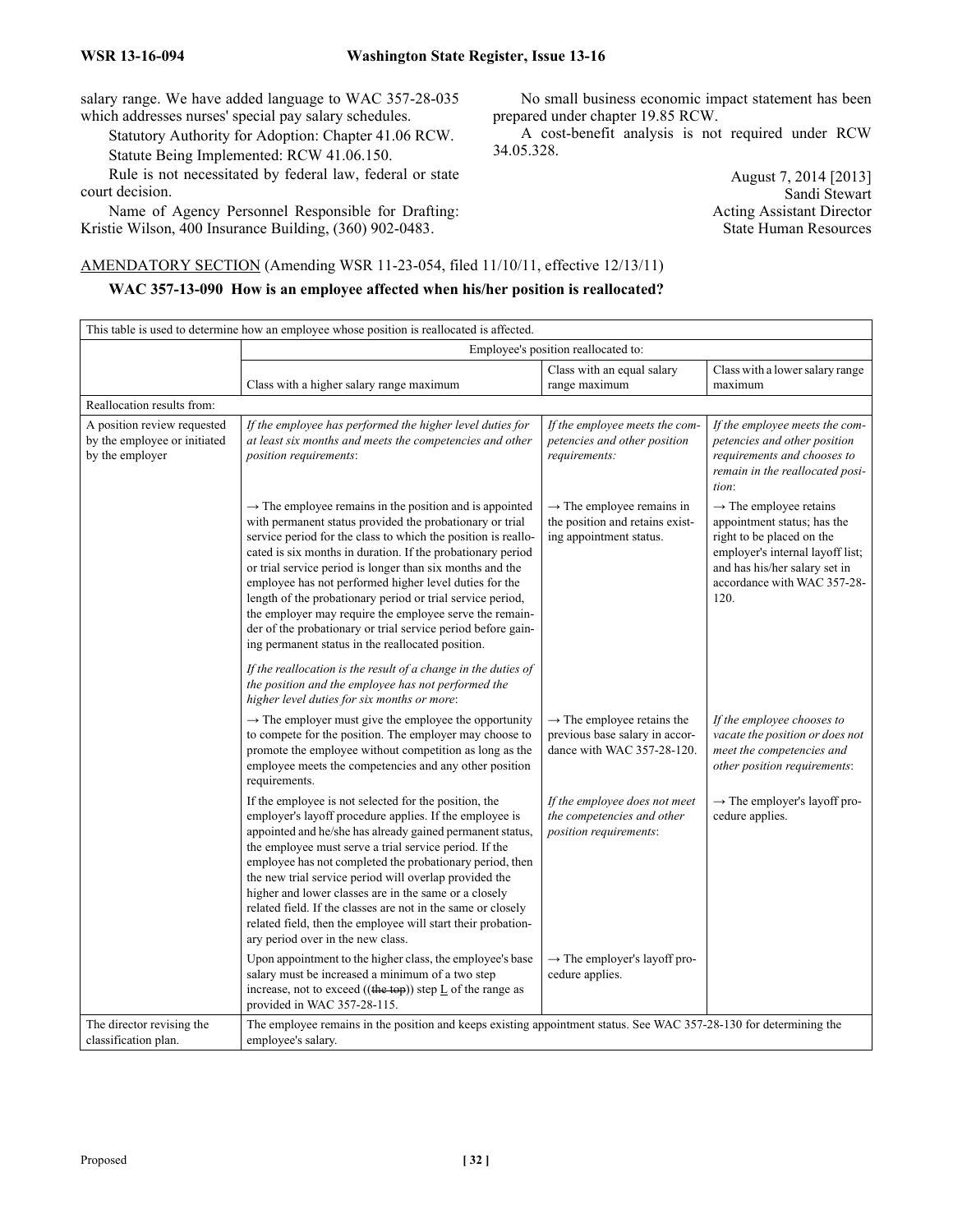salary range. We have added language to WAC 357-28-035 which addresses nurses' special pay salary schedules.

Statutory Authority for Adoption: Chapter 41.06 RCW.

Statute Being Implemented: RCW 41.06.150.

Rule is not necessitated by federal law, federal or state court decision.

Name of Agency Personnel Responsible for Drafting: Kristie Wilson, 400 Insurance Building, (360) 902-0483.

No small business economic impact statement has been prepared under chapter 19.85 RCW.

A cost-benefit analysis is not required under RCW 34.05.328.

August 7, 2014 [2013]
Sandi Stewart
Acting Assistant Director
State Human Resources

AMENDATORY SECTION (Amending WSR 11-23-054, filed 11/10/11, effective 12/13/11)

**WAC 357-13-090 How is an employee affected when his/her position is reallocated?**

| This table is used to determine how an employee whose position is reallocated is affected. | | | |
|---|---|---|---|
| | Employee's position reallocated to: | | |
| | Class with a higher salary range maximum | Class with an equal salary range maximum | Class with a lower salary range maximum |
| Reallocation results from: | | | |
| A position review requested by the employee or initiated by the employer | *If the employee has performed the higher level duties for at least six months and meets the competencies and other position requirements*:<br><br>→ The employee remains in the position and is appointed with permanent status provided the probationary or trial service period for the class to which the position is reallocated is six months in duration. If the probationary period or trial service period is longer than six months and the employee has not performed higher level duties for the length of the probationary period or trial service period, the employer may require the employee serve the remainder of the probationary or trial service period before gaining permanent status in the reallocated position.<br><br>*If the reallocation is the result of a change in the duties of the position and the employee has not performed the higher level duties for six months or more*:<br><br>→ The employer must give the employee the opportunity to compete for the position. The employer may choose to promote the employee without competition as long as the employee meets the competencies and any other position requirements.<br><br>If the employee is not selected for the position, the employer's layoff procedure applies. If the employee is appointed and he/she has already gained permanent status, the employee must serve a trial service period. If the employee has not completed the probationary period, then the new trial service period will overlap provided the higher and lower classes are in the same or a closely related field. If the classes are not in the same or closely related field, then the employee will start their probationary period over in the new class.<br><br>Upon appointment to the higher class, the employee's base salary must be increased a minimum of a two step increase, not to exceed ((~~the top~~)) step <u>L</u> of the range as provided in WAC 357-28-115. | *If the employee meets the competencies and other position requirements:*<br><br>→ The employee remains in the position and retains existing appointment status.<br><br>→ The employee retains the previous base salary in accordance with WAC 357-28-120.<br><br>*If the employee does not meet the competencies and other position requirements*:<br><br>→ The employer's layoff procedure applies. | *If the employee meets the competencies and other position requirements and chooses to remain in the reallocated position*:<br><br>→ The employee retains appointment status; has the right to be placed on the employer's internal layoff list; and has his/her salary set in accordance with WAC 357-28-120.<br><br>*If the employee chooses to vacate the position or does not meet the competencies and other position requirements*:<br><br>→ The employer's layoff procedure applies. |
| The director revising the classification plan. | The employee remains in the position and keeps existing appointment status. See WAC 357-28-130 for determining the employee's salary. | | |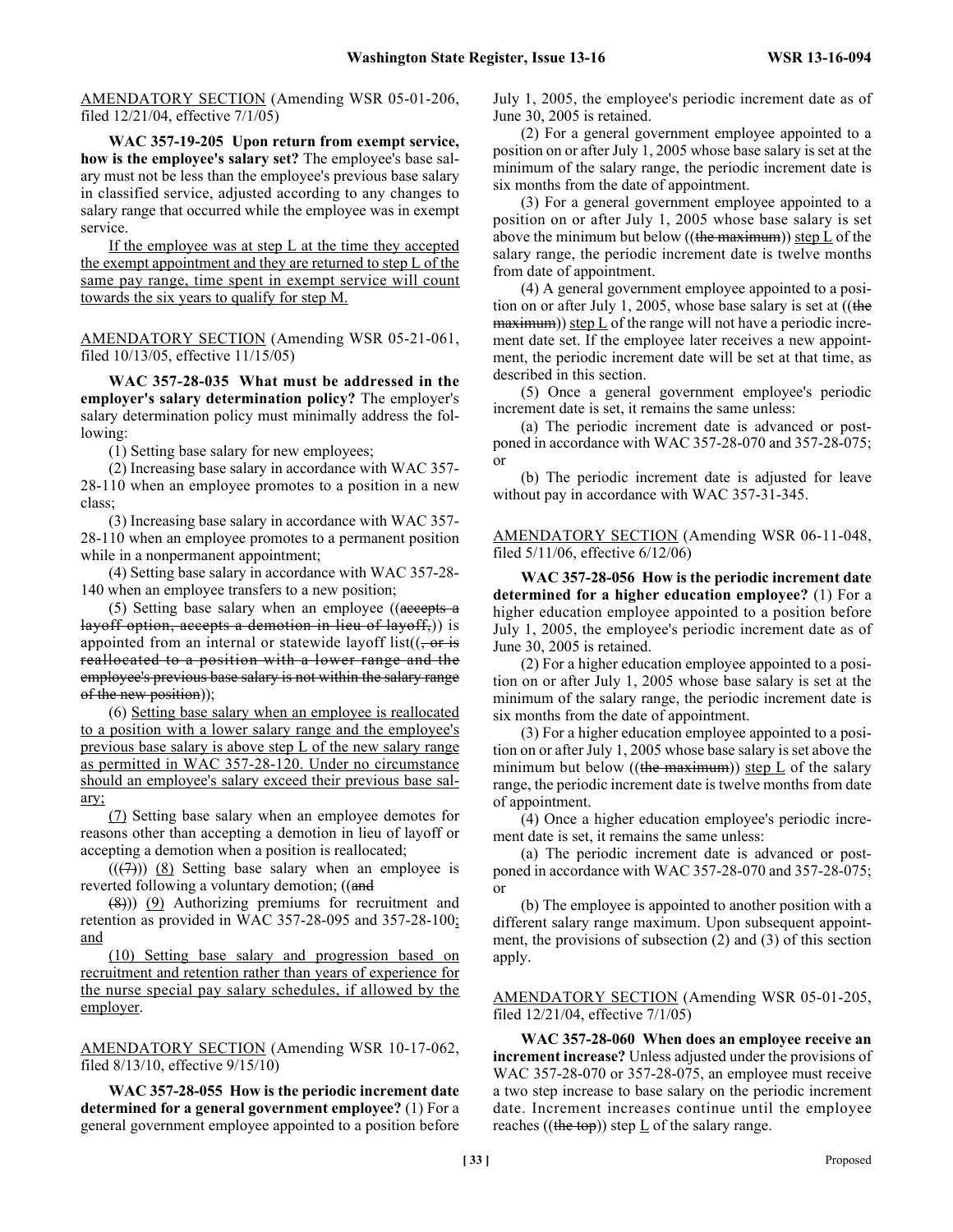AMENDATORY SECTION (Amending WSR 05-01-206, filed 12/21/04, effective 7/1/05)

**WAC 357-19-205 Upon return from exempt service, how is the employee's salary set?** The employee's base salary must not be less than the employee's previous base salary in classified service, adjusted according to any changes to salary range that occurred while the employee was in exempt service.

If the employee was at step L at the time they accepted the exempt appointment and they are returned to step L of the same pay range, time spent in exempt service will count towards the six years to qualify for step M.

AMENDATORY SECTION (Amending WSR 05-21-061, filed 10/13/05, effective 11/15/05)

**WAC 357-28-035 What must be addressed in the employer's salary determination policy?** The employer's salary determination policy must minimally address the following:

(1) Setting base salary for new employees;

(2) Increasing base salary in accordance with WAC 357-28-110 when an employee promotes to a position in a new class;

(3) Increasing base salary in accordance with WAC 357-28-110 when an employee promotes to a permanent position while in a nonpermanent appointment;

(4) Setting base salary in accordance with WAC 357-28-140 when an employee transfers to a new position;

(5) Setting base salary when an employee ((~~accepts a layoff option, accepts a demotion in lieu of layoff,~~)) is appointed from an internal or statewide layoff list((~~, or is reallocated to a position with a lower range and the employee's previous base salary is not within the salary range of the new position~~));

(6) Setting base salary when an employee is reallocated to a position with a lower salary range and the employee's previous base salary is above step L of the new salary range as permitted in WAC 357-28-120. Under no circumstance should an employee's salary exceed their previous base salary;

(7) Setting base salary when an employee demotes for reasons other than accepting a demotion in lieu of layoff or accepting a demotion when a position is reallocated;

((~~(7)~~)) (8) Setting base salary when an employee is reverted following a voluntary demotion; ((~~and~~

~~(8)~~)) (9) Authorizing premiums for recruitment and retention as provided in WAC 357-28-095 and 357-28-100; and

(10) Setting base salary and progression based on recruitment and retention rather than years of experience for the nurse special pay salary schedules, if allowed by the employer.

AMENDATORY SECTION (Amending WSR 10-17-062, filed 8/13/10, effective 9/15/10)

**WAC 357-28-055 How is the periodic increment date determined for a general government employee?** (1) For a general government employee appointed to a position before July 1, 2005, the employee's periodic increment date as of June 30, 2005 is retained.

(2) For a general government employee appointed to a position on or after July 1, 2005 whose base salary is set at the minimum of the salary range, the periodic increment date is six months from the date of appointment.

(3) For a general government employee appointed to a position on or after July 1, 2005 whose base salary is set above the minimum but below ((~~the maximum~~)) step L of the salary range, the periodic increment date is twelve months from date of appointment.

(4) A general government employee appointed to a position on or after July 1, 2005, whose base salary is set at ((~~the maximum~~)) step L of the range will not have a periodic increment date set. If the employee later receives a new appointment, the periodic increment date will be set at that time, as described in this section.

(5) Once a general government employee's periodic increment date is set, it remains the same unless:

(a) The periodic increment date is advanced or postponed in accordance with WAC 357-28-070 and 357-28-075; or

(b) The periodic increment date is adjusted for leave without pay in accordance with WAC 357-31-345.

AMENDATORY SECTION (Amending WSR 06-11-048, filed 5/11/06, effective 6/12/06)

**WAC 357-28-056 How is the periodic increment date determined for a higher education employee?** (1) For a higher education employee appointed to a position before July 1, 2005, the employee's periodic increment date as of June 30, 2005 is retained.

(2) For a higher education employee appointed to a position on or after July 1, 2005 whose base salary is set at the minimum of the salary range, the periodic increment date is six months from the date of appointment.

(3) For a higher education employee appointed to a position on or after July 1, 2005 whose base salary is set above the minimum but below ((~~the maximum~~)) step L of the salary range, the periodic increment date is twelve months from date of appointment.

(4) Once a higher education employee's periodic increment date is set, it remains the same unless:

(a) The periodic increment date is advanced or postponed in accordance with WAC 357-28-070 and 357-28-075; or

(b) The employee is appointed to another position with a different salary range maximum. Upon subsequent appointment, the provisions of subsection (2) and (3) of this section apply.

AMENDATORY SECTION (Amending WSR 05-01-205, filed 12/21/04, effective 7/1/05)

**WAC 357-28-060 When does an employee receive an increment increase?** Unless adjusted under the provisions of WAC 357-28-070 or 357-28-075, an employee must receive a two step increase to base salary on the periodic increment date. Increment increases continue until the employee reaches ((~~the top~~)) step L of the salary range.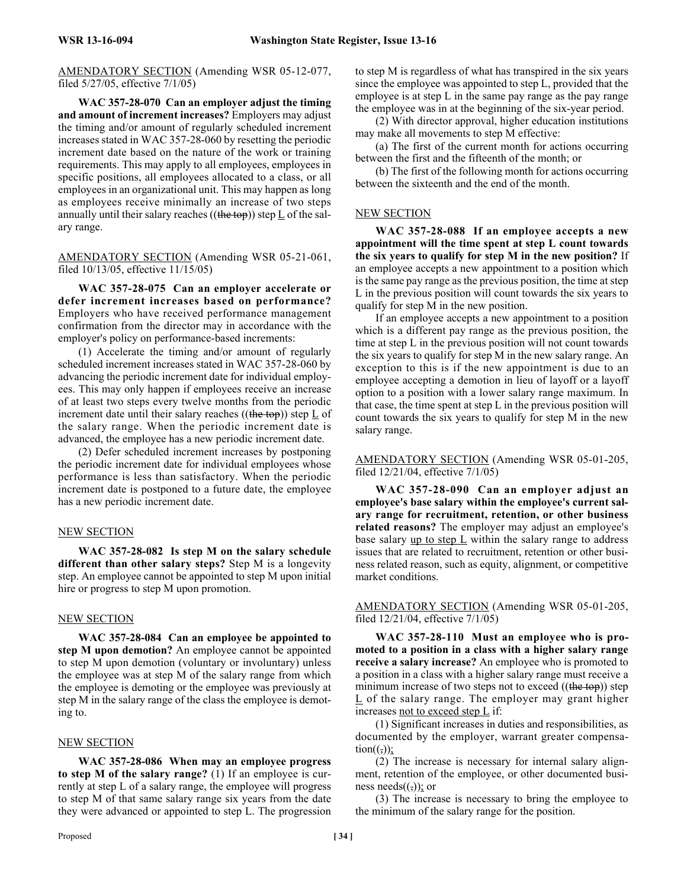AMENDATORY SECTION (Amending WSR 05-12-077, filed 5/27/05, effective 7/1/05)

**WAC 357-28-070 Can an employer adjust the timing and amount of increment increases?** Employers may adjust the timing and/or amount of regularly scheduled increment increases stated in WAC 357-28-060 by resetting the periodic increment date based on the nature of the work or training requirements. This may apply to all employees, employees in specific positions, all employees allocated to a class, or all employees in an organizational unit. This may happen as long as employees receive minimally an increase of two steps annually until their salary reaches ((~~the top~~)) step L of the salary range.

AMENDATORY SECTION (Amending WSR 05-21-061, filed 10/13/05, effective 11/15/05)

**WAC 357-28-075 Can an employer accelerate or defer increment increases based on performance?** Employers who have received performance management confirmation from the director may in accordance with the employer's policy on performance-based increments:

(1) Accelerate the timing and/or amount of regularly scheduled increment increases stated in WAC 357-28-060 by advancing the periodic increment date for individual employees. This may only happen if employees receive an increase of at least two steps every twelve months from the periodic increment date until their salary reaches ((~~the top~~)) step L of the salary range. When the periodic increment date is advanced, the employee has a new periodic increment date.

(2) Defer scheduled increment increases by postponing the periodic increment date for individual employees whose performance is less than satisfactory. When the periodic increment date is postponed to a future date, the employee has a new periodic increment date.

NEW SECTION

**WAC 357-28-082 Is step M on the salary schedule different than other salary steps?** Step M is a longevity step. An employee cannot be appointed to step M upon initial hire or progress to step M upon promotion.

NEW SECTION

**WAC 357-28-084 Can an employee be appointed to step M upon demotion?** An employee cannot be appointed to step M upon demotion (voluntary or involuntary) unless the employee was at step M of the salary range from which the employee is demoting or the employee was previously at step M in the salary range of the class the employee is demoting to.

NEW SECTION

**WAC 357-28-086 When may an employee progress to step M of the salary range?** (1) If an employee is currently at step L of a salary range, the employee will progress to step M of that same salary range six years from the date they were advanced or appointed to step L. The progression to step M is regardless of what has transpired in the six years since the employee was appointed to step L, provided that the employee is at step L in the same pay range as the pay range the employee was in at the beginning of the six-year period.

(2) With director approval, higher education institutions may make all movements to step M effective:

(a) The first of the current month for actions occurring between the first and the fifteenth of the month; or

(b) The first of the following month for actions occurring between the sixteenth and the end of the month.

NEW SECTION

**WAC 357-28-088 If an employee accepts a new appointment will the time spent at step L count towards the six years to qualify for step M in the new position?** If an employee accepts a new appointment to a position which is the same pay range as the previous position, the time at step L in the previous position will count towards the six years to qualify for step M in the new position.

If an employee accepts a new appointment to a position which is a different pay range as the previous position, the time at step L in the previous position will not count towards the six years to qualify for step M in the new salary range. An exception to this is if the new appointment is due to an employee accepting a demotion in lieu of layoff or a layoff option to a position with a lower salary range maximum. In that case, the time spent at step L in the previous position will count towards the six years to qualify for step M in the new salary range.

AMENDATORY SECTION (Amending WSR 05-01-205, filed 12/21/04, effective 7/1/05)

**WAC 357-28-090 Can an employer adjust an employee's base salary within the employee's current salary range for recruitment, retention, or other business related reasons?** The employer may adjust an employee's base salary up to step L within the salary range to address issues that are related to recruitment, retention or other business related reason, such as equity, alignment, or competitive market conditions.

AMENDATORY SECTION (Amending WSR 05-01-205, filed 12/21/04, effective 7/1/05)

**WAC 357-28-110 Must an employee who is promoted to a position in a class with a higher salary range receive a salary increase?** An employee who is promoted to a position in a class with a higher salary range must receive a minimum increase of two steps not to exceed ((~~the top~~)) step L of the salary range. The employer may grant higher increases not to exceed step L if:

(1) Significant increases in duties and responsibilities, as documented by the employer, warrant greater compensation((~~,~~));

(2) The increase is necessary for internal salary alignment, retention of the employee, or other documented business needs((~~,~~)); or

(3) The increase is necessary to bring the employee to the minimum of the salary range for the position.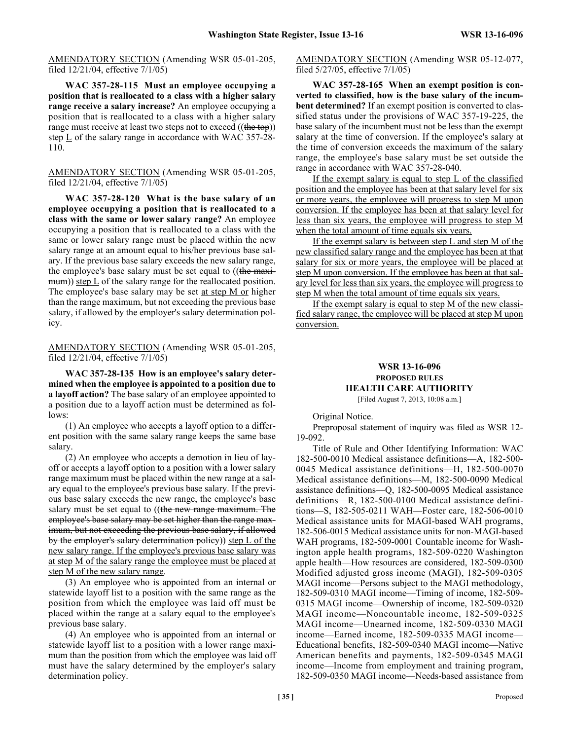AMENDATORY SECTION (Amending WSR 05-01-205, filed 12/21/04, effective 7/1/05)

**WAC 357-28-115 Must an employee occupying a position that is reallocated to a class with a higher salary range receive a salary increase?** An employee occupying a position that is reallocated to a class with a higher salary range must receive at least two steps not to exceed ((~~the top~~)) step L of the salary range in accordance with WAC 357-28-110.

AMENDATORY SECTION (Amending WSR 05-01-205, filed 12/21/04, effective 7/1/05)

**WAC 357-28-120 What is the base salary of an employee occupying a position that is reallocated to a class with the same or lower salary range?** An employee occupying a position that is reallocated to a class with the same or lower salary range must be placed within the new salary range at an amount equal to his/her previous base salary. If the previous base salary exceeds the new salary range, the employee's base salary must be set equal to ((~~the maximum~~)) step L of the salary range for the reallocated position. The employee's base salary may be set at step M or higher than the range maximum, but not exceeding the previous base salary, if allowed by the employer's salary determination policy.

AMENDATORY SECTION (Amending WSR 05-01-205, filed 12/21/04, effective 7/1/05)

**WAC 357-28-135 How is an employee's salary determined when the employee is appointed to a position due to a layoff action?** The base salary of an employee appointed to a position due to a layoff action must be determined as follows:

(1) An employee who accepts a layoff option to a different position with the same salary range keeps the same base salary.

(2) An employee who accepts a demotion in lieu of layoff or accepts a layoff option to a position with a lower salary range maximum must be placed within the new range at a salary equal to the employee's previous base salary. If the previous base salary exceeds the new range, the employee's base salary must be set equal to ((~~the new range maximum. The employee's base salary may be set higher than the range maximum, but not exceeding the previous base salary, if allowed by the employer's salary determination policy~~)) step L of the new salary range. If the employee's previous base salary was at step M of the salary range the employee must be placed at step M of the new salary range.

(3) An employee who is appointed from an internal or statewide layoff list to a position with the same range as the position from which the employee was laid off must be placed within the range at a salary equal to the employee's previous base salary.

(4) An employee who is appointed from an internal or statewide layoff list to a position with a lower range maximum than the position from which the employee was laid off must have the salary determined by the employer's salary determination policy.

AMENDATORY SECTION (Amending WSR 05-12-077, filed 5/27/05, effective 7/1/05)

**WAC 357-28-165 When an exempt position is converted to classified, how is the base salary of the incumbent determined?** If an exempt position is converted to classified status under the provisions of WAC 357-19-225, the base salary of the incumbent must not be less than the exempt salary at the time of conversion. If the employee's salary at the time of conversion exceeds the maximum of the salary range, the employee's base salary must be set outside the range in accordance with WAC 357-28-040.

If the exempt salary is equal to step L of the classified position and the employee has been at that salary level for six or more years, the employee will progress to step M upon conversion. If the employee has been at that salary level for less than six years, the employee will progress to step M when the total amount of time equals six years.

If the exempt salary is between step L and step M of the new classified salary range and the employee has been at that salary for six or more years, the employee will be placed at step M upon conversion. If the employee has been at that salary level for less than six years, the employee will progress to step M when the total amount of time equals six years.

If the exempt salary is equal to step M of the new classified salary range, the employee will be placed at step M upon conversion.

## WSR 13-16-096
### PROPOSED RULES
### HEALTH CARE AUTHORITY

[Filed August 7, 2013, 10:08 a.m.]

Original Notice.

Preproposal statement of inquiry was filed as WSR 12-19-092.

Title of Rule and Other Identifying Information: WAC 182-500-0010 Medical assistance definitions—A, 182-500-0045 Medical assistance definitions—H, 182-500-0070 Medical assistance definitions—M, 182-500-0090 Medical assistance definitions—Q, 182-500-0095 Medical assistance definitions—R, 182-500-0100 Medical assistance definitions—S, 182-505-0211 WAH—Foster care, 182-506-0010 Medical assistance units for MAGI-based WAH programs, 182-506-0015 Medical assistance units for non-MAGI-based WAH programs, 182-509-0001 Countable income for Washington apple health programs, 182-509-0220 Washington apple health—How resources are considered, 182-509-0300 Modified adjusted gross income (MAGI), 182-509-0305 MAGI income—Persons subject to the MAGI methodology, 182-509-0310 MAGI income—Timing of income, 182-509-0315 MAGI income—Ownership of income, 182-509-0320 MAGI income—Noncountable income, 182-509-0325 MAGI income—Unearned income, 182-509-0330 MAGI income—Earned income, 182-509-0335 MAGI income—Educational benefits, 182-509-0340 MAGI income—Native American benefits and payments, 182-509-0345 MAGI income—Income from employment and training program, 182-509-0350 MAGI income—Needs-based assistance from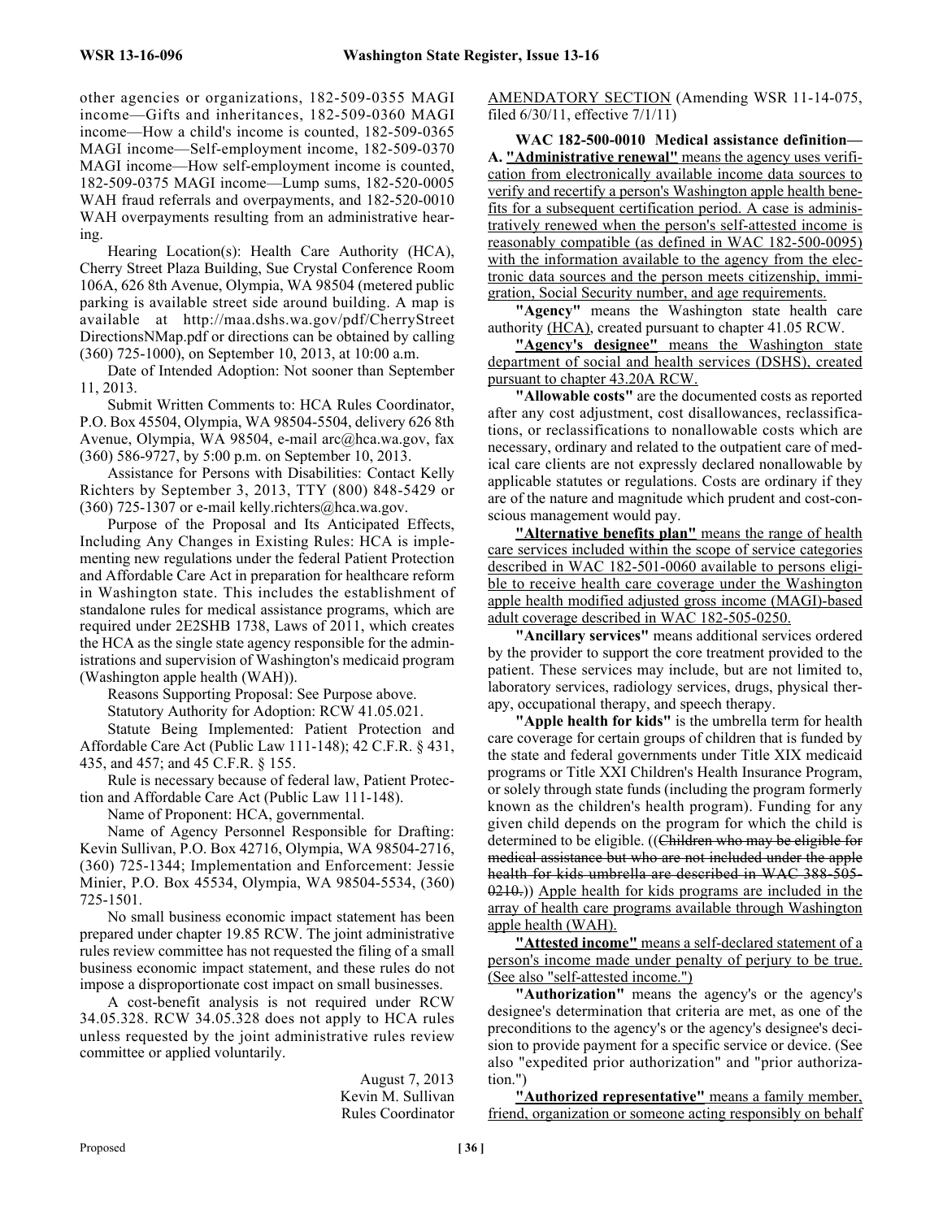other agencies or organizations, 182-509-0355 MAGI income—Gifts and inheritances, 182-509-0360 MAGI income—How a child's income is counted, 182-509-0365 MAGI income—Self-employment income, 182-509-0370 MAGI income—How self-employment income is counted, 182-509-0375 MAGI income—Lump sums, 182-520-0005 WAH fraud referrals and overpayments, and 182-520-0010 WAH overpayments resulting from an administrative hearing.

Hearing Location(s): Health Care Authority (HCA), Cherry Street Plaza Building, Sue Crystal Conference Room 106A, 626 8th Avenue, Olympia, WA 98504 (metered public parking is available street side around building. A map is available at http://maa.dshs.wa.gov/pdf/CherryStreet DirectionsNMap.pdf or directions can be obtained by calling (360) 725-1000), on September 10, 2013, at 10:00 a.m.

Date of Intended Adoption: Not sooner than September 11, 2013.

Submit Written Comments to: HCA Rules Coordinator, P.O. Box 45504, Olympia, WA 98504-5504, delivery 626 8th Avenue, Olympia, WA 98504, e-mail arc@hca.wa.gov, fax (360) 586-9727, by 5:00 p.m. on September 10, 2013.

Assistance for Persons with Disabilities: Contact Kelly Richters by September 3, 2013, TTY (800) 848-5429 or (360) 725-1307 or e-mail kelly.richters@hca.wa.gov.

Purpose of the Proposal and Its Anticipated Effects, Including Any Changes in Existing Rules: HCA is implementing new regulations under the federal Patient Protection and Affordable Care Act in preparation for healthcare reform in Washington state. This includes the establishment of standalone rules for medical assistance programs, which are required under 2E2SHB 1738, Laws of 2011, which creates the HCA as the single state agency responsible for the administrations and supervision of Washington's medicaid program (Washington apple health (WAH)).

Reasons Supporting Proposal: See Purpose above.

Statutory Authority for Adoption: RCW 41.05.021.

Statute Being Implemented: Patient Protection and Affordable Care Act (Public Law 111-148); 42 C.F.R. § 431, 435, and 457; and 45 C.F.R. § 155.

Rule is necessary because of federal law, Patient Protection and Affordable Care Act (Public Law 111-148).

Name of Proponent: HCA, governmental.

Name of Agency Personnel Responsible for Drafting: Kevin Sullivan, P.O. Box 42716, Olympia, WA 98504-2716, (360) 725-1344; Implementation and Enforcement: Jessie Minier, P.O. Box 45534, Olympia, WA 98504-5534, (360) 725-1501.

No small business economic impact statement has been prepared under chapter 19.85 RCW. The joint administrative rules review committee has not requested the filing of a small business economic impact statement, and these rules do not impose a disproportionate cost impact on small businesses.

A cost-benefit analysis is not required under RCW 34.05.328. RCW 34.05.328 does not apply to HCA rules unless requested by the joint administrative rules review committee or applied voluntarily.

August 7, 2013
Kevin M. Sullivan
Rules Coordinator

AMENDATORY SECTION (Amending WSR 11-14-075, filed 6/30/11, effective 7/1/11)

**WAC 182-500-0010 Medical assistance definition—A.** **"Administrative renewal"** means the agency uses verification from electronically available income data sources to verify and recertify a person's Washington apple health benefits for a subsequent certification period. A case is administratively renewed when the person's self-attested income is reasonably compatible (as defined in WAC 182-500-0095) with the information available to the agency from the electronic data sources and the person meets citizenship, immigration, Social Security number, and age requirements.

**"Agency"** means the Washington state health care authority (HCA), created pursuant to chapter 41.05 RCW.

**"Agency's designee"** means the Washington state department of social and health services (DSHS), created pursuant to chapter 43.20A RCW.

**"Allowable costs"** are the documented costs as reported after any cost adjustment, cost disallowances, reclassifications, or reclassifications to nonallowable costs which are necessary, ordinary and related to the outpatient care of medical care clients are not expressly declared nonallowable by applicable statutes or regulations. Costs are ordinary if they are of the nature and magnitude which prudent and cost-conscious management would pay.

**"Alternative benefits plan"** means the range of health care services included within the scope of service categories described in WAC 182-501-0060 available to persons eligible to receive health care coverage under the Washington apple health modified adjusted gross income (MAGI)-based adult coverage described in WAC 182-505-0250.

**"Ancillary services"** means additional services ordered by the provider to support the core treatment provided to the patient. These services may include, but are not limited to, laboratory services, radiology services, drugs, physical therapy, occupational therapy, and speech therapy.

**"Apple health for kids"** is the umbrella term for health care coverage for certain groups of children that is funded by the state and federal governments under Title XIX medicaid programs or Title XXI Children's Health Insurance Program, or solely through state funds (including the program formerly known as the children's health program). Funding for any given child depends on the program for which the child is determined to be eligible. ((~~Children who may be eligible for medical assistance but who are not included under the apple health for kids umbrella are described in WAC 388-505-0210.~~)) Apple health for kids programs are included in the array of health care programs available through Washington apple health (WAH).

**"Attested income"** means a self-declared statement of a person's income made under penalty of perjury to be true. (See also "self-attested income.")

**"Authorization"** means the agency's or the agency's designee's determination that criteria are met, as one of the preconditions to the agency's or the agency's designee's decision to provide payment for a specific service or device. (See also "expedited prior authorization" and "prior authorization.")

**"Authorized representative"** means a family member, friend, organization or someone acting responsibly on behalf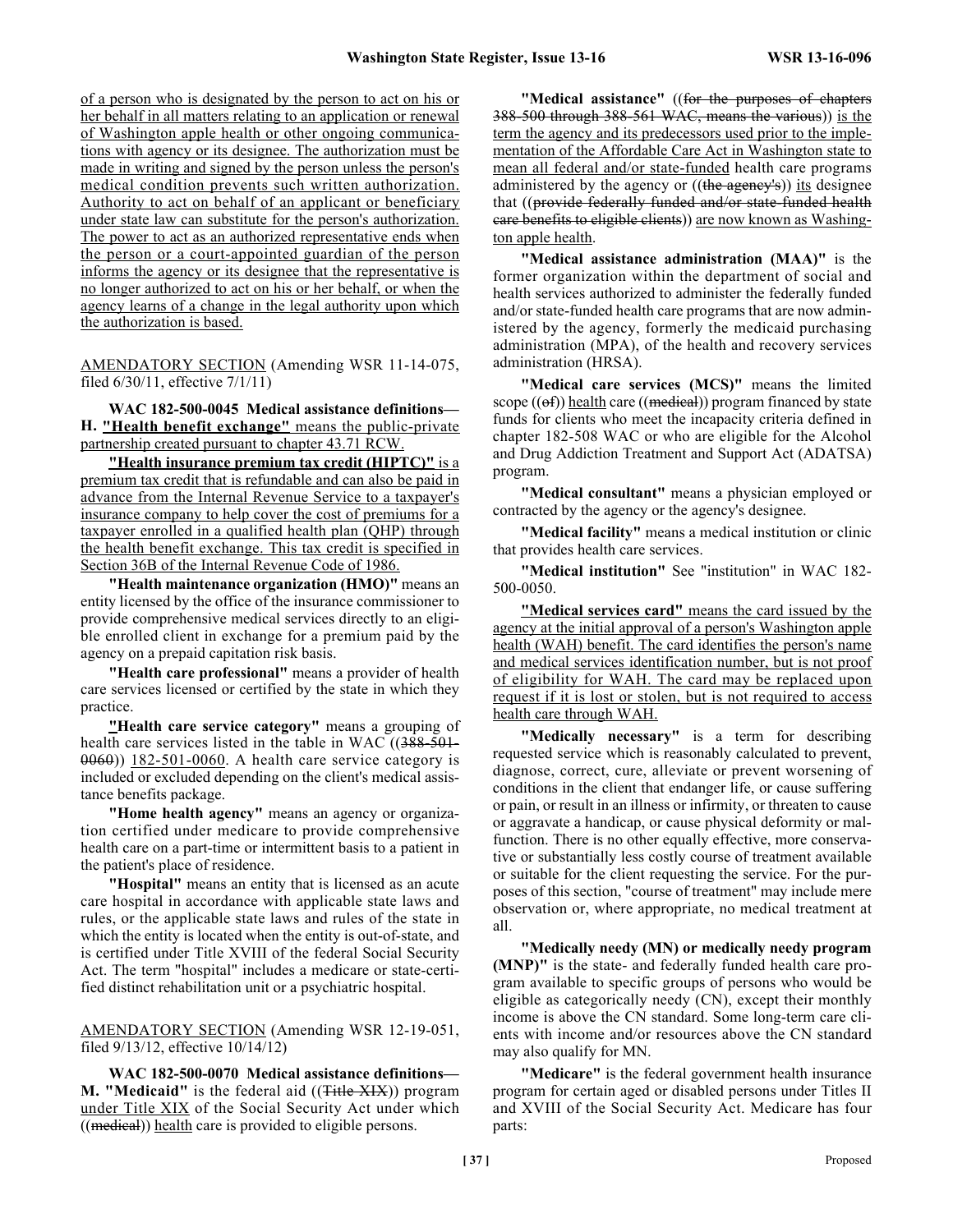of a person who is designated by the person to act on his or her behalf in all matters relating to an application or renewal of Washington apple health or other ongoing communications with agency or its designee. The authorization must be made in writing and signed by the person unless the person's medical condition prevents such written authorization. Authority to act on behalf of an applicant or beneficiary under state law can substitute for the person's authorization. The power to act as an authorized representative ends when the person or a court-appointed guardian of the person informs the agency or its designee that the representative is no longer authorized to act on his or her behalf, or when the agency learns of a change in the legal authority upon which the authorization is based.

AMENDATORY SECTION (Amending WSR 11-14-075, filed 6/30/11, effective 7/1/11)

**WAC 182-500-0045 Medical assistance definitions—H.** **"Health benefit exchange"** means the public-private partnership created pursuant to chapter 43.71 RCW.

**"Health insurance premium tax credit (HIPTC)"** is a premium tax credit that is refundable and can also be paid in advance from the Internal Revenue Service to a taxpayer's insurance company to help cover the cost of premiums for a taxpayer enrolled in a qualified health plan (QHP) through the health benefit exchange. This tax credit is specified in Section 36B of the Internal Revenue Code of 1986.

**"Health maintenance organization (HMO)"** means an entity licensed by the office of the insurance commissioner to provide comprehensive medical services directly to an eligible enrolled client in exchange for a premium paid by the agency on a prepaid capitation risk basis.

**"Health care professional"** means a provider of health care services licensed or certified by the state in which they practice.

**"Health care service category"** means a grouping of health care services listed in the table in WAC ((~~388-501-0060~~)) 182-501-0060. A health care service category is included or excluded depending on the client's medical assistance benefits package.

**"Home health agency"** means an agency or organization certified under medicare to provide comprehensive health care on a part-time or intermittent basis to a patient in the patient's place of residence.

**"Hospital"** means an entity that is licensed as an acute care hospital in accordance with applicable state laws and rules, or the applicable state laws and rules of the state in which the entity is located when the entity is out-of-state, and is certified under Title XVIII of the federal Social Security Act. The term "hospital" includes a medicare or state-certified distinct rehabilitation unit or a psychiatric hospital.

AMENDATORY SECTION (Amending WSR 12-19-051, filed 9/13/12, effective 10/14/12)

**WAC 182-500-0070 Medical assistance definitions—M. "Medicaid"** is the federal aid ((~~Title XIX~~)) program under Title XIX of the Social Security Act under which ((~~medical~~)) health care is provided to eligible persons.

**"Medical assistance"** ((~~for the purposes of chapters 388-500 through 388-561 WAC, means the various~~)) is the term the agency and its predecessors used prior to the implementation of the Affordable Care Act in Washington state to mean all federal and/or state-funded health care programs administered by the agency or ((~~the agency's~~)) its designee that ((~~provide federally funded and/or state-funded health care benefits to eligible clients~~)) are now known as Washington apple health.

**"Medical assistance administration (MAA)"** is the former organization within the department of social and health services authorized to administer the federally funded and/or state-funded health care programs that are now administered by the agency, formerly the medicaid purchasing administration (MPA), of the health and recovery services administration (HRSA).

**"Medical care services (MCS)"** means the limited scope ((~~of~~)) health care ((~~medical~~)) program financed by state funds for clients who meet the incapacity criteria defined in chapter 182-508 WAC or who are eligible for the Alcohol and Drug Addiction Treatment and Support Act (ADATSA) program.

**"Medical consultant"** means a physician employed or contracted by the agency or the agency's designee.

**"Medical facility"** means a medical institution or clinic that provides health care services.

**"Medical institution"** See "institution" in WAC 182-500-0050.

**"Medical services card"** means the card issued by the agency at the initial approval of a person's Washington apple health (WAH) benefit. The card identifies the person's name and medical services identification number, but is not proof of eligibility for WAH. The card may be replaced upon request if it is lost or stolen, but is not required to access health care through WAH.

**"Medically necessary"** is a term for describing requested service which is reasonably calculated to prevent, diagnose, correct, cure, alleviate or prevent worsening of conditions in the client that endanger life, or cause suffering or pain, or result in an illness or infirmity, or threaten to cause or aggravate a handicap, or cause physical deformity or malfunction. There is no other equally effective, more conservative or substantially less costly course of treatment available or suitable for the client requesting the service. For the purposes of this section, "course of treatment" may include mere observation or, where appropriate, no medical treatment at all.

**"Medically needy (MN) or medically needy program (MNP)"** is the state- and federally funded health care program available to specific groups of persons who would be eligible as categorically needy (CN), except their monthly income is above the CN standard. Some long-term care clients with income and/or resources above the CN standard may also qualify for MN.

**"Medicare"** is the federal government health insurance program for certain aged or disabled persons under Titles II and XVIII of the Social Security Act. Medicare has four parts: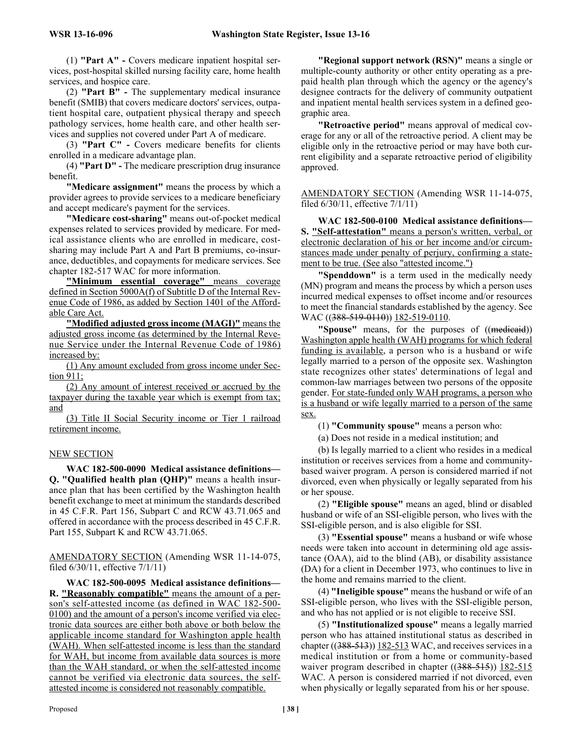(1) **"Part A" -** Covers medicare inpatient hospital services, post-hospital skilled nursing facility care, home health services, and hospice care.

(2) **"Part B" -** The supplementary medical insurance benefit (SMIB) that covers medicare doctors' services, outpatient hospital care, outpatient physical therapy and speech pathology services, home health care, and other health services and supplies not covered under Part A of medicare.

(3) **"Part C" -** Covers medicare benefits for clients enrolled in a medicare advantage plan.

(4) **"Part D" -** The medicare prescription drug insurance benefit.

**"Medicare assignment"** means the process by which a provider agrees to provide services to a medicare beneficiary and accept medicare's payment for the services.

**"Medicare cost-sharing"** means out-of-pocket medical expenses related to services provided by medicare. For medical assistance clients who are enrolled in medicare, cost-sharing may include Part A and Part B premiums, co-insurance, deductibles, and copayments for medicare services. See chapter 182-517 WAC for more information.

**"Minimum essential coverage"** means coverage defined in Section 5000A(f) of Subtitle D of the Internal Revenue Code of 1986, as added by Section 1401 of the Affordable Care Act.

**"Modified adjusted gross income (MAGI)"** means the adjusted gross income (as determined by the Internal Revenue Service under the Internal Revenue Code of 1986) increased by:

(1) Any amount excluded from gross income under Section 911;

(2) Any amount of interest received or accrued by the taxpayer during the taxable year which is exempt from tax; and

(3) Title II Social Security income or Tier 1 railroad retirement income.

NEW SECTION

**WAC 182-500-0090 Medical assistance definitions—Q. "Qualified health plan (QHP)"** means a health insurance plan that has been certified by the Washington health benefit exchange to meet at minimum the standards described in 45 C.F.R. Part 156, Subpart C and RCW 43.71.065 and offered in accordance with the process described in 45 C.F.R. Part 155, Subpart K and RCW 43.71.065.

AMENDATORY SECTION (Amending WSR 11-14-075, filed 6/30/11, effective 7/1/11)

**WAC 182-500-0095 Medical assistance definitions—R. "Reasonably compatible"** means the amount of a person's self-attested income (as defined in WAC 182-500-0100) and the amount of a person's income verified via electronic data sources are either both above or both below the applicable income standard for Washington apple health (WAH). When self-attested income is less than the standard for WAH, but income from available data sources is more than the WAH standard, or when the self-attested income cannot be verified via electronic data sources, the self-attested income is considered not reasonably compatible.

**"Regional support network (RSN)"** means a single or multiple-county authority or other entity operating as a prepaid health plan through which the agency or the agency's designee contracts for the delivery of community outpatient and inpatient mental health services system in a defined geographic area.

**"Retroactive period"** means approval of medical coverage for any or all of the retroactive period. A client may be eligible only in the retroactive period or may have both current eligibility and a separate retroactive period of eligibility approved.

AMENDATORY SECTION (Amending WSR 11-14-075, filed 6/30/11, effective 7/1/11)

**WAC 182-500-0100 Medical assistance definitions—S. "Self-attestation"** means a person's written, verbal, or electronic declaration of his or her income and/or circumstances made under penalty of perjury, confirming a statement to be true. (See also "attested income.")

**"Spenddown"** is a term used in the medically needy (MN) program and means the process by which a person uses incurred medical expenses to offset income and/or resources to meet the financial standards established by the agency. See WAC ((~~388-519-0110~~)) 182-519-0110.

**"Spouse"** means, for the purposes of ((~~medicaid~~)) Washington apple health (WAH) programs for which federal funding is available, a person who is a husband or wife legally married to a person of the opposite sex. Washington state recognizes other states' determinations of legal and common-law marriages between two persons of the opposite gender. For state-funded only WAH programs, a person who is a husband or wife legally married to a person of the same sex.

(1) **"Community spouse"** means a person who:

(a) Does not reside in a medical institution; and

(b) Is legally married to a client who resides in a medical institution or receives services from a home and community-based waiver program. A person is considered married if not divorced, even when physically or legally separated from his or her spouse.

(2) **"Eligible spouse"** means an aged, blind or disabled husband or wife of an SSI-eligible person, who lives with the SSI-eligible person, and is also eligible for SSI.

(3) **"Essential spouse"** means a husband or wife whose needs were taken into account in determining old age assistance (OAA), aid to the blind (AB), or disability assistance (DA) for a client in December 1973, who continues to live in the home and remains married to the client.

(4) **"Ineligible spouse"** means the husband or wife of an SSI-eligible person, who lives with the SSI-eligible person, and who has not applied or is not eligible to receive SSI.

(5) **"Institutionalized spouse"** means a legally married person who has attained institutional status as described in chapter ((~~388-513~~)) 182-513 WAC, and receives services in a medical institution or from a home or community-based waiver program described in chapter ((~~388-515~~)) 182-515 WAC. A person is considered married if not divorced, even when physically or legally separated from his or her spouse.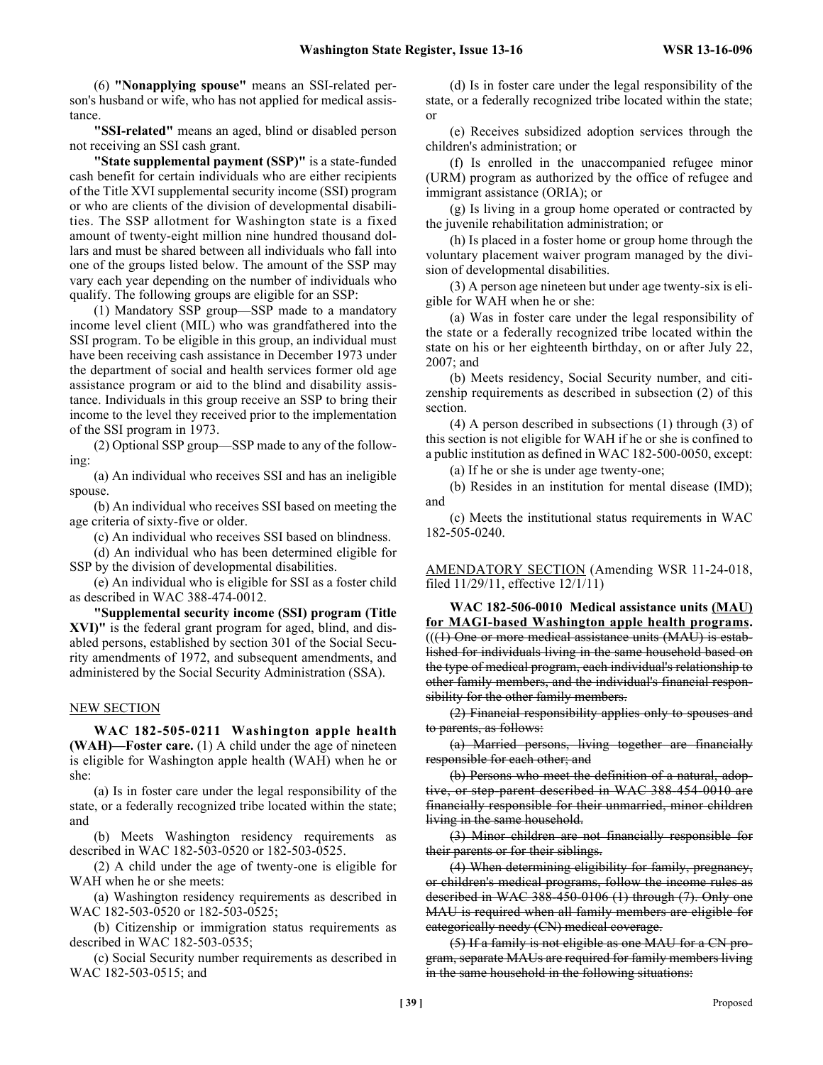(6) **"Nonapplying spouse"** means an SSI-related person's husband or wife, who has not applied for medical assistance.

**"SSI-related"** means an aged, blind or disabled person not receiving an SSI cash grant.

**"State supplemental payment (SSP)"** is a state-funded cash benefit for certain individuals who are either recipients of the Title XVI supplemental security income (SSI) program or who are clients of the division of developmental disabilities. The SSP allotment for Washington state is a fixed amount of twenty-eight million nine hundred thousand dollars and must be shared between all individuals who fall into one of the groups listed below. The amount of the SSP may vary each year depending on the number of individuals who qualify. The following groups are eligible for an SSP:

(1) Mandatory SSP group—SSP made to a mandatory income level client (MIL) who was grandfathered into the SSI program. To be eligible in this group, an individual must have been receiving cash assistance in December 1973 under the department of social and health services former old age assistance program or aid to the blind and disability assistance. Individuals in this group receive an SSP to bring their income to the level they received prior to the implementation of the SSI program in 1973.

(2) Optional SSP group—SSP made to any of the following:

(a) An individual who receives SSI and has an ineligible spouse.

(b) An individual who receives SSI based on meeting the age criteria of sixty-five or older.

(c) An individual who receives SSI based on blindness.

(d) An individual who has been determined eligible for SSP by the division of developmental disabilities.

(e) An individual who is eligible for SSI as a foster child as described in WAC 388-474-0012.

**"Supplemental security income (SSI) program (Title XVI)"** is the federal grant program for aged, blind, and disabled persons, established by section 301 of the Social Security amendments of 1972, and subsequent amendments, and administered by the Social Security Administration (SSA).

<u>NEW SECTION</u>

**WAC 182-505-0211 Washington apple health (WAH)—Foster care.** (1) A child under the age of nineteen is eligible for Washington apple health (WAH) when he or she:

(a) Is in foster care under the legal responsibility of the state, or a federally recognized tribe located within the state; and

(b) Meets Washington residency requirements as described in WAC 182-503-0520 or 182-503-0525.

(2) A child under the age of twenty-one is eligible for WAH when he or she meets:

(a) Washington residency requirements as described in WAC 182-503-0520 or 182-503-0525;

(b) Citizenship or immigration status requirements as described in WAC 182-503-0535;

(c) Social Security number requirements as described in WAC 182-503-0515; and

(d) Is in foster care under the legal responsibility of the state, or a federally recognized tribe located within the state; or

(e) Receives subsidized adoption services through the children's administration; or

(f) Is enrolled in the unaccompanied refugee minor (URM) program as authorized by the office of refugee and immigrant assistance (ORIA); or

(g) Is living in a group home operated or contracted by the juvenile rehabilitation administration; or

(h) Is placed in a foster home or group home through the voluntary placement waiver program managed by the division of developmental disabilities.

(3) A person age nineteen but under age twenty-six is eligible for WAH when he or she:

(a) Was in foster care under the legal responsibility of the state or a federally recognized tribe located within the state on his or her eighteenth birthday, on or after July 22, 2007; and

(b) Meets residency, Social Security number, and citizenship requirements as described in subsection (2) of this section.

(4) A person described in subsections (1) through (3) of this section is not eligible for WAH if he or she is confined to a public institution as defined in WAC 182-500-0050, except:

(a) If he or she is under age twenty-one;

(b) Resides in an institution for mental disease (IMD); and

(c) Meets the institutional status requirements in WAC 182-505-0240.

<u>AMENDATORY SECTION</u> (Amending WSR 11-24-018, filed 11/29/11, effective 12/1/11)

**WAC 182-506-0010 Medical assistance units <u>(MAU) for MAGI-based Washington apple health programs</u>.** ((~~(1) One or more medical assistance units (MAU) is established for individuals living in the same household based on the type of medical program, each individual's relationship to other family members, and the individual's financial responsibility for the other family members.~~

~~(2) Financial responsibility applies only to spouses and to parents, as follows:~~

~~(a) Married persons, living together are financially responsible for each other; and~~

~~(b) Persons who meet the definition of a natural, adoptive, or step-parent described in WAC 388-454-0010 are financially responsible for their unmarried, minor children living in the same household.~~

~~(3) Minor children are not financially responsible for their parents or for their siblings.~~

~~(4) When determining eligibility for family, pregnancy, or children's medical programs, follow the income rules as described in WAC 388-450-0106 (1) through (7). Only one MAU is required when all family members are eligible for categorically needy (CN) medical coverage.~~

~~(5) If a family is not eligible as one MAU for a CN program, separate MAUs are required for family members living in the same household in the following situations:~~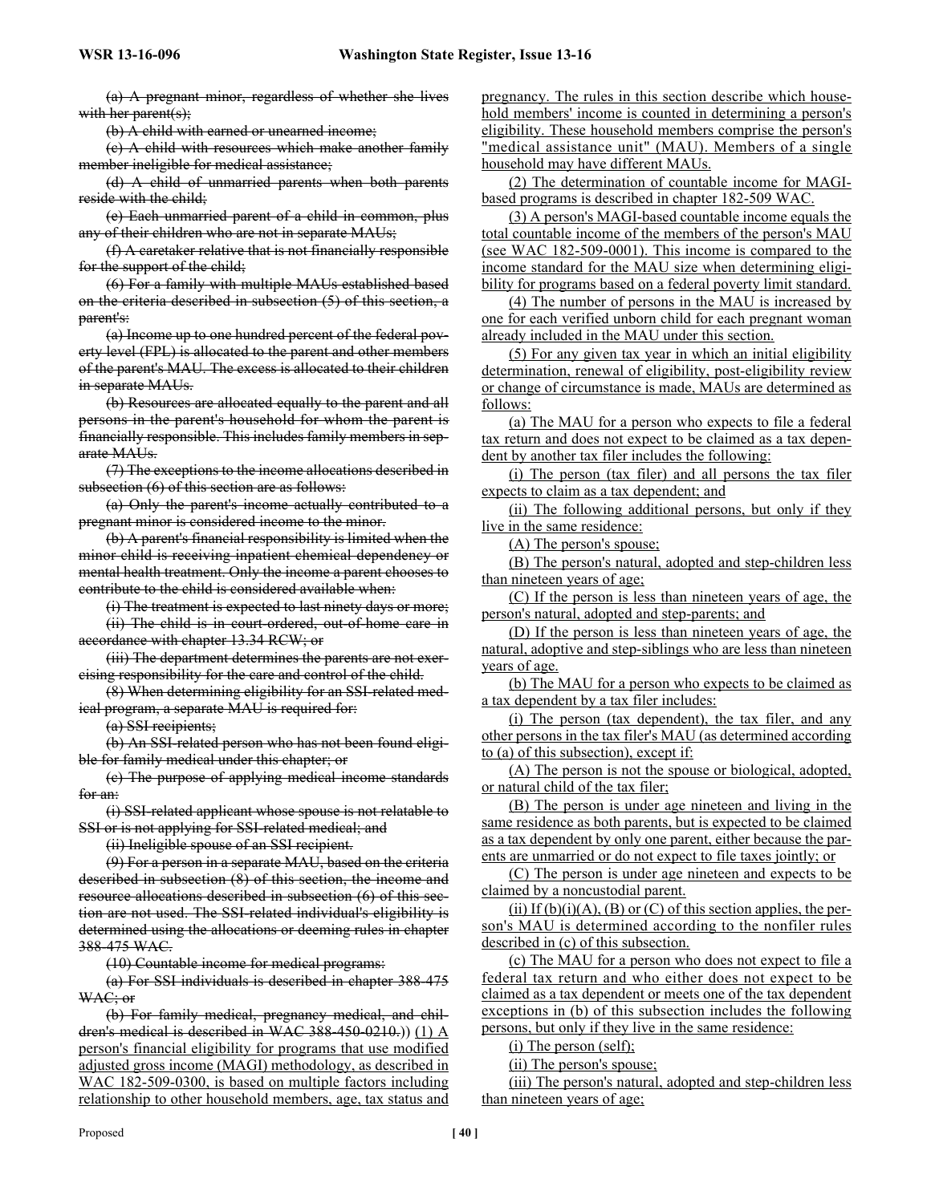(a) A pregnant minor, regardless of whether she lives with her parent(s);

(b) A child with earned or unearned income;

(c) A child with resources which make another family member ineligible for medical assistance;

(d) A child of unmarried parents when both parents reside with the child;

(e) Each unmarried parent of a child in common, plus any of their children who are not in separate MAUs;

(f) A caretaker relative that is not financially responsible for the support of the child;

(6) For a family with multiple MAUs established based on the criteria described in subsection (5) of this section, a parent's:

(a) Income up to one hundred percent of the federal poverty level (FPL) is allocated to the parent and other members of the parent's MAU. The excess is allocated to their children in separate MAUs.

(b) Resources are allocated equally to the parent and all persons in the parent's household for whom the parent is financially responsible. This includes family members in separate MAUs.

(7) The exceptions to the income allocations described in subsection (6) of this section are as follows:

(a) Only the parent's income actually contributed to a pregnant minor is considered income to the minor.

(b) A parent's financial responsibility is limited when the minor child is receiving inpatient chemical dependency or mental health treatment. Only the income a parent chooses to contribute to the child is considered available when:

(i) The treatment is expected to last ninety days or more;

(ii) The child is in court-ordered, out-of-home care in accordance with chapter 13.34 RCW; or

(iii) The department determines the parents are not exercising responsibility for the care and control of the child.

(8) When determining eligibility for an SSI-related medical program, a separate MAU is required for:

(a) SSI recipients;

(b) An SSI-related person who has not been found eligible for family medical under this chapter; or

(c) The purpose of applying medical income standards for an:

(i) SSI-related applicant whose spouse is not relatable to SSI or is not applying for SSI-related medical; and

(ii) Ineligible spouse of an SSI recipient.

(9) For a person in a separate MAU, based on the criteria described in subsection (8) of this section, the income and resource allocations described in subsection (6) of this section are not used. The SSI-related individual's eligibility is determined using the allocations or deeming rules in chapter 388-475 WAC.

(10) Countable income for medical programs:

(a) For SSI individuals is described in chapter 388-475 WAC; or

(b) For family medical, pregnancy medical, and children's medical is described in WAC 388-450-0210.)) (1) A person's financial eligibility for programs that use modified adjusted gross income (MAGI) methodology, as described in WAC 182-509-0300, is based on multiple factors including relationship to other household members, age, tax status and pregnancy. The rules in this section describe which household members' income is counted in determining a person's eligibility. These household members comprise the person's "medical assistance unit" (MAU). Members of a single household may have different MAUs.

(2) The determination of countable income for MAGI-based programs is described in chapter 182-509 WAC.

(3) A person's MAGI-based countable income equals the total countable income of the members of the person's MAU (see WAC 182-509-0001). This income is compared to the income standard for the MAU size when determining eligibility for programs based on a federal poverty limit standard.

(4) The number of persons in the MAU is increased by one for each verified unborn child for each pregnant woman already included in the MAU under this section.

(5) For any given tax year in which an initial eligibility determination, renewal of eligibility, post-eligibility review or change of circumstance is made, MAUs are determined as follows:

(a) The MAU for a person who expects to file a federal tax return and does not expect to be claimed as a tax dependent by another tax filer includes the following:

(i) The person (tax filer) and all persons the tax filer expects to claim as a tax dependent; and

(ii) The following additional persons, but only if they live in the same residence:

(A) The person's spouse;

(B) The person's natural, adopted and step-children less than nineteen years of age;

(C) If the person is less than nineteen years of age, the person's natural, adopted and step-parents; and

(D) If the person is less than nineteen years of age, the natural, adoptive and step-siblings who are less than nineteen years of age.

(b) The MAU for a person who expects to be claimed as a tax dependent by a tax filer includes:

(i) The person (tax dependent), the tax filer, and any other persons in the tax filer's MAU (as determined according to (a) of this subsection), except if:

(A) The person is not the spouse or biological, adopted, or natural child of the tax filer;

(B) The person is under age nineteen and living in the same residence as both parents, but is expected to be claimed as a tax dependent by only one parent, either because the parents are unmarried or do not expect to file taxes jointly; or

(C) The person is under age nineteen and expects to be claimed by a noncustodial parent.

(ii) If (b)(i)(A), (B) or (C) of this section applies, the person's MAU is determined according to the nonfiler rules described in (c) of this subsection.

(c) The MAU for a person who does not expect to file a federal tax return and who either does not expect to be claimed as a tax dependent or meets one of the tax dependent exceptions in (b) of this subsection includes the following persons, but only if they live in the same residence:

(i) The person (self);

(ii) The person's spouse;

(iii) The person's natural, adopted and step-children less than nineteen years of age;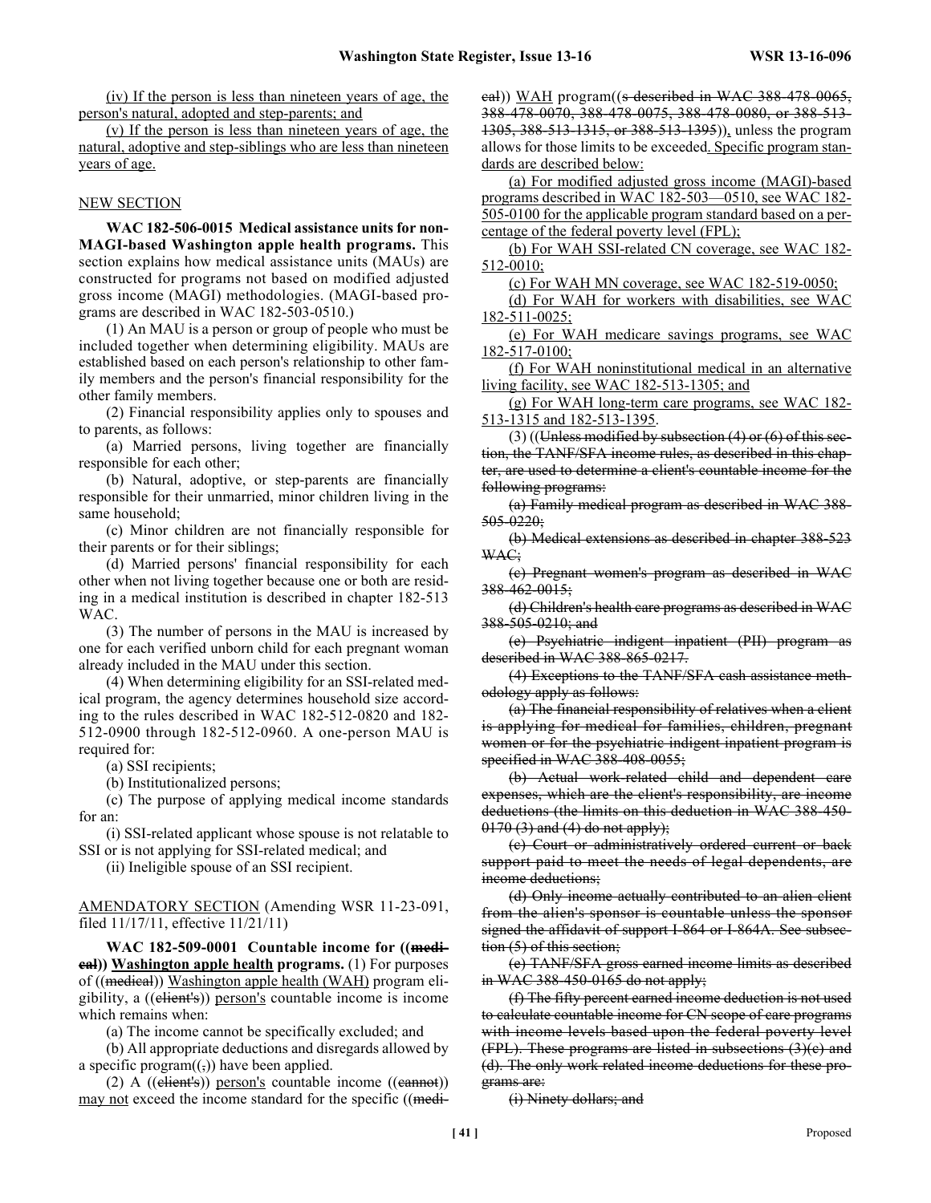(iv) If the person is less than nineteen years of age, the person's natural, adopted and step-parents; and

(v) If the person is less than nineteen years of age, the natural, adoptive and step-siblings who are less than nineteen years of age.

NEW SECTION

**WAC 182-506-0015 Medical assistance units for non-MAGI-based Washington apple health programs.** This section explains how medical assistance units (MAUs) are constructed for programs not based on modified adjusted gross income (MAGI) methodologies. (MAGI-based programs are described in WAC 182-503-0510.)

(1) An MAU is a person or group of people who must be included together when determining eligibility. MAUs are established based on each person's relationship to other family members and the person's financial responsibility for the other family members.

(2) Financial responsibility applies only to spouses and to parents, as follows:

(a) Married persons, living together are financially responsible for each other;

(b) Natural, adoptive, or step-parents are financially responsible for their unmarried, minor children living in the same household;

(c) Minor children are not financially responsible for their parents or for their siblings;

(d) Married persons' financial responsibility for each other when not living together because one or both are residing in a medical institution is described in chapter 182-513 WAC.

(3) The number of persons in the MAU is increased by one for each verified unborn child for each pregnant woman already included in the MAU under this section.

(4) When determining eligibility for an SSI-related medical program, the agency determines household size according to the rules described in WAC 182-512-0820 and 182-512-0900 through 182-512-0960. A one-person MAU is required for:

(a) SSI recipients;

(b) Institutionalized persons;

(c) The purpose of applying medical income standards for an:

(i) SSI-related applicant whose spouse is not relatable to SSI or is not applying for SSI-related medical; and

(ii) Ineligible spouse of an SSI recipient.

AMENDATORY SECTION (Amending WSR 11-23-091, filed 11/17/11, effective 11/21/11)

**WAC 182-509-0001 Countable income for ((medical)) Washington apple health programs.** (1) For purposes of ((medical)) Washington apple health (WAH) program eligibility, a ((client's)) person's countable income is income which remains when:

(a) The income cannot be specifically excluded; and

(b) All appropriate deductions and disregards allowed by a specific program((,)) have been applied.

(2) A ((client's)) person's countable income ((cannot)) may not exceed the income standard for the specific ((medical)) WAH program((s described in WAC 388-478-0065, 388-478-0070, 388-478-0075, 388-478-0080, or 388-513-1305, 388-513-1315, or 388-513-1395)), unless the program allows for those limits to be exceeded. Specific program standards are described below:

(a) For modified adjusted gross income (MAGI)-based programs described in WAC 182-503—0510, see WAC 182-505-0100 for the applicable program standard based on a percentage of the federal poverty level (FPL);

(b) For WAH SSI-related CN coverage, see WAC 182-512-0010;

(c) For WAH MN coverage, see WAC 182-519-0050;

(d) For WAH for workers with disabilities, see WAC 182-511-0025;

(e) For WAH medicare savings programs, see WAC 182-517-0100;

(f) For WAH noninstitutional medical in an alternative living facility, see WAC 182-513-1305; and

(g) For WAH long-term care programs, see WAC 182-513-1315 and 182-513-1395.

(3) ((Unless modified by subsection (4) or (6) of this section, the TANF/SFA income rules, as described in this chapter, are used to determine a client's countable income for the following programs:

(a) Family medical program as described in WAC 388-505-0220;

(b) Medical extensions as described in chapter 388-523 WAC;

(c) Pregnant women's program as described in WAC 388-462-0015;

(d) Children's health care programs as described in WAC 388-505-0210; and

(e) Psychiatric indigent inpatient (PII) program as described in WAC 388-865-0217.

(4) Exceptions to the TANF/SFA cash assistance methodology apply as follows:

(a) The financial responsibility of relatives when a client is applying for medical for families, children, pregnant women or for the psychiatric indigent inpatient program is specified in WAC 388-408-0055;

(b) Actual work-related child and dependent care expenses, which are the client's responsibility, are income deductions (the limits on this deduction in WAC 388-450-0170 (3) and (4) do not apply);

(c) Court or administratively ordered current or back support paid to meet the needs of legal dependents, are income deductions;

(d) Only income actually contributed to an alien client from the alien's sponsor is countable unless the sponsor signed the affidavit of support I-864 or I-864A. See subsection (5) of this section;

(e) TANF/SFA gross earned income limits as described in WAC 388-450-0165 do not apply;

(f) The fifty percent earned income deduction is not used to calculate countable income for CN scope of care programs with income levels based upon the federal poverty level (FPL). These programs are listed in subsections (3)(c) and (d). The only work related income deductions for these programs are:

(i) Ninety dollars; and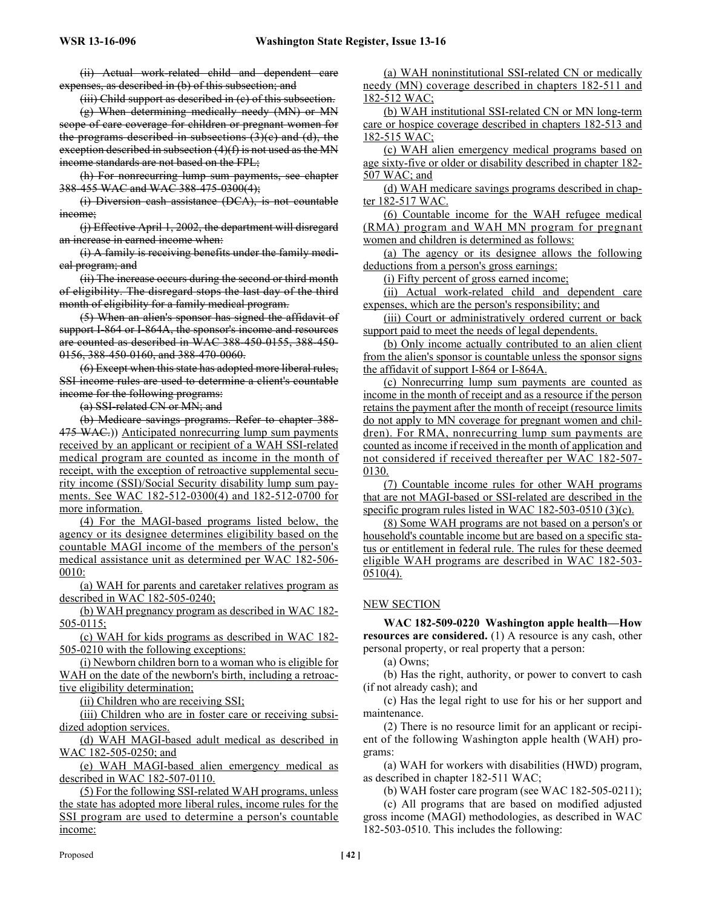(ii) Actual work-related child and dependent care expenses, as described in (b) of this subsection; and

(iii) Child support as described in (c) of this subsection.

(g) When determining medically needy (MN) or MN scope of care coverage for children or pregnant women for the programs described in subsections (3)(c) and (d), the exception described in subsection (4)(f) is not used as the MN income standards are not based on the FPL;

(h) For nonrecurring lump sum payments, see chapter 388-455 WAC and WAC 388-475-0300(4);

(i) Diversion cash assistance (DCA), is not countable income;

(j) Effective April 1, 2002, the department will disregard an increase in earned income when:

(i) A family is receiving benefits under the family medical program; and

(ii) The increase occurs during the second or third month of eligibility. The disregard stops the last day of the third month of eligibility for a family medical program.

(5) When an alien's sponsor has signed the affidavit of support I-864 or I-864A, the sponsor's income and resources are counted as described in WAC 388-450-0155, 388-450-0156, 388-450-0160, and 388-470-0060.

(6) Except when this state has adopted more liberal rules, SSI income rules are used to determine a client's countable income for the following programs:

(a) SSI-related CN or MN; and

(b) Medicare savings programs. Refer to chapter 388-475 WAC.)) Anticipated nonrecurring lump sum payments received by an applicant or recipient of a WAH SSI-related medical program are counted as income in the month of receipt, with the exception of retroactive supplemental security income (SSI)/Social Security disability lump sum payments. See WAC 182-512-0300(4) and 182-512-0700 for more information.

(4) For the MAGI-based programs listed below, the agency or its designee determines eligibility based on the countable MAGI income of the members of the person's medical assistance unit as determined per WAC 182-506-0010:

(a) WAH for parents and caretaker relatives program as described in WAC 182-505-0240;

(b) WAH pregnancy program as described in WAC 182-505-0115;

(c) WAH for kids programs as described in WAC 182-505-0210 with the following exceptions:

(i) Newborn children born to a woman who is eligible for WAH on the date of the newborn's birth, including a retroactive eligibility determination;

(ii) Children who are receiving SSI;

(iii) Children who are in foster care or receiving subsidized adoption services.

(d) WAH MAGI-based adult medical as described in WAC 182-505-0250; and

(e) WAH MAGI-based alien emergency medical as described in WAC 182-507-0110.

(5) For the following SSI-related WAH programs, unless the state has adopted more liberal rules, income rules for the SSI program are used to determine a person's countable income:

(a) WAH noninstitutional SSI-related CN or medically needy (MN) coverage described in chapters 182-511 and 182-512 WAC;

(b) WAH institutional SSI-related CN or MN long-term care or hospice coverage described in chapters 182-513 and 182-515 WAC;

(c) WAH alien emergency medical programs based on age sixty-five or older or disability described in chapter 182-507 WAC; and

(d) WAH medicare savings programs described in chapter 182-517 WAC.

(6) Countable income for the WAH refugee medical (RMA) program and WAH MN program for pregnant women and children is determined as follows:

(a) The agency or its designee allows the following deductions from a person's gross earnings:

(i) Fifty percent of gross earned income;

(ii) Actual work-related child and dependent care expenses, which are the person's responsibility; and

(iii) Court or administratively ordered current or back support paid to meet the needs of legal dependents.

(b) Only income actually contributed to an alien client from the alien's sponsor is countable unless the sponsor signs the affidavit of support I-864 or I-864A.

(c) Nonrecurring lump sum payments are counted as income in the month of receipt and as a resource if the person retains the payment after the month of receipt (resource limits do not apply to MN coverage for pregnant women and children). For RMA, nonrecurring lump sum payments are counted as income if received in the month of application and not considered if received thereafter per WAC 182-507-0130.

(7) Countable income rules for other WAH programs that are not MAGI-based or SSI-related are described in the specific program rules listed in WAC 182-503-0510 (3)(c).

(8) Some WAH programs are not based on a person's or household's countable income but are based on a specific status or entitlement in federal rule. The rules for these deemed eligible WAH programs are described in WAC 182-503-0510(4).

NEW SECTION

**WAC 182-509-0220 Washington apple health—How resources are considered.** (1) A resource is any cash, other personal property, or real property that a person:

(a) Owns;

(b) Has the right, authority, or power to convert to cash (if not already cash); and

(c) Has the legal right to use for his or her support and maintenance.

(2) There is no resource limit for an applicant or recipient of the following Washington apple health (WAH) programs:

(a) WAH for workers with disabilities (HWD) program, as described in chapter 182-511 WAC;

(b) WAH foster care program (see WAC 182-505-0211);

(c) All programs that are based on modified adjusted gross income (MAGI) methodologies, as described in WAC 182-503-0510. This includes the following: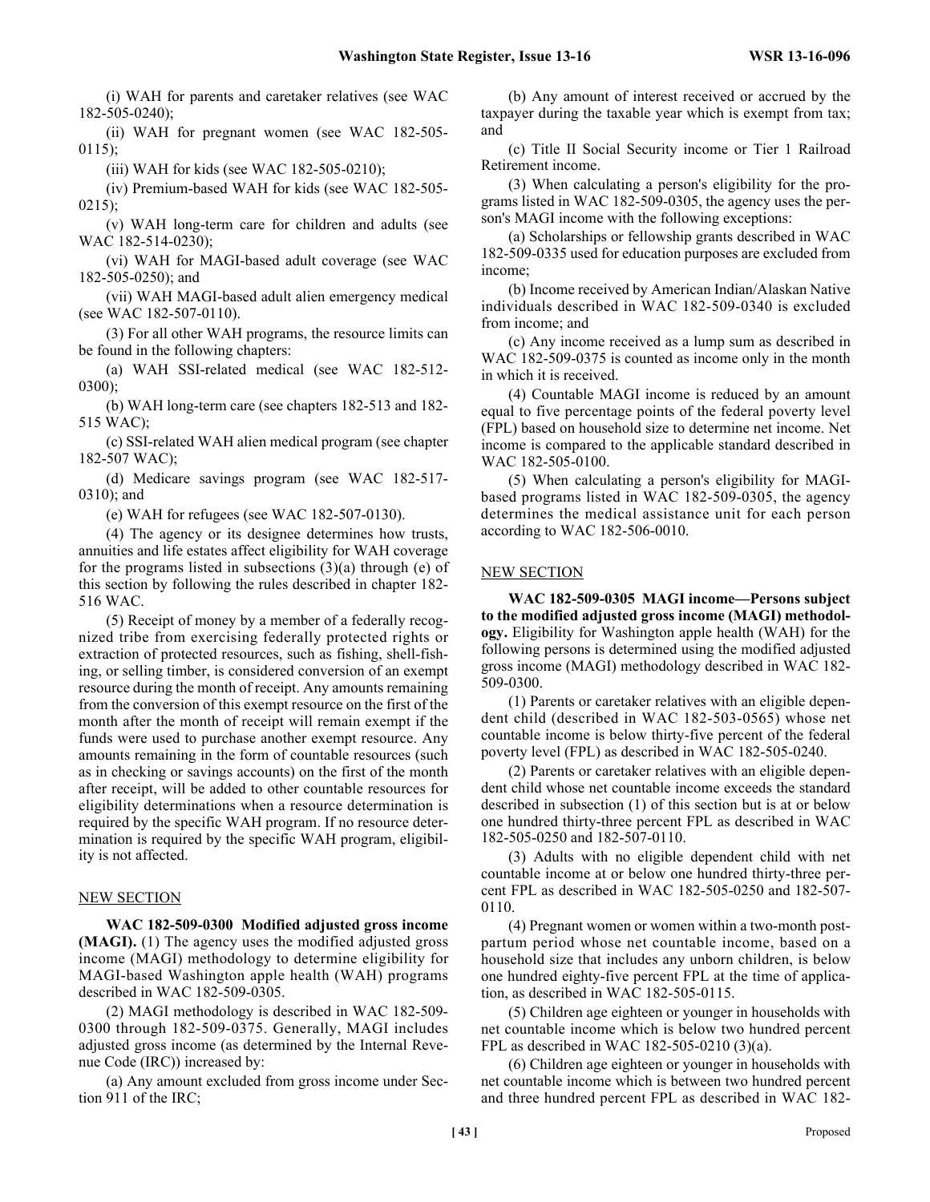(i) WAH for parents and caretaker relatives (see WAC 182-505-0240);

(ii) WAH for pregnant women (see WAC 182-505-0115);

(iii) WAH for kids (see WAC 182-505-0210);

(iv) Premium-based WAH for kids (see WAC 182-505-0215);

(v) WAH long-term care for children and adults (see WAC 182-514-0230);

(vi) WAH for MAGI-based adult coverage (see WAC 182-505-0250); and

(vii) WAH MAGI-based adult alien emergency medical (see WAC 182-507-0110).

(3) For all other WAH programs, the resource limits can be found in the following chapters:

(a) WAH SSI-related medical (see WAC 182-512-0300);

(b) WAH long-term care (see chapters 182-513 and 182-515 WAC);

(c) SSI-related WAH alien medical program (see chapter 182-507 WAC);

(d) Medicare savings program (see WAC 182-517-0310); and

(e) WAH for refugees (see WAC 182-507-0130).

(4) The agency or its designee determines how trusts, annuities and life estates affect eligibility for WAH coverage for the programs listed in subsections (3)(a) through (e) of this section by following the rules described in chapter 182-516 WAC.

(5) Receipt of money by a member of a federally recognized tribe from exercising federally protected rights or extraction of protected resources, such as fishing, shell-fishing, or selling timber, is considered conversion of an exempt resource during the month of receipt. Any amounts remaining from the conversion of this exempt resource on the first of the month after the month of receipt will remain exempt if the funds were used to purchase another exempt resource. Any amounts remaining in the form of countable resources (such as in checking or savings accounts) on the first of the month after receipt, will be added to other countable resources for eligibility determinations when a resource determination is required by the specific WAH program. If no resource determination is required by the specific WAH program, eligibility is not affected.

NEW SECTION

**WAC 182-509-0300 Modified adjusted gross income (MAGI).** (1) The agency uses the modified adjusted gross income (MAGI) methodology to determine eligibility for MAGI-based Washington apple health (WAH) programs described in WAC 182-509-0305.

(2) MAGI methodology is described in WAC 182-509-0300 through 182-509-0375. Generally, MAGI includes adjusted gross income (as determined by the Internal Revenue Code (IRC)) increased by:

(a) Any amount excluded from gross income under Section 911 of the IRC;

(b) Any amount of interest received or accrued by the taxpayer during the taxable year which is exempt from tax; and

(c) Title II Social Security income or Tier 1 Railroad Retirement income.

(3) When calculating a person's eligibility for the programs listed in WAC 182-509-0305, the agency uses the person's MAGI income with the following exceptions:

(a) Scholarships or fellowship grants described in WAC 182-509-0335 used for education purposes are excluded from income;

(b) Income received by American Indian/Alaskan Native individuals described in WAC 182-509-0340 is excluded from income; and

(c) Any income received as a lump sum as described in WAC 182-509-0375 is counted as income only in the month in which it is received.

(4) Countable MAGI income is reduced by an amount equal to five percentage points of the federal poverty level (FPL) based on household size to determine net income. Net income is compared to the applicable standard described in WAC 182-505-0100.

(5) When calculating a person's eligibility for MAGI-based programs listed in WAC 182-509-0305, the agency determines the medical assistance unit for each person according to WAC 182-506-0010.

NEW SECTION

**WAC 182-509-0305 MAGI income—Persons subject to the modified adjusted gross income (MAGI) methodology.** Eligibility for Washington apple health (WAH) for the following persons is determined using the modified adjusted gross income (MAGI) methodology described in WAC 182-509-0300.

(1) Parents or caretaker relatives with an eligible dependent child (described in WAC 182-503-0565) whose net countable income is below thirty-five percent of the federal poverty level (FPL) as described in WAC 182-505-0240.

(2) Parents or caretaker relatives with an eligible dependent child whose net countable income exceeds the standard described in subsection (1) of this section but is at or below one hundred thirty-three percent FPL as described in WAC 182-505-0250 and 182-507-0110.

(3) Adults with no eligible dependent child with net countable income at or below one hundred thirty-three percent FPL as described in WAC 182-505-0250 and 182-507-0110.

(4) Pregnant women or women within a two-month postpartum period whose net countable income, based on a household size that includes any unborn children, is below one hundred eighty-five percent FPL at the time of application, as described in WAC 182-505-0115.

(5) Children age eighteen or younger in households with net countable income which is below two hundred percent FPL as described in WAC 182-505-0210 (3)(a).

(6) Children age eighteen or younger in households with net countable income which is between two hundred percent and three hundred percent FPL as described in WAC 182-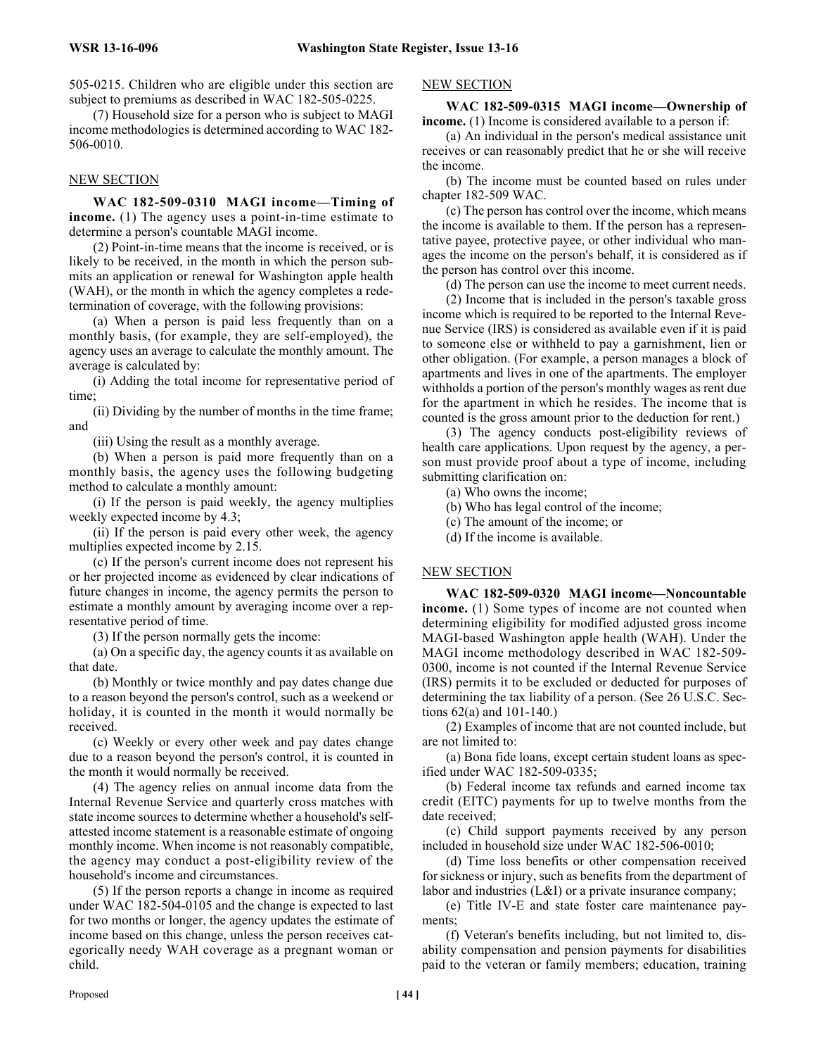505-0215. Children who are eligible under this section are subject to premiums as described in WAC 182-505-0225.

(7) Household size for a person who is subject to MAGI income methodologies is determined according to WAC 182-506-0010.

NEW SECTION

**WAC 182-509-0310 MAGI income—Timing of income.** (1) The agency uses a point-in-time estimate to determine a person's countable MAGI income.

(2) Point-in-time means that the income is received, or is likely to be received, in the month in which the person submits an application or renewal for Washington apple health (WAH), or the month in which the agency completes a redetermination of coverage, with the following provisions:

(a) When a person is paid less frequently than on a monthly basis, (for example, they are self-employed), the agency uses an average to calculate the monthly amount. The average is calculated by:

(i) Adding the total income for representative period of time;

(ii) Dividing by the number of months in the time frame; and

(iii) Using the result as a monthly average.

(b) When a person is paid more frequently than on a monthly basis, the agency uses the following budgeting method to calculate a monthly amount:

(i) If the person is paid weekly, the agency multiplies weekly expected income by 4.3;

(ii) If the person is paid every other week, the agency multiplies expected income by 2.15.

(c) If the person's current income does not represent his or her projected income as evidenced by clear indications of future changes in income, the agency permits the person to estimate a monthly amount by averaging income over a representative period of time.

(3) If the person normally gets the income:

(a) On a specific day, the agency counts it as available on that date.

(b) Monthly or twice monthly and pay dates change due to a reason beyond the person's control, such as a weekend or holiday, it is counted in the month it would normally be received.

(c) Weekly or every other week and pay dates change due to a reason beyond the person's control, it is counted in the month it would normally be received.

(4) The agency relies on annual income data from the Internal Revenue Service and quarterly cross matches with state income sources to determine whether a household's self-attested income statement is a reasonable estimate of ongoing monthly income. When income is not reasonably compatible, the agency may conduct a post-eligibility review of the household's income and circumstances.

(5) If the person reports a change in income as required under WAC 182-504-0105 and the change is expected to last for two months or longer, the agency updates the estimate of income based on this change, unless the person receives categorically needy WAH coverage as a pregnant woman or child.

NEW SECTION

**WAC 182-509-0315 MAGI income—Ownership of income.** (1) Income is considered available to a person if:

(a) An individual in the person's medical assistance unit receives or can reasonably predict that he or she will receive the income.

(b) The income must be counted based on rules under chapter 182-509 WAC.

(c) The person has control over the income, which means the income is available to them. If the person has a representative payee, protective payee, or other individual who manages the income on the person's behalf, it is considered as if the person has control over this income.

(d) The person can use the income to meet current needs.

(2) Income that is included in the person's taxable gross income which is required to be reported to the Internal Revenue Service (IRS) is considered as available even if it is paid to someone else or withheld to pay a garnishment, lien or other obligation. (For example, a person manages a block of apartments and lives in one of the apartments. The employer withholds a portion of the person's monthly wages as rent due for the apartment in which he resides. The income that is counted is the gross amount prior to the deduction for rent.)

(3) The agency conducts post-eligibility reviews of health care applications. Upon request by the agency, a person must provide proof about a type of income, including submitting clarification on:

(a) Who owns the income;

(b) Who has legal control of the income;

(c) The amount of the income; or

(d) If the income is available.

NEW SECTION

**WAC 182-509-0320 MAGI income—Noncountable income.** (1) Some types of income are not counted when determining eligibility for modified adjusted gross income MAGI-based Washington apple health (WAH). Under the MAGI income methodology described in WAC 182-509-0300, income is not counted if the Internal Revenue Service (IRS) permits it to be excluded or deducted for purposes of determining the tax liability of a person. (See 26 U.S.C. Sections 62(a) and 101-140.)

(2) Examples of income that are not counted include, but are not limited to:

(a) Bona fide loans, except certain student loans as specified under WAC 182-509-0335;

(b) Federal income tax refunds and earned income tax credit (EITC) payments for up to twelve months from the date received;

(c) Child support payments received by any person included in household size under WAC 182-506-0010;

(d) Time loss benefits or other compensation received for sickness or injury, such as benefits from the department of labor and industries (L&I) or a private insurance company;

(e) Title IV-E and state foster care maintenance payments;

(f) Veteran's benefits including, but not limited to, disability compensation and pension payments for disabilities paid to the veteran or family members; education, training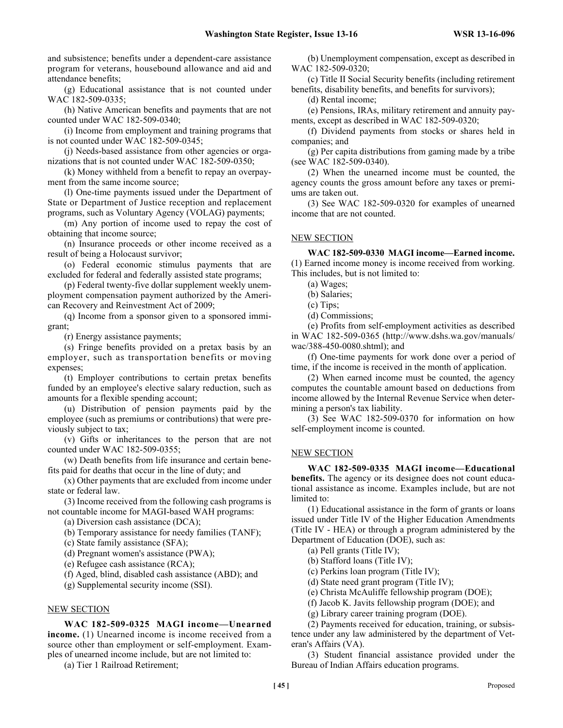and subsistence; benefits under a dependent-care assistance program for veterans, housebound allowance and aid and attendance benefits;

(g) Educational assistance that is not counted under WAC 182-509-0335;

(h) Native American benefits and payments that are not counted under WAC 182-509-0340;

(i) Income from employment and training programs that is not counted under WAC 182-509-0345;

(j) Needs-based assistance from other agencies or organizations that is not counted under WAC 182-509-0350;

(k) Money withheld from a benefit to repay an overpayment from the same income source;

(l) One-time payments issued under the Department of State or Department of Justice reception and replacement programs, such as Voluntary Agency (VOLAG) payments;

(m) Any portion of income used to repay the cost of obtaining that income source;

(n) Insurance proceeds or other income received as a result of being a Holocaust survivor;

(o) Federal economic stimulus payments that are excluded for federal and federally assisted state programs;

(p) Federal twenty-five dollar supplement weekly unemployment compensation payment authorized by the American Recovery and Reinvestment Act of 2009;

(q) Income from a sponsor given to a sponsored immigrant;

(r) Energy assistance payments;

(s) Fringe benefits provided on a pretax basis by an employer, such as transportation benefits or moving expenses;

(t) Employer contributions to certain pretax benefits funded by an employee's elective salary reduction, such as amounts for a flexible spending account;

(u) Distribution of pension payments paid by the employee (such as premiums or contributions) that were previously subject to tax;

(v) Gifts or inheritances to the person that are not counted under WAC 182-509-0355;

(w) Death benefits from life insurance and certain benefits paid for deaths that occur in the line of duty; and

(x) Other payments that are excluded from income under state or federal law.

(3) Income received from the following cash programs is not countable income for MAGI-based WAH programs:

(a) Diversion cash assistance (DCA);

(b) Temporary assistance for needy families (TANF);

(c) State family assistance (SFA);

(d) Pregnant women's assistance (PWA);

(e) Refugee cash assistance (RCA);

(f) Aged, blind, disabled cash assistance (ABD); and

(g) Supplemental security income (SSI).

NEW SECTION

**WAC 182-509-0325 MAGI income—Unearned income.** (1) Unearned income is income received from a source other than employment or self-employment. Examples of unearned income include, but are not limited to:

(a) Tier 1 Railroad Retirement;

(b) Unemployment compensation, except as described in WAC 182-509-0320;

(c) Title II Social Security benefits (including retirement benefits, disability benefits, and benefits for survivors);

(d) Rental income;

(e) Pensions, IRAs, military retirement and annuity payments, except as described in WAC 182-509-0320;

(f) Dividend payments from stocks or shares held in companies; and

(g) Per capita distributions from gaming made by a tribe (see WAC 182-509-0340).

(2) When the unearned income must be counted, the agency counts the gross amount before any taxes or premiums are taken out.

(3) See WAC 182-509-0320 for examples of unearned income that are not counted.

NEW SECTION

**WAC 182-509-0330 MAGI income—Earned income.** (1) Earned income money is income received from working. This includes, but is not limited to:

(a) Wages;

(b) Salaries;

(c) Tips;

(d) Commissions;

(e) Profits from self-employment activities as described in WAC 182-509-0365 (http://www.dshs.wa.gov/manuals/wac/388-450-0080.shtml); and

(f) One-time payments for work done over a period of time, if the income is received in the month of application.

(2) When earned income must be counted, the agency computes the countable amount based on deductions from income allowed by the Internal Revenue Service when determining a person's tax liability.

(3) See WAC 182-509-0370 for information on how self-employment income is counted.

NEW SECTION

**WAC 182-509-0335 MAGI income—Educational benefits.** The agency or its designee does not count educational assistance as income. Examples include, but are not limited to:

(1) Educational assistance in the form of grants or loans issued under Title IV of the Higher Education Amendments (Title IV - HEA) or through a program administered by the Department of Education (DOE), such as:

(a) Pell grants (Title IV);

(b) Stafford loans (Title IV);

(c) Perkins loan program (Title IV);

(d) State need grant program (Title IV);

(e) Christa McAuliffe fellowship program (DOE);

(f) Jacob K. Javits fellowship program (DOE); and

(g) Library career training program (DOE).

(2) Payments received for education, training, or subsistence under any law administered by the department of Veteran's Affairs (VA).

(3) Student financial assistance provided under the Bureau of Indian Affairs education programs.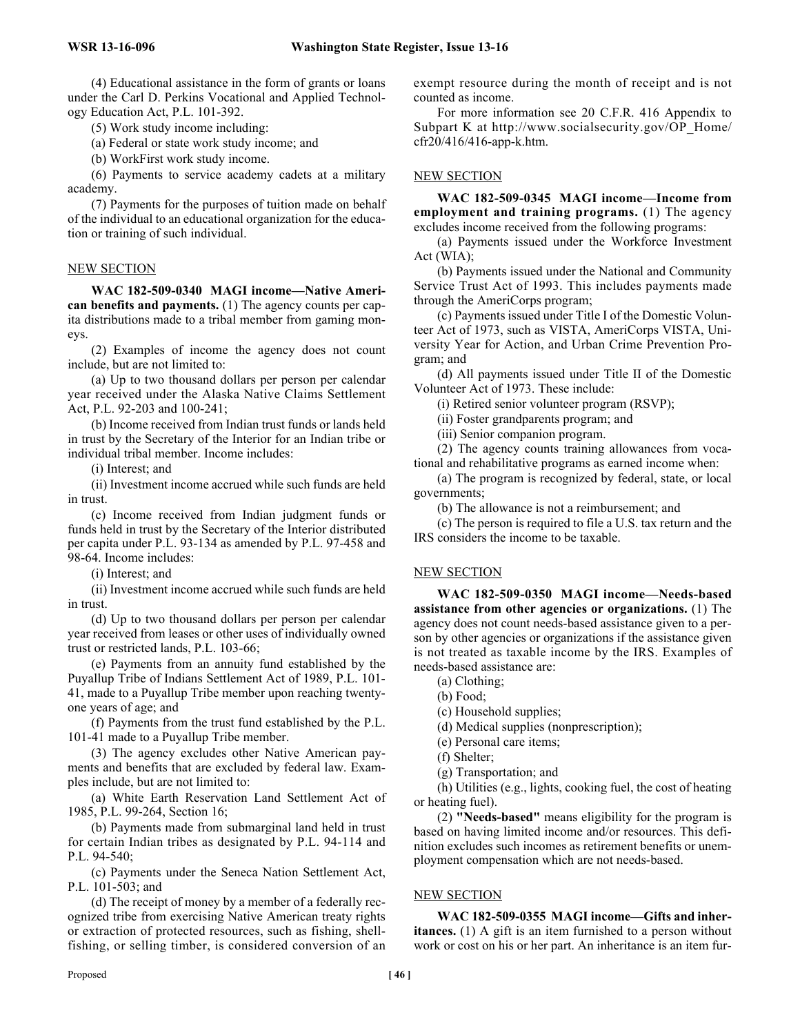(4) Educational assistance in the form of grants or loans under the Carl D. Perkins Vocational and Applied Technology Education Act, P.L. 101-392.

(5) Work study income including:

(a) Federal or state work study income; and

(b) WorkFirst work study income.

(6) Payments to service academy cadets at a military academy.

(7) Payments for the purposes of tuition made on behalf of the individual to an educational organization for the education or training of such individual.

NEW SECTION

**WAC 182-509-0340 MAGI income—Native American benefits and payments.** (1) The agency counts per capita distributions made to a tribal member from gaming moneys.

(2) Examples of income the agency does not count include, but are not limited to:

(a) Up to two thousand dollars per person per calendar year received under the Alaska Native Claims Settlement Act, P.L. 92-203 and 100-241;

(b) Income received from Indian trust funds or lands held in trust by the Secretary of the Interior for an Indian tribe or individual tribal member. Income includes:

(i) Interest; and

(ii) Investment income accrued while such funds are held in trust.

(c) Income received from Indian judgment funds or funds held in trust by the Secretary of the Interior distributed per capita under P.L. 93-134 as amended by P.L. 97-458 and 98-64. Income includes:

(i) Interest; and

(ii) Investment income accrued while such funds are held in trust.

(d) Up to two thousand dollars per person per calendar year received from leases or other uses of individually owned trust or restricted lands, P.L. 103-66;

(e) Payments from an annuity fund established by the Puyallup Tribe of Indians Settlement Act of 1989, P.L. 101-41, made to a Puyallup Tribe member upon reaching twenty-one years of age; and

(f) Payments from the trust fund established by the P.L. 101-41 made to a Puyallup Tribe member.

(3) The agency excludes other Native American payments and benefits that are excluded by federal law. Examples include, but are not limited to:

(a) White Earth Reservation Land Settlement Act of 1985, P.L. 99-264, Section 16;

(b) Payments made from submarginal land held in trust for certain Indian tribes as designated by P.L. 94-114 and P.L. 94-540;

(c) Payments under the Seneca Nation Settlement Act, P.L. 101-503; and

(d) The receipt of money by a member of a federally recognized tribe from exercising Native American treaty rights or extraction of protected resources, such as fishing, shellfishing, or selling timber, is considered conversion of an exempt resource during the month of receipt and is not counted as income.

For more information see 20 C.F.R. 416 Appendix to Subpart K at http://www.socialsecurity.gov/OP_Home/cfr20/416/416-app-k.htm.

NEW SECTION

**WAC 182-509-0345 MAGI income—Income from employment and training programs.** (1) The agency excludes income received from the following programs:

(a) Payments issued under the Workforce Investment Act (WIA);

(b) Payments issued under the National and Community Service Trust Act of 1993. This includes payments made through the AmeriCorps program;

(c) Payments issued under Title I of the Domestic Volunteer Act of 1973, such as VISTA, AmeriCorps VISTA, University Year for Action, and Urban Crime Prevention Program; and

(d) All payments issued under Title II of the Domestic Volunteer Act of 1973. These include:

(i) Retired senior volunteer program (RSVP);

(ii) Foster grandparents program; and

(iii) Senior companion program.

(2) The agency counts training allowances from vocational and rehabilitative programs as earned income when:

(a) The program is recognized by federal, state, or local governments;

(b) The allowance is not a reimbursement; and

(c) The person is required to file a U.S. tax return and the IRS considers the income to be taxable.

NEW SECTION

**WAC 182-509-0350 MAGI income—Needs-based assistance from other agencies or organizations.** (1) The agency does not count needs-based assistance given to a person by other agencies or organizations if the assistance given is not treated as taxable income by the IRS. Examples of needs-based assistance are:

(a) Clothing;

(b) Food;

(c) Household supplies;

(d) Medical supplies (nonprescription);

(e) Personal care items;

(f) Shelter;

(g) Transportation; and

(h) Utilities (e.g., lights, cooking fuel, the cost of heating or heating fuel).

(2) **"Needs-based"** means eligibility for the program is based on having limited income and/or resources. This definition excludes such incomes as retirement benefits or unemployment compensation which are not needs-based.

NEW SECTION

**WAC 182-509-0355 MAGI income—Gifts and inheritances.** (1) A gift is an item furnished to a person without work or cost on his or her part. An inheritance is an item fur-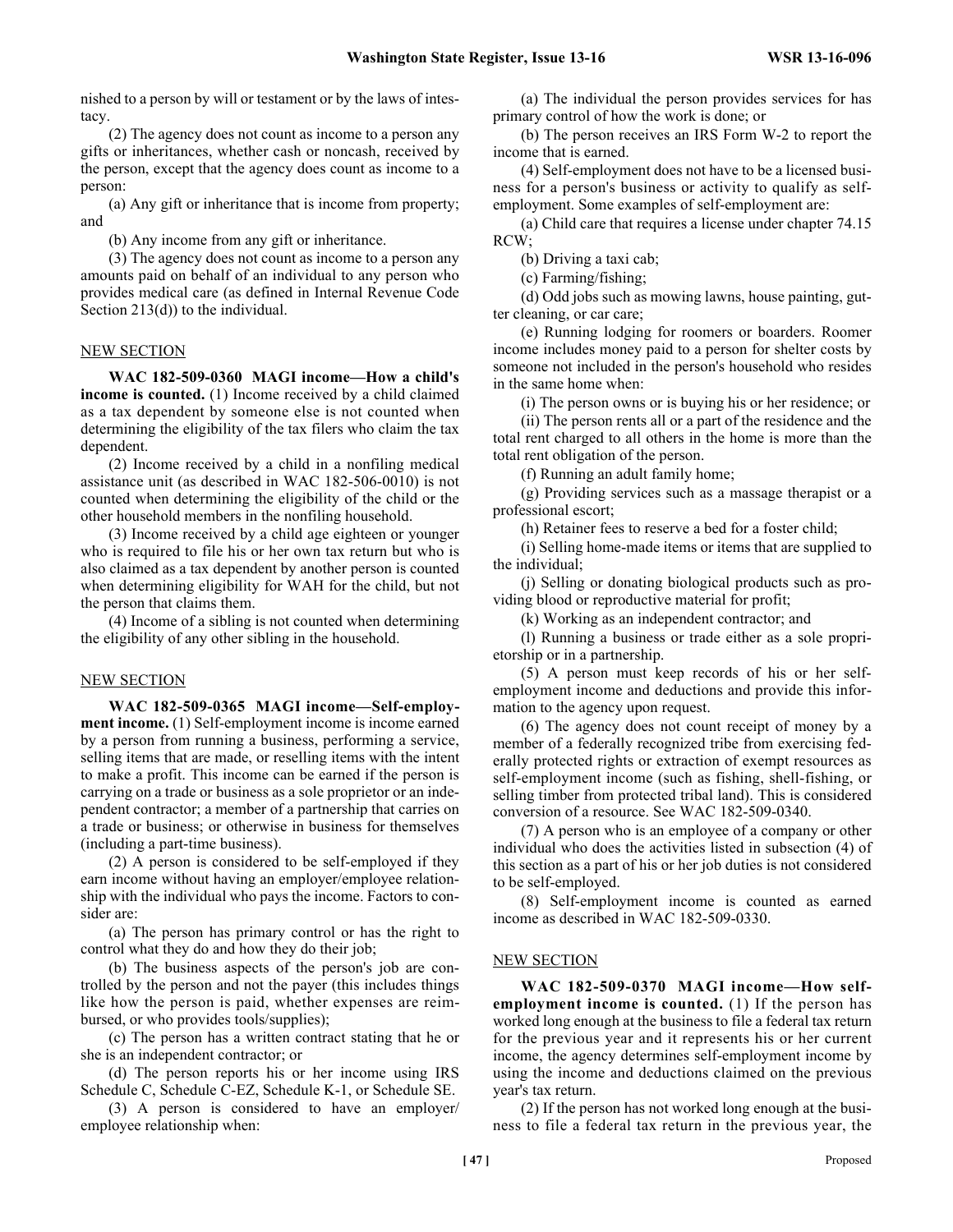nished to a person by will or testament or by the laws of intestacy.

(2) The agency does not count as income to a person any gifts or inheritances, whether cash or noncash, received by the person, except that the agency does count as income to a person:

(a) Any gift or inheritance that is income from property; and

(b) Any income from any gift or inheritance.

(3) The agency does not count as income to a person any amounts paid on behalf of an individual to any person who provides medical care (as defined in Internal Revenue Code Section 213(d)) to the individual.

NEW SECTION

**WAC 182-509-0360 MAGI income—How a child's income is counted.** (1) Income received by a child claimed as a tax dependent by someone else is not counted when determining the eligibility of the tax filers who claim the tax dependent.

(2) Income received by a child in a nonfiling medical assistance unit (as described in WAC 182-506-0010) is not counted when determining the eligibility of the child or the other household members in the nonfiling household.

(3) Income received by a child age eighteen or younger who is required to file his or her own tax return but who is also claimed as a tax dependent by another person is counted when determining eligibility for WAH for the child, but not the person that claims them.

(4) Income of a sibling is not counted when determining the eligibility of any other sibling in the household.

NEW SECTION

**WAC 182-509-0365 MAGI income—Self-employment income.** (1) Self-employment income is income earned by a person from running a business, performing a service, selling items that are made, or reselling items with the intent to make a profit. This income can be earned if the person is carrying on a trade or business as a sole proprietor or an independent contractor; a member of a partnership that carries on a trade or business; or otherwise in business for themselves (including a part-time business).

(2) A person is considered to be self-employed if they earn income without having an employer/employee relationship with the individual who pays the income. Factors to consider are:

(a) The person has primary control or has the right to control what they do and how they do their job;

(b) The business aspects of the person's job are controlled by the person and not the payer (this includes things like how the person is paid, whether expenses are reimbursed, or who provides tools/supplies);

(c) The person has a written contract stating that he or she is an independent contractor; or

(d) The person reports his or her income using IRS Schedule C, Schedule C-EZ, Schedule K-1, or Schedule SE.

(3) A person is considered to have an employer/employee relationship when:

(a) The individual the person provides services for has primary control of how the work is done; or

(b) The person receives an IRS Form W-2 to report the income that is earned.

(4) Self-employment does not have to be a licensed business for a person's business or activity to qualify as self-employment. Some examples of self-employment are:

(a) Child care that requires a license under chapter 74.15 RCW;

(b) Driving a taxi cab;

(c) Farming/fishing;

(d) Odd jobs such as mowing lawns, house painting, gutter cleaning, or car care;

(e) Running lodging for roomers or boarders. Roomer income includes money paid to a person for shelter costs by someone not included in the person's household who resides in the same home when:

(i) The person owns or is buying his or her residence; or

(ii) The person rents all or a part of the residence and the total rent charged to all others in the home is more than the total rent obligation of the person.

(f) Running an adult family home;

(g) Providing services such as a massage therapist or a professional escort;

(h) Retainer fees to reserve a bed for a foster child;

(i) Selling home-made items or items that are supplied to the individual;

(j) Selling or donating biological products such as providing blood or reproductive material for profit;

(k) Working as an independent contractor; and

(l) Running a business or trade either as a sole proprietorship or in a partnership.

(5) A person must keep records of his or her self-employment income and deductions and provide this information to the agency upon request.

(6) The agency does not count receipt of money by a member of a federally recognized tribe from exercising federally protected rights or extraction of exempt resources as self-employment income (such as fishing, shell-fishing, or selling timber from protected tribal land). This is considered conversion of a resource. See WAC 182-509-0340.

(7) A person who is an employee of a company or other individual who does the activities listed in subsection (4) of this section as a part of his or her job duties is not considered to be self-employed.

(8) Self-employment income is counted as earned income as described in WAC 182-509-0330.

NEW SECTION

**WAC 182-509-0370 MAGI income—How self-employment income is counted.** (1) If the person has worked long enough at the business to file a federal tax return for the previous year and it represents his or her current income, the agency determines self-employment income by using the income and deductions claimed on the previous year's tax return.

(2) If the person has not worked long enough at the business to file a federal tax return in the previous year, the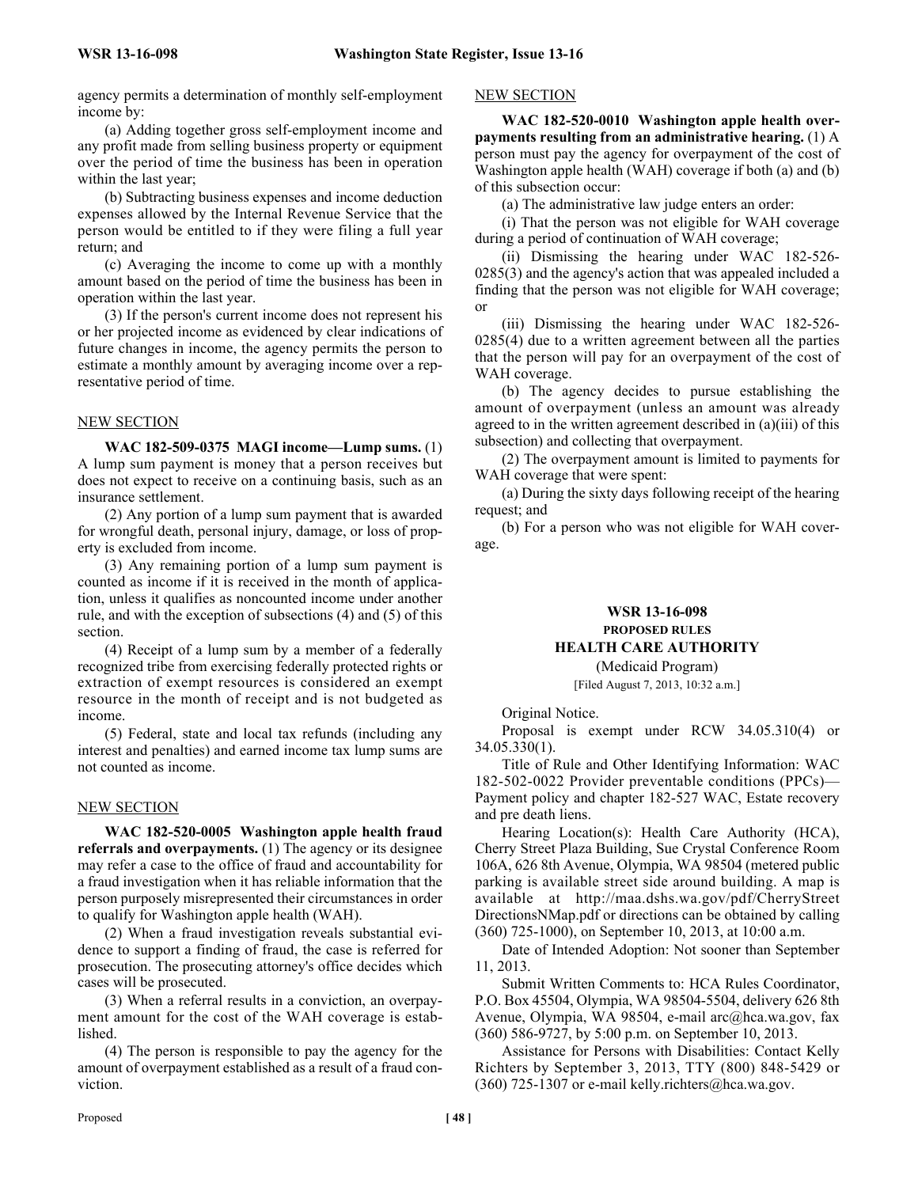agency permits a determination of monthly self-employment income by:

(a) Adding together gross self-employment income and any profit made from selling business property or equipment over the period of time the business has been in operation within the last year;

(b) Subtracting business expenses and income deduction expenses allowed by the Internal Revenue Service that the person would be entitled to if they were filing a full year return; and

(c) Averaging the income to come up with a monthly amount based on the period of time the business has been in operation within the last year.

(3) If the person's current income does not represent his or her projected income as evidenced by clear indications of future changes in income, the agency permits the person to estimate a monthly amount by averaging income over a representative period of time.

NEW SECTION

**WAC 182-509-0375 MAGI income—Lump sums.** (1) A lump sum payment is money that a person receives but does not expect to receive on a continuing basis, such as an insurance settlement.

(2) Any portion of a lump sum payment that is awarded for wrongful death, personal injury, damage, or loss of property is excluded from income.

(3) Any remaining portion of a lump sum payment is counted as income if it is received in the month of application, unless it qualifies as noncounted income under another rule, and with the exception of subsections (4) and (5) of this section.

(4) Receipt of a lump sum by a member of a federally recognized tribe from exercising federally protected rights or extraction of exempt resources is considered an exempt resource in the month of receipt and is not budgeted as income.

(5) Federal, state and local tax refunds (including any interest and penalties) and earned income tax lump sums are not counted as income.

NEW SECTION

**WAC 182-520-0005 Washington apple health fraud referrals and overpayments.** (1) The agency or its designee may refer a case to the office of fraud and accountability for a fraud investigation when it has reliable information that the person purposely misrepresented their circumstances in order to qualify for Washington apple health (WAH).

(2) When a fraud investigation reveals substantial evidence to support a finding of fraud, the case is referred for prosecution. The prosecuting attorney's office decides which cases will be prosecuted.

(3) When a referral results in a conviction, an overpayment amount for the cost of the WAH coverage is established.

(4) The person is responsible to pay the agency for the amount of overpayment established as a result of a fraud conviction.

NEW SECTION

**WAC 182-520-0010 Washington apple health overpayments resulting from an administrative hearing.** (1) A person must pay the agency for overpayment of the cost of Washington apple health (WAH) coverage if both (a) and (b) of this subsection occur:

(a) The administrative law judge enters an order:

(i) That the person was not eligible for WAH coverage during a period of continuation of WAH coverage;

(ii) Dismissing the hearing under WAC 182-526-0285(3) and the agency's action that was appealed included a finding that the person was not eligible for WAH coverage; or

(iii) Dismissing the hearing under WAC 182-526-0285(4) due to a written agreement between all the parties that the person will pay for an overpayment of the cost of WAH coverage.

(b) The agency decides to pursue establishing the amount of overpayment (unless an amount was already agreed to in the written agreement described in (a)(iii) of this subsection) and collecting that overpayment.

(2) The overpayment amount is limited to payments for WAH coverage that were spent:

(a) During the sixty days following receipt of the hearing request; and

(b) For a person who was not eligible for WAH coverage.

## WSR 13-16-098
### PROPOSED RULES
### HEALTH CARE AUTHORITY
(Medicaid Program)

[Filed August 7, 2013, 10:32 a.m.]

Original Notice.

Proposal is exempt under RCW 34.05.310(4) or 34.05.330(1).

Title of Rule and Other Identifying Information: WAC 182-502-0022 Provider preventable conditions (PPCs)—Payment policy and chapter 182-527 WAC, Estate recovery and pre death liens.

Hearing Location(s): Health Care Authority (HCA), Cherry Street Plaza Building, Sue Crystal Conference Room 106A, 626 8th Avenue, Olympia, WA 98504 (metered public parking is available street side around building. A map is available at http://maa.dshs.wa.gov/pdf/CherryStreetDirectionsNMap.pdf or directions can be obtained by calling (360) 725-1000), on September 10, 2013, at 10:00 a.m.

Date of Intended Adoption: Not sooner than September 11, 2013.

Submit Written Comments to: HCA Rules Coordinator, P.O. Box 45504, Olympia, WA 98504-5504, delivery 626 8th Avenue, Olympia, WA 98504, e-mail arc@hca.wa.gov, fax (360) 586-9727, by 5:00 p.m. on September 10, 2013.

Assistance for Persons with Disabilities: Contact Kelly Richters by September 3, 2013, TTY (800) 848-5429 or (360) 725-1307 or e-mail kelly.richters@hca.wa.gov.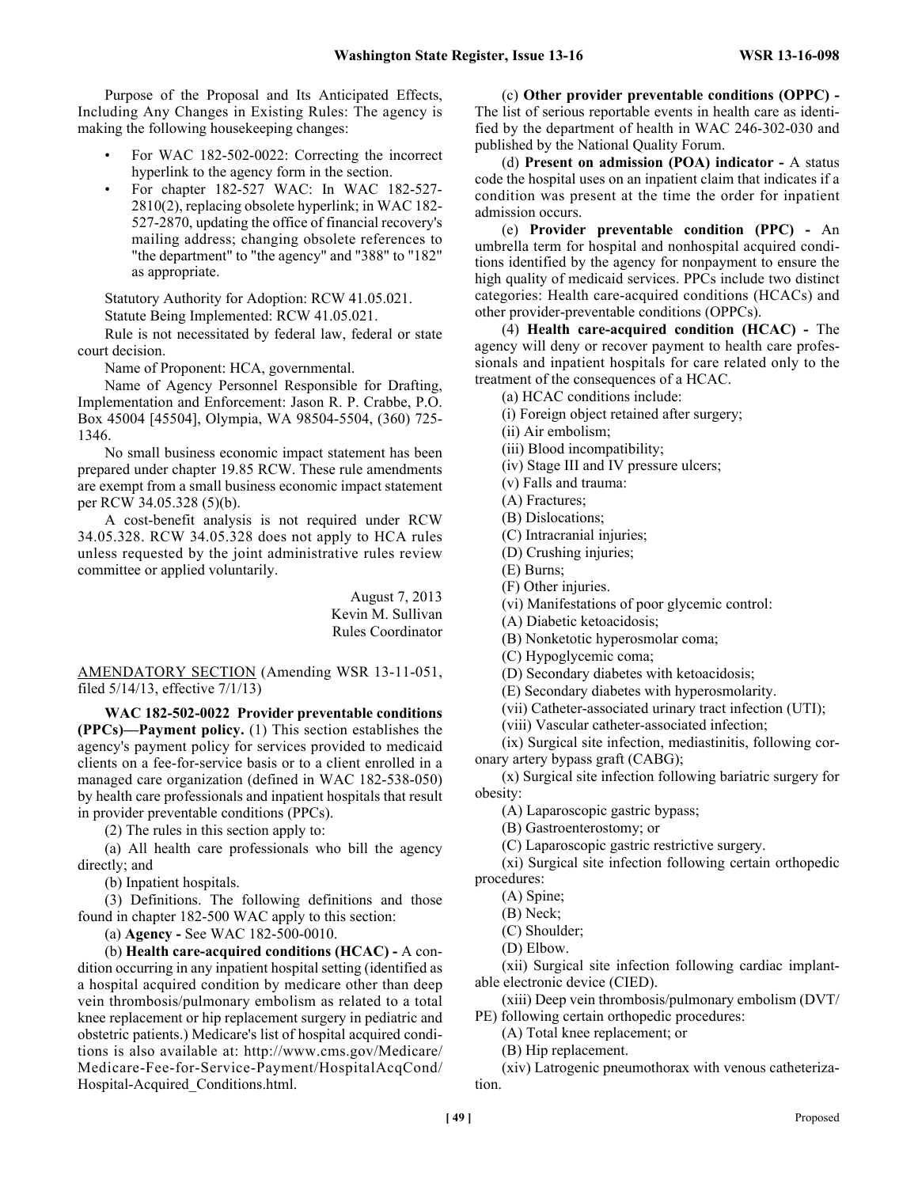Purpose of the Proposal and Its Anticipated Effects, Including Any Changes in Existing Rules: The agency is making the following housekeeping changes:

- For WAC 182-502-0022: Correcting the incorrect hyperlink to the agency form in the section.
- For chapter 182-527 WAC: In WAC 182-527-2810(2), replacing obsolete hyperlink; in WAC 182-527-2870, updating the office of financial recovery's mailing address; changing obsolete references to "the department" to "the agency" and "388" to "182" as appropriate.

Statutory Authority for Adoption: RCW 41.05.021.

Statute Being Implemented: RCW 41.05.021.

Rule is not necessitated by federal law, federal or state court decision.

Name of Proponent: HCA, governmental.

Name of Agency Personnel Responsible for Drafting, Implementation and Enforcement: Jason R. P. Crabbe, P.O. Box 45004 [45504], Olympia, WA 98504-5504, (360) 725-1346.

No small business economic impact statement has been prepared under chapter 19.85 RCW. These rule amendments are exempt from a small business economic impact statement per RCW 34.05.328 (5)(b).

A cost-benefit analysis is not required under RCW 34.05.328. RCW 34.05.328 does not apply to HCA rules unless requested by the joint administrative rules review committee or applied voluntarily.

August 7, 2013
Kevin M. Sullivan
Rules Coordinator

AMENDATORY SECTION (Amending WSR 13-11-051, filed 5/14/13, effective 7/1/13)

**WAC 182-502-0022 Provider preventable conditions (PPCs)—Payment policy.** (1) This section establishes the agency's payment policy for services provided to medicaid clients on a fee-for-service basis or to a client enrolled in a managed care organization (defined in WAC 182-538-050) by health care professionals and inpatient hospitals that result in provider preventable conditions (PPCs).

(2) The rules in this section apply to:

(a) All health care professionals who bill the agency directly; and

(b) Inpatient hospitals.

(3) Definitions. The following definitions and those found in chapter 182-500 WAC apply to this section:

(a) **Agency -** See WAC 182-500-0010.

(b) **Health care-acquired conditions (HCAC) -** A condition occurring in any inpatient hospital setting (identified as a hospital acquired condition by medicare other than deep vein thrombosis/pulmonary embolism as related to a total knee replacement or hip replacement surgery in pediatric and obstetric patients.) Medicare's list of hospital acquired conditions is also available at: http://www.cms.gov/Medicare/Medicare-Fee-for-Service-Payment/HospitalAcqCond/Hospital-Acquired_Conditions.html.

(c) **Other provider preventable conditions (OPPC) -** The list of serious reportable events in health care as identified by the department of health in WAC 246-302-030 and published by the National Quality Forum.

(d) **Present on admission (POA) indicator -** A status code the hospital uses on an inpatient claim that indicates if a condition was present at the time the order for inpatient admission occurs.

(e) **Provider preventable condition (PPC) -** An umbrella term for hospital and nonhospital acquired conditions identified by the agency for nonpayment to ensure the high quality of medicaid services. PPCs include two distinct categories: Health care-acquired conditions (HCACs) and other provider-preventable conditions (OPPCs).

(4) **Health care-acquired condition (HCAC) -** The agency will deny or recover payment to health care professionals and inpatient hospitals for care related only to the treatment of the consequences of a HCAC.

(a) HCAC conditions include:

(i) Foreign object retained after surgery;

(ii) Air embolism;

(iii) Blood incompatibility;

(iv) Stage III and IV pressure ulcers;

(v) Falls and trauma:

(A) Fractures;

(B) Dislocations;

(C) Intracranial injuries;

(D) Crushing injuries;

(E) Burns;

(F) Other injuries.

(vi) Manifestations of poor glycemic control:

(A) Diabetic ketoacidosis;

(B) Nonketotic hyperosmolar coma;

(C) Hypoglycemic coma;

(D) Secondary diabetes with ketoacidosis;

(E) Secondary diabetes with hyperosmolarity.

(vii) Catheter-associated urinary tract infection (UTI);

(viii) Vascular catheter-associated infection;

(ix) Surgical site infection, mediastinitis, following coronary artery bypass graft (CABG);

(x) Surgical site infection following bariatric surgery for obesity:

(A) Laparoscopic gastric bypass;

(B) Gastroenterostomy; or

(C) Laparoscopic gastric restrictive surgery.

(xi) Surgical site infection following certain orthopedic procedures:

(A) Spine;

(B) Neck;

(C) Shoulder;

(D) Elbow.

(xii) Surgical site infection following cardiac implantable electronic device (CIED).

(xiii) Deep vein thrombosis/pulmonary embolism (DVT/PE) following certain orthopedic procedures:

(A) Total knee replacement; or

(B) Hip replacement.

(xiv) Latrogenic pneumothorax with venous catheterization.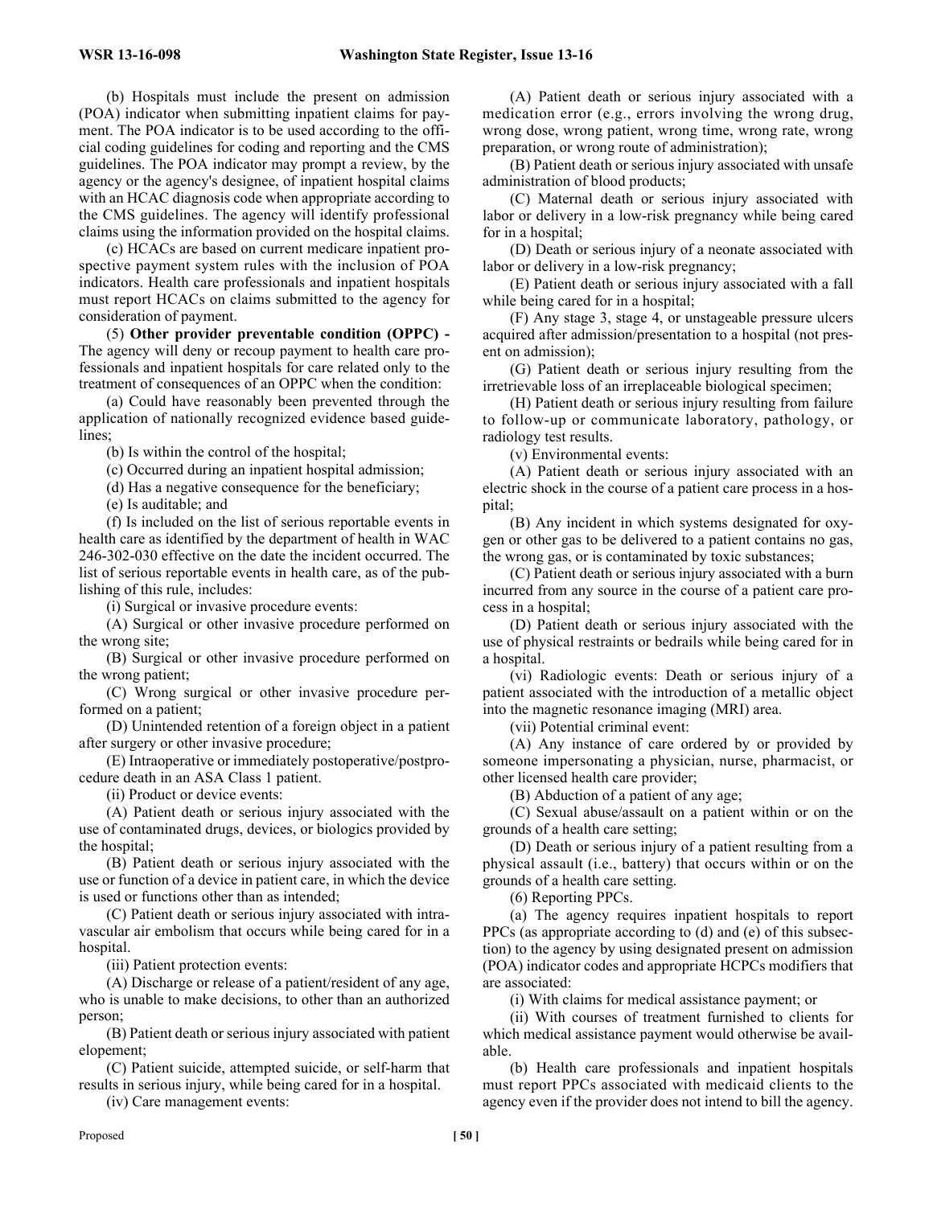(b) Hospitals must include the present on admission (POA) indicator when submitting inpatient claims for payment. The POA indicator is to be used according to the official coding guidelines for coding and reporting and the CMS guidelines. The POA indicator may prompt a review, by the agency or the agency's designee, of inpatient hospital claims with an HCAC diagnosis code when appropriate according to the CMS guidelines. The agency will identify professional claims using the information provided on the hospital claims.

(c) HCACs are based on current medicare inpatient prospective payment system rules with the inclusion of POA indicators. Health care professionals and inpatient hospitals must report HCACs on claims submitted to the agency for consideration of payment.

(5) **Other provider preventable condition (OPPC) -** The agency will deny or recoup payment to health care professionals and inpatient hospitals for care related only to the treatment of consequences of an OPPC when the condition:

(a) Could have reasonably been prevented through the application of nationally recognized evidence based guidelines;

(b) Is within the control of the hospital;

(c) Occurred during an inpatient hospital admission;

(d) Has a negative consequence for the beneficiary;

(e) Is auditable; and

(f) Is included on the list of serious reportable events in health care as identified by the department of health in WAC 246-302-030 effective on the date the incident occurred. The list of serious reportable events in health care, as of the publishing of this rule, includes:

(i) Surgical or invasive procedure events:

(A) Surgical or other invasive procedure performed on the wrong site;

(B) Surgical or other invasive procedure performed on the wrong patient;

(C) Wrong surgical or other invasive procedure performed on a patient;

(D) Unintended retention of a foreign object in a patient after surgery or other invasive procedure;

(E) Intraoperative or immediately postoperative/postprocedure death in an ASA Class 1 patient.

(ii) Product or device events:

(A) Patient death or serious injury associated with the use of contaminated drugs, devices, or biologics provided by the hospital;

(B) Patient death or serious injury associated with the use or function of a device in patient care, in which the device is used or functions other than as intended;

(C) Patient death or serious injury associated with intravascular air embolism that occurs while being cared for in a hospital.

(iii) Patient protection events:

(A) Discharge or release of a patient/resident of any age, who is unable to make decisions, to other than an authorized person;

(B) Patient death or serious injury associated with patient elopement;

(C) Patient suicide, attempted suicide, or self-harm that results in serious injury, while being cared for in a hospital.

(iv) Care management events:

(A) Patient death or serious injury associated with a medication error (e.g., errors involving the wrong drug, wrong dose, wrong patient, wrong time, wrong rate, wrong preparation, or wrong route of administration);

(B) Patient death or serious injury associated with unsafe administration of blood products;

(C) Maternal death or serious injury associated with labor or delivery in a low-risk pregnancy while being cared for in a hospital;

(D) Death or serious injury of a neonate associated with labor or delivery in a low-risk pregnancy;

(E) Patient death or serious injury associated with a fall while being cared for in a hospital;

(F) Any stage 3, stage 4, or unstageable pressure ulcers acquired after admission/presentation to a hospital (not present on admission);

(G) Patient death or serious injury resulting from the irretrievable loss of an irreplaceable biological specimen;

(H) Patient death or serious injury resulting from failure to follow-up or communicate laboratory, pathology, or radiology test results.

(v) Environmental events:

(A) Patient death or serious injury associated with an electric shock in the course of a patient care process in a hospital;

(B) Any incident in which systems designated for oxygen or other gas to be delivered to a patient contains no gas, the wrong gas, or is contaminated by toxic substances;

(C) Patient death or serious injury associated with a burn incurred from any source in the course of a patient care process in a hospital;

(D) Patient death or serious injury associated with the use of physical restraints or bedrails while being cared for in a hospital.

(vi) Radiologic events: Death or serious injury of a patient associated with the introduction of a metallic object into the magnetic resonance imaging (MRI) area.

(vii) Potential criminal event:

(A) Any instance of care ordered by or provided by someone impersonating a physician, nurse, pharmacist, or other licensed health care provider;

(B) Abduction of a patient of any age;

(C) Sexual abuse/assault on a patient within or on the grounds of a health care setting;

(D) Death or serious injury of a patient resulting from a physical assault (i.e., battery) that occurs within or on the grounds of a health care setting.

(6) Reporting PPCs.

(a) The agency requires inpatient hospitals to report PPCs (as appropriate according to (d) and (e) of this subsection) to the agency by using designated present on admission (POA) indicator codes and appropriate HCPCs modifiers that are associated:

(i) With claims for medical assistance payment; or

(ii) With courses of treatment furnished to clients for which medical assistance payment would otherwise be available.

(b) Health care professionals and inpatient hospitals must report PPCs associated with medicaid clients to the agency even if the provider does not intend to bill the agency.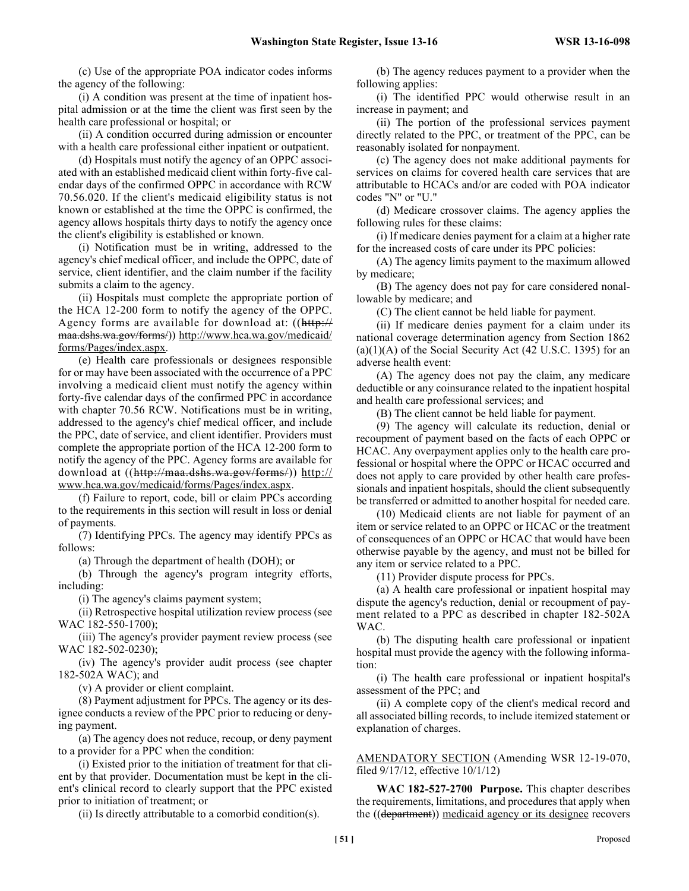(c) Use of the appropriate POA indicator codes informs the agency of the following:

(i) A condition was present at the time of inpatient hospital admission or at the time the client was first seen by the health care professional or hospital; or

(ii) A condition occurred during admission or encounter with a health care professional either inpatient or outpatient.

(d) Hospitals must notify the agency of an OPPC associated with an established medicaid client within forty-five calendar days of the confirmed OPPC in accordance with RCW 70.56.020. If the client's medicaid eligibility status is not known or established at the time the OPPC is confirmed, the agency allows hospitals thirty days to notify the agency once the client's eligibility is established or known.

(i) Notification must be in writing, addressed to the agency's chief medical officer, and include the OPPC, date of service, client identifier, and the claim number if the facility submits a claim to the agency.

(ii) Hospitals must complete the appropriate portion of the HCA 12-200 form to notify the agency of the OPPC. Agency forms are available for download at: ((~~http://maa.dshs.wa.gov/forms/~~)) <u>http://www.hca.wa.gov/medicaid/forms/Pages/index.aspx</u>.

(e) Health care professionals or designees responsible for or may have been associated with the occurrence of a PPC involving a medicaid client must notify the agency within forty-five calendar days of the confirmed PPC in accordance with chapter 70.56 RCW. Notifications must be in writing, addressed to the agency's chief medical officer, and include the PPC, date of service, and client identifier. Providers must complete the appropriate portion of the HCA 12-200 form to notify the agency of the PPC. Agency forms are available for download at ((~~http://maa.dshs.wa.gov/forms/~~)) <u>http://www.hca.wa.gov/medicaid/forms/Pages/index.aspx</u>.

(f) Failure to report, code, bill or claim PPCs according to the requirements in this section will result in loss or denial of payments.

(7) Identifying PPCs. The agency may identify PPCs as follows:

(a) Through the department of health (DOH); or

(b) Through the agency's program integrity efforts, including:

(i) The agency's claims payment system;

(ii) Retrospective hospital utilization review process (see WAC 182-550-1700);

(iii) The agency's provider payment review process (see WAC 182-502-0230);

(iv) The agency's provider audit process (see chapter 182-502A WAC); and

(v) A provider or client complaint.

(8) Payment adjustment for PPCs. The agency or its designee conducts a review of the PPC prior to reducing or denying payment.

(a) The agency does not reduce, recoup, or deny payment to a provider for a PPC when the condition:

(i) Existed prior to the initiation of treatment for that client by that provider. Documentation must be kept in the client's clinical record to clearly support that the PPC existed prior to initiation of treatment; or

(ii) Is directly attributable to a comorbid condition(s).

(b) The agency reduces payment to a provider when the following applies:

(i) The identified PPC would otherwise result in an increase in payment; and

(ii) The portion of the professional services payment directly related to the PPC, or treatment of the PPC, can be reasonably isolated for nonpayment.

(c) The agency does not make additional payments for services on claims for covered health care services that are attributable to HCACs and/or are coded with POA indicator codes "N" or "U."

(d) Medicare crossover claims. The agency applies the following rules for these claims:

(i) If medicare denies payment for a claim at a higher rate for the increased costs of care under its PPC policies:

(A) The agency limits payment to the maximum allowed by medicare;

(B) The agency does not pay for care considered nonallowable by medicare; and

(C) The client cannot be held liable for payment.

(ii) If medicare denies payment for a claim under its national coverage determination agency from Section 1862 (a)(1)(A) of the Social Security Act (42 U.S.C. 1395) for an adverse health event:

(A) The agency does not pay the claim, any medicare deductible or any coinsurance related to the inpatient hospital and health care professional services; and

(B) The client cannot be held liable for payment.

(9) The agency will calculate its reduction, denial or recoupment of payment based on the facts of each OPPC or HCAC. Any overpayment applies only to the health care professional or hospital where the OPPC or HCAC occurred and does not apply to care provided by other health care professionals and inpatient hospitals, should the client subsequently be transferred or admitted to another hospital for needed care.

(10) Medicaid clients are not liable for payment of an item or service related to an OPPC or HCAC or the treatment of consequences of an OPPC or HCAC that would have been otherwise payable by the agency, and must not be billed for any item or service related to a PPC.

(11) Provider dispute process for PPCs.

(a) A health care professional or inpatient hospital may dispute the agency's reduction, denial or recoupment of payment related to a PPC as described in chapter 182-502A WAC.

(b) The disputing health care professional or inpatient hospital must provide the agency with the following information:

(i) The health care professional or inpatient hospital's assessment of the PPC; and

(ii) A complete copy of the client's medical record and all associated billing records, to include itemized statement or explanation of charges.

<u>AMENDATORY SECTION</u> (Amending WSR 12-19-070, filed 9/17/12, effective 10/1/12)

**WAC 182-527-2700 Purpose.** This chapter describes the requirements, limitations, and procedures that apply when the ((~~department~~)) <u>medicaid agency or its designee</u> recovers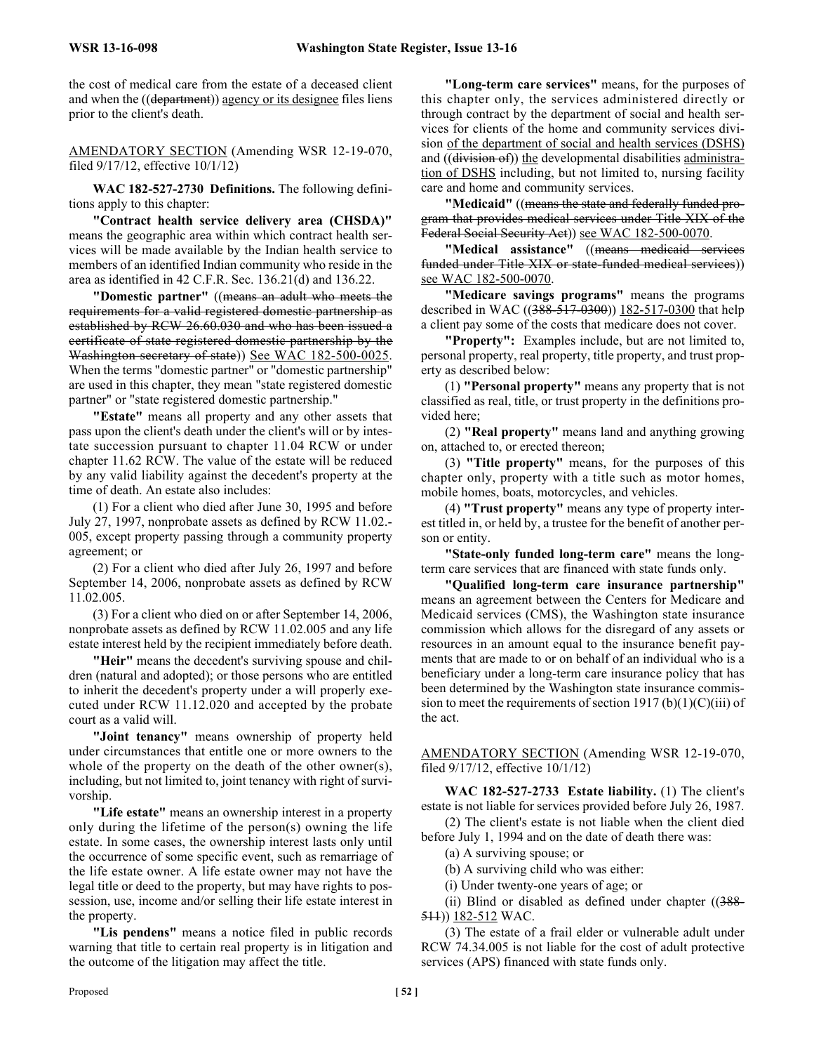the cost of medical care from the estate of a deceased client and when the ((~~department~~)) agency or its designee files liens prior to the client's death.

AMENDATORY SECTION (Amending WSR 12-19-070, filed 9/17/12, effective 10/1/12)

**WAC 182-527-2730 Definitions.** The following definitions apply to this chapter:

**"Contract health service delivery area (CHSDA)"** means the geographic area within which contract health services will be made available by the Indian health service to members of an identified Indian community who reside in the area as identified in 42 C.F.R. Sec. 136.21(d) and 136.22.

**"Domestic partner"** ((~~means an adult who meets the requirements for a valid registered domestic partnership as established by RCW 26.60.030 and who has been issued a certificate of state registered domestic partnership by the Washington secretary of state~~)) See WAC 182-500-0025. When the terms "domestic partner" or "domestic partnership" are used in this chapter, they mean "state registered domestic partner" or "state registered domestic partnership."

**"Estate"** means all property and any other assets that pass upon the client's death under the client's will or by intestate succession pursuant to chapter 11.04 RCW or under chapter 11.62 RCW. The value of the estate will be reduced by any valid liability against the decedent's property at the time of death. An estate also includes:

(1) For a client who died after June 30, 1995 and before July 27, 1997, nonprobate assets as defined by RCW 11.02.-005, except property passing through a community property agreement; or

(2) For a client who died after July 26, 1997 and before September 14, 2006, nonprobate assets as defined by RCW 11.02.005.

(3) For a client who died on or after September 14, 2006, nonprobate assets as defined by RCW 11.02.005 and any life estate interest held by the recipient immediately before death.

**"Heir"** means the decedent's surviving spouse and children (natural and adopted); or those persons who are entitled to inherit the decedent's property under a will properly executed under RCW 11.12.020 and accepted by the probate court as a valid will.

**"Joint tenancy"** means ownership of property held under circumstances that entitle one or more owners to the whole of the property on the death of the other owner(s), including, but not limited to, joint tenancy with right of survivorship.

**"Life estate"** means an ownership interest in a property only during the lifetime of the person(s) owning the life estate. In some cases, the ownership interest lasts only until the occurrence of some specific event, such as remarriage of the life estate owner. A life estate owner may not have the legal title or deed to the property, but may have rights to possession, use, income and/or selling their life estate interest in the property.

**"Lis pendens"** means a notice filed in public records warning that title to certain real property is in litigation and the outcome of the litigation may affect the title.

**"Long-term care services"** means, for the purposes of this chapter only, the services administered directly or through contract by the department of social and health services for clients of the home and community services division of the department of social and health services (DSHS) and ((~~division of~~)) the developmental disabilities administration of DSHS including, but not limited to, nursing facility care and home and community services.

**"Medicaid"** ((~~means the state and federally funded program that provides medical services under Title XIX of the Federal Social Security Act~~)) see WAC 182-500-0070.

**"Medical assistance"** ((~~means medicaid services funded under Title XIX or state-funded medical services~~)) see WAC 182-500-0070.

**"Medicare savings programs"** means the programs described in WAC ((~~388-517-0300~~)) 182-517-0300 that help a client pay some of the costs that medicare does not cover.

**"Property":** Examples include, but are not limited to, personal property, real property, title property, and trust property as described below:

(1) **"Personal property"** means any property that is not classified as real, title, or trust property in the definitions provided here;

(2) **"Real property"** means land and anything growing on, attached to, or erected thereon;

(3) **"Title property"** means, for the purposes of this chapter only, property with a title such as motor homes, mobile homes, boats, motorcycles, and vehicles.

(4) **"Trust property"** means any type of property interest titled in, or held by, a trustee for the benefit of another person or entity.

**"State-only funded long-term care"** means the long-term care services that are financed with state funds only.

**"Qualified long-term care insurance partnership"** means an agreement between the Centers for Medicare and Medicaid services (CMS), the Washington state insurance commission which allows for the disregard of any assets or resources in an amount equal to the insurance benefit payments that are made to or on behalf of an individual who is a beneficiary under a long-term care insurance policy that has been determined by the Washington state insurance commission to meet the requirements of section 1917 (b)(1)(C)(iii) of the act.

AMENDATORY SECTION (Amending WSR 12-19-070, filed 9/17/12, effective 10/1/12)

**WAC 182-527-2733 Estate liability.** (1) The client's estate is not liable for services provided before July 26, 1987.

(2) The client's estate is not liable when the client died before July 1, 1994 and on the date of death there was:

(a) A surviving spouse; or

(b) A surviving child who was either:

(i) Under twenty-one years of age; or

(ii) Blind or disabled as defined under chapter ((~~388-511~~)) 182-512 WAC.

(3) The estate of a frail elder or vulnerable adult under RCW 74.34.005 is not liable for the cost of adult protective services (APS) financed with state funds only.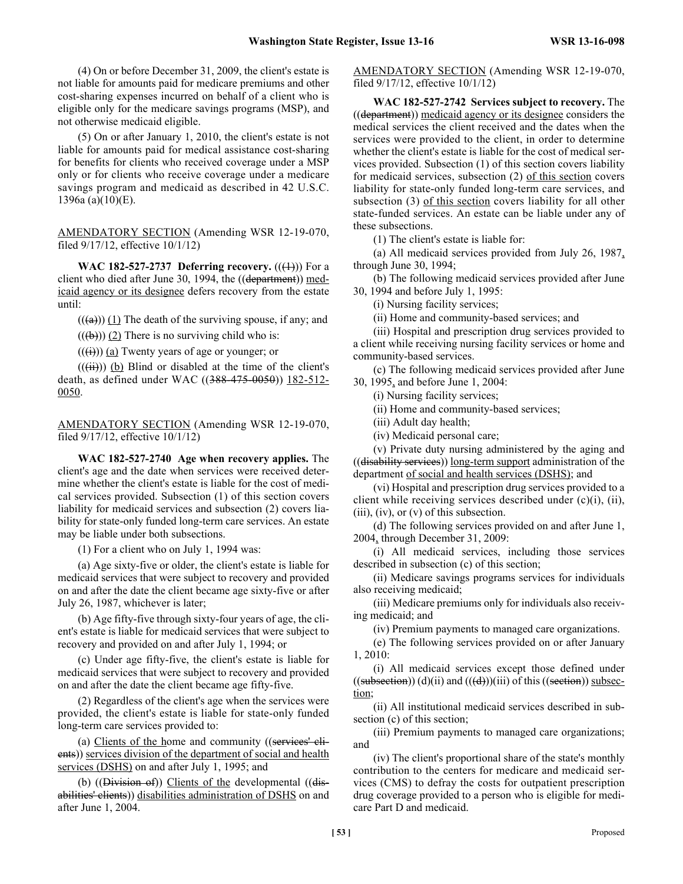(4) On or before December 31, 2009, the client's estate is not liable for amounts paid for medicare premiums and other cost-sharing expenses incurred on behalf of a client who is eligible only for the medicare savings programs (MSP), and not otherwise medicaid eligible.

(5) On or after January 1, 2010, the client's estate is not liable for amounts paid for medical assistance cost-sharing for benefits for clients who received coverage under a MSP only or for clients who receive coverage under a medicare savings program and medicaid as described in 42 U.S.C. 1396a (a)(10)(E).

AMENDATORY SECTION (Amending WSR 12-19-070, filed 9/17/12, effective 10/1/12)

**WAC 182-527-2737 Deferring recovery.** (((1))) For a client who died after June 30, 1994, the ((department)) medicaid agency or its designee defers recovery from the estate until:

(((a))) (1) The death of the surviving spouse, if any; and

(((b))) (2) There is no surviving child who is:

(((i))) (a) Twenty years of age or younger; or

(((ii))) (b) Blind or disabled at the time of the client's death, as defined under WAC ((388-475-0050)) 182-512-0050.

AMENDATORY SECTION (Amending WSR 12-19-070, filed 9/17/12, effective 10/1/12)

**WAC 182-527-2740 Age when recovery applies.** The client's age and the date when services were received determine whether the client's estate is liable for the cost of medical services provided. Subsection (1) of this section covers liability for medicaid services and subsection (2) covers liability for state-only funded long-term care services. An estate may be liable under both subsections.

(1) For a client who on July 1, 1994 was:

(a) Age sixty-five or older, the client's estate is liable for medicaid services that were subject to recovery and provided on and after the date the client became age sixty-five or after July 26, 1987, whichever is later;

(b) Age fifty-five through sixty-four years of age, the client's estate is liable for medicaid services that were subject to recovery and provided on and after July 1, 1994; or

(c) Under age fifty-five, the client's estate is liable for medicaid services that were subject to recovery and provided on and after the date the client became age fifty-five.

(2) Regardless of the client's age when the services were provided, the client's estate is liable for state-only funded long-term care services provided to:

(a) Clients of the home and community ((services' clients)) services division of the department of social and health services (DSHS) on and after July 1, 1995; and

(b) ((Division of)) Clients of the developmental ((disabilities' clients)) disabilities administration of DSHS on and after June 1, 2004.

AMENDATORY SECTION (Amending WSR 12-19-070, filed 9/17/12, effective 10/1/12)

**WAC 182-527-2742 Services subject to recovery.** The ((department)) medicaid agency or its designee considers the medical services the client received and the dates when the services were provided to the client, in order to determine whether the client's estate is liable for the cost of medical services provided. Subsection (1) of this section covers liability for medicaid services, subsection (2) of this section covers liability for state-only funded long-term care services, and subsection (3) of this section covers liability for all other state-funded services. An estate can be liable under any of these subsections.

(1) The client's estate is liable for:

(a) All medicaid services provided from July 26, 1987, through June 30, 1994;

(b) The following medicaid services provided after June 30, 1994 and before July 1, 1995:

(i) Nursing facility services;

(ii) Home and community-based services; and

(iii) Hospital and prescription drug services provided to a client while receiving nursing facility services or home and community-based services.

(c) The following medicaid services provided after June 30, 1995, and before June 1, 2004:

(i) Nursing facility services;

(ii) Home and community-based services;

(iii) Adult day health;

(iv) Medicaid personal care;

(v) Private duty nursing administered by the aging and ((disability services)) long-term support administration of the department of social and health services (DSHS); and

(vi) Hospital and prescription drug services provided to a client while receiving services described under (c)(i), (ii), (iii), (iv), or (v) of this subsection.

(d) The following services provided on and after June 1, 2004, through December 31, 2009:

(i) All medicaid services, including those services described in subsection (c) of this section;

(ii) Medicare savings programs services for individuals also receiving medicaid;

(iii) Medicare premiums only for individuals also receiving medicaid; and

(iv) Premium payments to managed care organizations.

(e) The following services provided on or after January 1, 2010:

(i) All medicaid services except those defined under ((subsection)) (d)(ii) and (((d)))(iii) of this ((section)) subsection;

(ii) All institutional medicaid services described in subsection (c) of this section;

(iii) Premium payments to managed care organizations; and

(iv) The client's proportional share of the state's monthly contribution to the centers for medicare and medicaid services (CMS) to defray the costs for outpatient prescription drug coverage provided to a person who is eligible for medicare Part D and medicaid.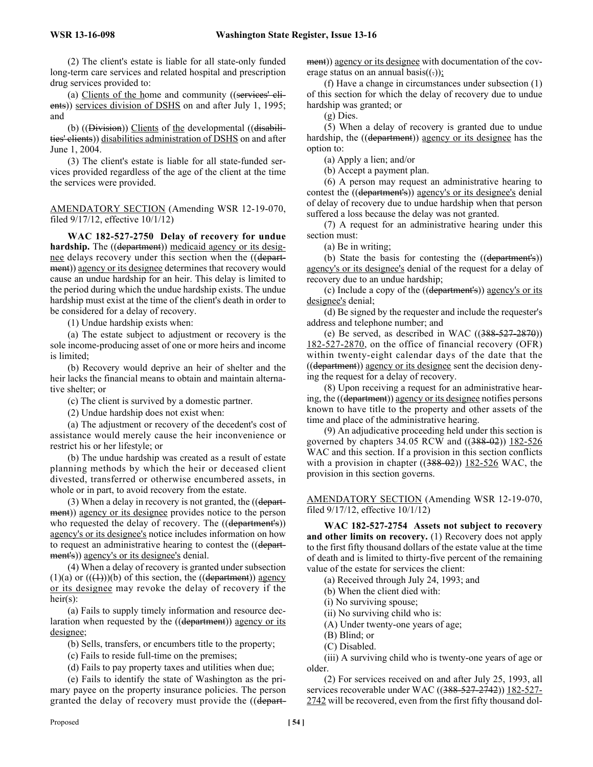(2) The client's estate is liable for all state-only funded long-term care services and related hospital and prescription drug services provided to:

(a) Clients of the home and community ((services' clients)) services division of DSHS on and after July 1, 1995; and

(b) ((Division)) Clients of the developmental ((disabilities' clients)) disabilities administration of DSHS on and after June 1, 2004.

(3) The client's estate is liable for all state-funded services provided regardless of the age of the client at the time the services were provided.

AMENDATORY SECTION (Amending WSR 12-19-070, filed 9/17/12, effective 10/1/12)

**WAC 182-527-2750 Delay of recovery for undue hardship.** The ((department)) medicaid agency or its designee delays recovery under this section when the ((department)) agency or its designee determines that recovery would cause an undue hardship for an heir. This delay is limited to the period during which the undue hardship exists. The undue hardship must exist at the time of the client's death in order to be considered for a delay of recovery.

(1) Undue hardship exists when:

(a) The estate subject to adjustment or recovery is the sole income-producing asset of one or more heirs and income is limited;

(b) Recovery would deprive an heir of shelter and the heir lacks the financial means to obtain and maintain alternative shelter; or

(c) The client is survived by a domestic partner.

(2) Undue hardship does not exist when:

(a) The adjustment or recovery of the decedent's cost of assistance would merely cause the heir inconvenience or restrict his or her lifestyle; or

(b) The undue hardship was created as a result of estate planning methods by which the heir or deceased client divested, transferred or otherwise encumbered assets, in whole or in part, to avoid recovery from the estate.

(3) When a delay in recovery is not granted, the ((department)) agency or its designee provides notice to the person who requested the delay of recovery. The ((department's)) agency's or its designee's notice includes information on how to request an administrative hearing to contest the ((department's)) agency's or its designee's denial.

(4) When a delay of recovery is granted under subsection (1)(a) or (((1)))(b) of this section, the ((department)) agency or its designee may revoke the delay of recovery if the heir(s):

(a) Fails to supply timely information and resource declaration when requested by the ((department)) agency or its designee;

(b) Sells, transfers, or encumbers title to the property;

(c) Fails to reside full-time on the premises;

(d) Fails to pay property taxes and utilities when due;

(e) Fails to identify the state of Washington as the primary payee on the property insurance policies. The person granted the delay of recovery must provide the ((department)) agency or its designee with documentation of the coverage status on an annual basis((.));

(f) Have a change in circumstances under subsection (1) of this section for which the delay of recovery due to undue hardship was granted; or

(g) Dies.

(5) When a delay of recovery is granted due to undue hardship, the ((department)) agency or its designee has the option to:

(a) Apply a lien; and/or

(b) Accept a payment plan.

(6) A person may request an administrative hearing to contest the ((department's)) agency's or its designee's denial of delay of recovery due to undue hardship when that person suffered a loss because the delay was not granted.

(7) A request for an administrative hearing under this section must:

(a) Be in writing;

(b) State the basis for contesting the ((department's)) agency's or its designee's denial of the request for a delay of recovery due to an undue hardship;

(c) Include a copy of the ((department's)) agency's or its designee's denial;

(d) Be signed by the requester and include the requester's address and telephone number; and

(e) Be served, as described in WAC ((388-527-2870)) 182-527-2870, on the office of financial recovery (OFR) within twenty-eight calendar days of the date that the ((department)) agency or its designee sent the decision denying the request for a delay of recovery.

(8) Upon receiving a request for an administrative hearing, the ((department)) agency or its designee notifies persons known to have title to the property and other assets of the time and place of the administrative hearing.

(9) An adjudicative proceeding held under this section is governed by chapters 34.05 RCW and ((388-02)) 182-526 WAC and this section. If a provision in this section conflicts with a provision in chapter ((388-02)) 182-526 WAC, the provision in this section governs.

AMENDATORY SECTION (Amending WSR 12-19-070, filed 9/17/12, effective 10/1/12)

**WAC 182-527-2754 Assets not subject to recovery and other limits on recovery.** (1) Recovery does not apply to the first fifty thousand dollars of the estate value at the time of death and is limited to thirty-five percent of the remaining value of the estate for services the client:

(a) Received through July 24, 1993; and

(b) When the client died with:

(i) No surviving spouse;

(ii) No surviving child who is:

(A) Under twenty-one years of age;

(B) Blind; or

(C) Disabled.

(iii) A surviving child who is twenty-one years of age or older.

(2) For services received on and after July 25, 1993, all services recoverable under WAC ((388-527-2742)) 182-527-2742 will be recovered, even from the first fifty thousand dol-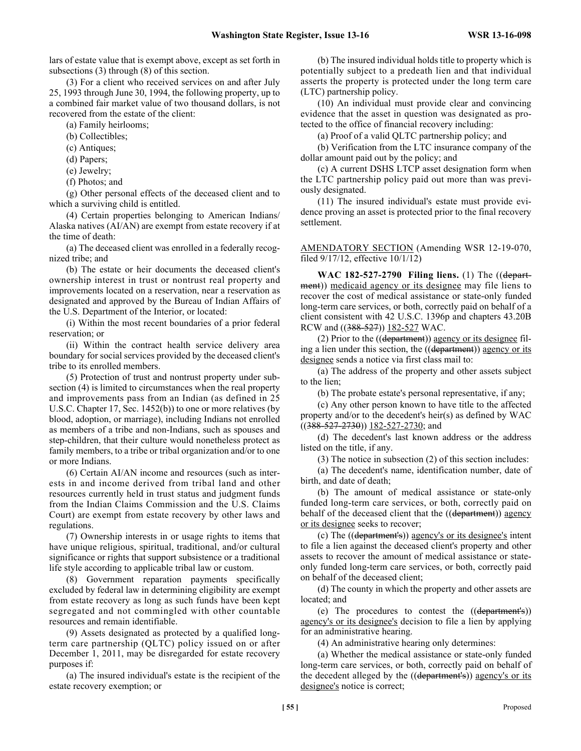lars of estate value that is exempt above, except as set forth in subsections (3) through (8) of this section.

(3) For a client who received services on and after July 25, 1993 through June 30, 1994, the following property, up to a combined fair market value of two thousand dollars, is not recovered from the estate of the client:

(a) Family heirlooms;

(b) Collectibles;

(c) Antiques;

(d) Papers;

(e) Jewelry;

(f) Photos; and

(g) Other personal effects of the deceased client and to which a surviving child is entitled.

(4) Certain properties belonging to American Indians/Alaska natives (AI/AN) are exempt from estate recovery if at the time of death:

(a) The deceased client was enrolled in a federally recognized tribe; and

(b) The estate or heir documents the deceased client's ownership interest in trust or nontrust real property and improvements located on a reservation, near a reservation as designated and approved by the Bureau of Indian Affairs of the U.S. Department of the Interior, or located:

(i) Within the most recent boundaries of a prior federal reservation; or

(ii) Within the contract health service delivery area boundary for social services provided by the deceased client's tribe to its enrolled members.

(5) Protection of trust and nontrust property under subsection (4) is limited to circumstances when the real property and improvements pass from an Indian (as defined in 25 U.S.C. Chapter 17, Sec. 1452(b)) to one or more relatives (by blood, adoption, or marriage), including Indians not enrolled as members of a tribe and non-Indians, such as spouses and step-children, that their culture would nonetheless protect as family members, to a tribe or tribal organization and/or to one or more Indians.

(6) Certain AI/AN income and resources (such as interests in and income derived from tribal land and other resources currently held in trust status and judgment funds from the Indian Claims Commission and the U.S. Claims Court) are exempt from estate recovery by other laws and regulations.

(7) Ownership interests in or usage rights to items that have unique religious, spiritual, traditional, and/or cultural significance or rights that support subsistence or a traditional life style according to applicable tribal law or custom.

(8) Government reparation payments specifically excluded by federal law in determining eligibility are exempt from estate recovery as long as such funds have been kept segregated and not commingled with other countable resources and remain identifiable.

(9) Assets designated as protected by a qualified long-term care partnership (QLTC) policy issued on or after December 1, 2011, may be disregarded for estate recovery purposes if:

(a) The insured individual's estate is the recipient of the estate recovery exemption; or

(b) The insured individual holds title to property which is potentially subject to a predeath lien and that individual asserts the property is protected under the long term care (LTC) partnership policy.

(10) An individual must provide clear and convincing evidence that the asset in question was designated as protected to the office of financial recovery including:

(a) Proof of a valid QLTC partnership policy; and

(b) Verification from the LTC insurance company of the dollar amount paid out by the policy; and

(c) A current DSHS LTCP asset designation form when the LTC partnership policy paid out more than was previously designated.

(11) The insured individual's estate must provide evidence proving an asset is protected prior to the final recovery settlement.

AMENDATORY SECTION (Amending WSR 12-19-070, filed 9/17/12, effective 10/1/12)

**WAC 182-527-2790 Filing liens.** (1) The ((~~department~~)) medicaid agency or its designee may file liens to recover the cost of medical assistance or state-only funded long-term care services, or both, correctly paid on behalf of a client consistent with 42 U.S.C. 1396p and chapters 43.20B RCW and ((~~388-527~~)) 182-527 WAC.

(2) Prior to the ((~~department~~)) agency or its designee filing a lien under this section, the ((~~department~~)) agency or its designee sends a notice via first class mail to:

(a) The address of the property and other assets subject to the lien;

(b) The probate estate's personal representative, if any;

(c) Any other person known to have title to the affected property and/or to the decedent's heir(s) as defined by WAC ((~~388-527-2730~~)) 182-527-2730; and

(d) The decedent's last known address or the address listed on the title, if any.

(3) The notice in subsection (2) of this section includes:

(a) The decedent's name, identification number, date of birth, and date of death;

(b) The amount of medical assistance or state-only funded long-term care services, or both, correctly paid on behalf of the deceased client that the ((~~department~~)) agency or its designee seeks to recover;

(c) The ((~~department's~~)) agency's or its designee's intent to file a lien against the deceased client's property and other assets to recover the amount of medical assistance or state-only funded long-term care services, or both, correctly paid on behalf of the deceased client;

(d) The county in which the property and other assets are located; and

(e) The procedures to contest the ((~~department's~~)) agency's or its designee's decision to file a lien by applying for an administrative hearing.

(4) An administrative hearing only determines:

(a) Whether the medical assistance or state-only funded long-term care services, or both, correctly paid on behalf of the decedent alleged by the ((~~department's~~)) agency's or its designee's notice is correct;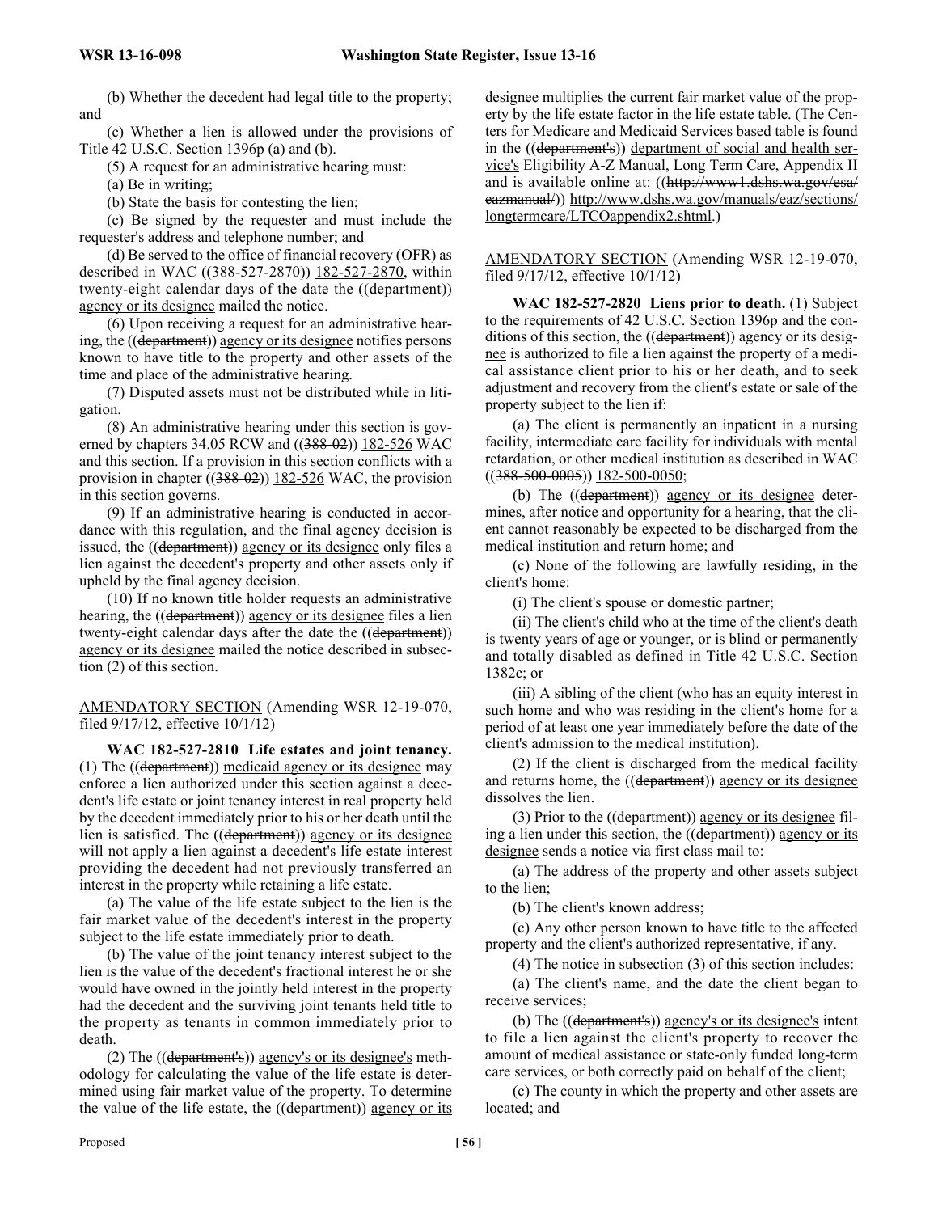(b) Whether the decedent had legal title to the property; and

(c) Whether a lien is allowed under the provisions of Title 42 U.S.C. Section 1396p (a) and (b).

(5) A request for an administrative hearing must:

(a) Be in writing;

(b) State the basis for contesting the lien;

(c) Be signed by the requester and must include the requester's address and telephone number; and

(d) Be served to the office of financial recovery (OFR) as described in WAC ((388-527-2870)) 182-527-2870, within twenty-eight calendar days of the date the ((department)) agency or its designee mailed the notice.

(6) Upon receiving a request for an administrative hearing, the ((department)) agency or its designee notifies persons known to have title to the property and other assets of the time and place of the administrative hearing.

(7) Disputed assets must not be distributed while in litigation.

(8) An administrative hearing under this section is governed by chapters 34.05 RCW and ((388-02)) 182-526 WAC and this section. If a provision in this section conflicts with a provision in chapter ((388-02)) 182-526 WAC, the provision in this section governs.

(9) If an administrative hearing is conducted in accordance with this regulation, and the final agency decision is issued, the ((department)) agency or its designee only files a lien against the decedent's property and other assets only if upheld by the final agency decision.

(10) If no known title holder requests an administrative hearing, the ((department)) agency or its designee files a lien twenty-eight calendar days after the date the ((department)) agency or its designee mailed the notice described in subsection (2) of this section.

AMENDATORY SECTION (Amending WSR 12-19-070, filed 9/17/12, effective 10/1/12)

**WAC 182-527-2810 Life estates and joint tenancy.** (1) The ((department)) medicaid agency or its designee may enforce a lien authorized under this section against a decedent's life estate or joint tenancy interest in real property held by the decedent immediately prior to his or her death until the lien is satisfied. The ((department)) agency or its designee will not apply a lien against a decedent's life estate interest providing the decedent had not previously transferred an interest in the property while retaining a life estate.

(a) The value of the life estate subject to the lien is the fair market value of the decedent's interest in the property subject to the life estate immediately prior to death.

(b) The value of the joint tenancy interest subject to the lien is the value of the decedent's fractional interest he or she would have owned in the jointly held interest in the property had the decedent and the surviving joint tenants held title to the property as tenants in common immediately prior to death.

(2) The ((department's)) agency's or its designee's methodology for calculating the value of the life estate is determined using fair market value of the property. To determine the value of the life estate, the ((department)) agency or its designee multiplies the current fair market value of the property by the life estate factor in the life estate table. (The Centers for Medicare and Medicaid Services based table is found in the ((department's)) department of social and health service's Eligibility A-Z Manual, Long Term Care, Appendix II and is available online at: ((http://www1.dshs.wa.gov/esa/eazmanual/)) http://www.dshs.wa.gov/manuals/eaz/sections/longtermcare/LTCOappendix2.shtml.)

AMENDATORY SECTION (Amending WSR 12-19-070, filed 9/17/12, effective 10/1/12)

**WAC 182-527-2820 Liens prior to death.** (1) Subject to the requirements of 42 U.S.C. Section 1396p and the conditions of this section, the ((department)) agency or its designee is authorized to file a lien against the property of a medical assistance client prior to his or her death, and to seek adjustment and recovery from the client's estate or sale of the property subject to the lien if:

(a) The client is permanently an inpatient in a nursing facility, intermediate care facility for individuals with mental retardation, or other medical institution as described in WAC ((388-500-0005)) 182-500-0050;

(b) The ((department)) agency or its designee determines, after notice and opportunity for a hearing, that the client cannot reasonably be expected to be discharged from the medical institution and return home; and

(c) None of the following are lawfully residing, in the client's home:

(i) The client's spouse or domestic partner;

(ii) The client's child who at the time of the client's death is twenty years of age or younger, or is blind or permanently and totally disabled as defined in Title 42 U.S.C. Section 1382c; or

(iii) A sibling of the client (who has an equity interest in such home and who was residing in the client's home for a period of at least one year immediately before the date of the client's admission to the medical institution).

(2) If the client is discharged from the medical facility and returns home, the ((department)) agency or its designee dissolves the lien.

(3) Prior to the ((department)) agency or its designee filing a lien under this section, the ((department)) agency or its designee sends a notice via first class mail to:

(a) The address of the property and other assets subject to the lien;

(b) The client's known address;

(c) Any other person known to have title to the affected property and the client's authorized representative, if any.

(4) The notice in subsection (3) of this section includes:

(a) The client's name, and the date the client began to receive services;

(b) The ((department's)) agency's or its designee's intent to file a lien against the client's property to recover the amount of medical assistance or state-only funded long-term care services, or both correctly paid on behalf of the client;

(c) The county in which the property and other assets are located; and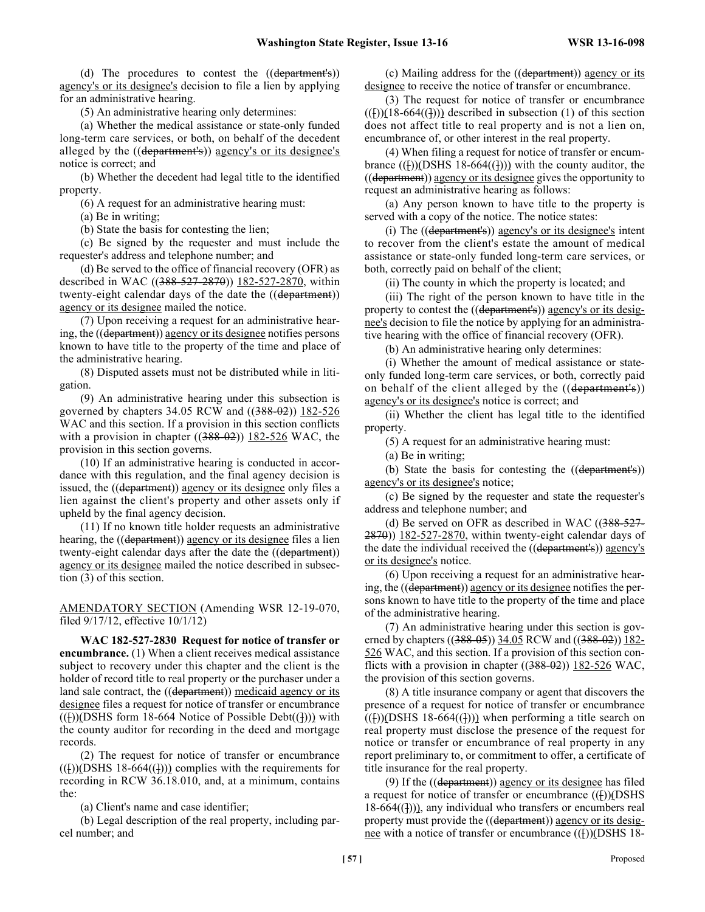(d) The procedures to contest the ((~~department's~~)) agency's or its designee's decision to file a lien by applying for an administrative hearing.

(5) An administrative hearing only determines:

(a) Whether the medical assistance or state-only funded long-term care services, or both, on behalf of the decedent alleged by the ((~~department's~~)) agency's or its designee's notice is correct; and

(b) Whether the decedent had legal title to the identified property.

(6) A request for an administrative hearing must:

(a) Be in writing;

(b) State the basis for contesting the lien;

(c) Be signed by the requester and must include the requester's address and telephone number; and

(d) Be served to the office of financial recovery (OFR) as described in WAC ((~~388-527-2870~~)) 182-527-2870, within twenty-eight calendar days of the date the ((~~department~~)) agency or its designee mailed the notice.

(7) Upon receiving a request for an administrative hearing, the ((~~department~~)) agency or its designee notifies persons known to have title to the property of the time and place of the administrative hearing.

(8) Disputed assets must not be distributed while in litigation.

(9) An administrative hearing under this subsection is governed by chapters 34.05 RCW and ((~~388-02~~)) 182-526 WAC and this section. If a provision in this section conflicts with a provision in chapter ((~~388-02~~)) 182-526 WAC, the provision in this section governs.

(10) If an administrative hearing is conducted in accordance with this regulation, and the final agency decision is issued, the ((~~department~~)) agency or its designee only files a lien against the client's property and other assets only if upheld by the final agency decision.

(11) If no known title holder requests an administrative hearing, the ((~~department~~)) agency or its designee files a lien twenty-eight calendar days after the date the ((~~department~~)) agency or its designee mailed the notice described in subsection (3) of this section.

AMENDATORY SECTION (Amending WSR 12-19-070, filed 9/17/12, effective 10/1/12)

**WAC 182-527-2830 Request for notice of transfer or encumbrance.** (1) When a client receives medical assistance subject to recovery under this chapter and the client is the holder of record title to real property or the purchaser under a land sale contract, the ((~~department~~)) medicaid agency or its designee files a request for notice of transfer or encumbrance ((~~(~~))(DSHS form 18-664 Notice of Possible Debt((~~)~~))) with the county auditor for recording in the deed and mortgage records.

(2) The request for notice of transfer or encumbrance ((~~(~~))(DSHS 18-664((~~)~~))) complies with the requirements for recording in RCW 36.18.010, and, at a minimum, contains the:

(a) Client's name and case identifier;

(b) Legal description of the real property, including parcel number; and

(c) Mailing address for the ((~~department~~)) agency or its designee to receive the notice of transfer or encumbrance.

(3) The request for notice of transfer or encumbrance ((~~(~~))(18-664((~~)~~))) described in subsection (1) of this section does not affect title to real property and is not a lien on, encumbrance of, or other interest in the real property.

(4) When filing a request for notice of transfer or encumbrance ((~~(~~))(DSHS 18-664((~~)~~))) with the county auditor, the ((~~department~~)) agency or its designee gives the opportunity to request an administrative hearing as follows:

(a) Any person known to have title to the property is served with a copy of the notice. The notice states:

(i) The ((~~department's~~)) agency's or its designee's intent to recover from the client's estate the amount of medical assistance or state-only funded long-term care services, or both, correctly paid on behalf of the client;

(ii) The county in which the property is located; and

(iii) The right of the person known to have title in the property to contest the ((~~department's~~)) agency's or its designee's decision to file the notice by applying for an administrative hearing with the office of financial recovery (OFR).

(b) An administrative hearing only determines:

(i) Whether the amount of medical assistance or state-only funded long-term care services, or both, correctly paid on behalf of the client alleged by the ((~~department's~~)) agency's or its designee's notice is correct; and

(ii) Whether the client has legal title to the identified property.

(5) A request for an administrative hearing must:

(a) Be in writing;

(b) State the basis for contesting the ((~~department's~~)) agency's or its designee's notice;

(c) Be signed by the requester and state the requester's address and telephone number; and

(d) Be served on OFR as described in WAC ((~~388-527-2870~~)) 182-527-2870, within twenty-eight calendar days of the date the individual received the ((~~department's~~)) agency's or its designee's notice.

(6) Upon receiving a request for an administrative hearing, the ((~~department~~)) agency or its designee notifies the persons known to have title to the property of the time and place of the administrative hearing.

(7) An administrative hearing under this section is governed by chapters ((~~388-05~~)) 34.05 RCW and ((~~388-02~~)) 182-526 WAC, and this section. If a provision of this section conflicts with a provision in chapter ((~~388-02~~)) 182-526 WAC, the provision of this section governs.

(8) A title insurance company or agent that discovers the presence of a request for notice of transfer or encumbrance ((~~(~~))(DSHS 18-664((~~)~~))) when performing a title search on real property must disclose the presence of the request for notice or transfer or encumbrance of real property in any report preliminary to, or commitment to offer, a certificate of title insurance for the real property.

(9) If the ((~~department~~)) agency or its designee has filed a request for notice of transfer or encumbrance ((~~(~~))(DSHS 18-664((~~)~~))), any individual who transfers or encumbers real property must provide the ((~~department~~)) agency or its designee with a notice of transfer or encumbrance ((~~(~~))(DSHS 18-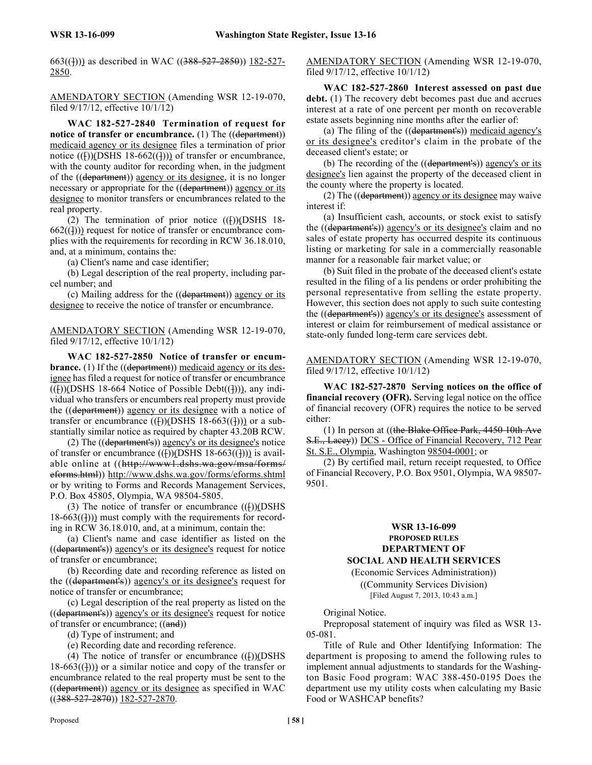663(())) as described in WAC ((388-527-2850)) 182-527-2850.

AMENDATORY SECTION (Amending WSR 12-19-070, filed 9/17/12, effective 10/1/12)

**WAC 182-527-2840 Termination of request for notice of transfer or encumbrance.** (1) The ((department)) medicaid agency or its designee files a termination of prior notice (())(DSHS 18-662(())) of transfer or encumbrance, with the county auditor for recording when, in the judgment of the ((department)) agency or its designee, it is no longer necessary or appropriate for the ((department)) agency or its designee to monitor transfers or encumbrances related to the real property.

(2) The termination of prior notice (())(DSHS 18-662(())) request for notice of transfer or encumbrance complies with the requirements for recording in RCW 36.18.010, and, at a minimum, contains the:

(a) Client's name and case identifier;

(b) Legal description of the real property, including parcel number; and

(c) Mailing address for the ((department)) agency or its designee to receive the notice of transfer or encumbrance.

AMENDATORY SECTION (Amending WSR 12-19-070, filed 9/17/12, effective 10/1/12)

**WAC 182-527-2850 Notice of transfer or encumbrance.** (1) If the ((department)) medicaid agency or its designee has filed a request for notice of transfer or encumbrance (())(DSHS 18-664 Notice of Possible Debt(())), any individual who transfers or encumbers real property must provide the ((department)) agency or its designee with a notice of transfer or encumbrance (())(DSHS 18-663(())) or a substantially similar notice as required by chapter 43.20B RCW.

(2) The ((department's)) agency's or its designee's notice of transfer or encumbrance (())(DSHS 18-663(())) is available online at ((http://www1.dshs.wa.gov/msa/forms/eforms.html)) http://www.dshs.wa.gov/forms/eforms.shtml or by writing to Forms and Records Management Services, P.O. Box 45805, Olympia, WA 98504-5805.

(3) The notice of transfer or encumbrance (())(DSHS 18-663(())) must comply with the requirements for recording in RCW 36.18.010, and, at a minimum, contain the:

(a) Client's name and case identifier as listed on the ((department's)) agency's or its designee's request for notice of transfer or encumbrance;

(b) Recording date and recording reference as listed on the ((department's)) agency's or its designee's request for notice of transfer or encumbrance;

(c) Legal description of the real property as listed on the ((department's)) agency's or its designee's request for notice of transfer or encumbrance; ((and))

(d) Type of instrument; and

(e) Recording date and recording reference.

(4) The notice of transfer or encumbrance (())(DSHS 18-663(())) or a similar notice and copy of the transfer or encumbrance related to the real property must be sent to the ((department)) agency or its designee as specified in WAC ((388-527-2870)) 182-527-2870.

AMENDATORY SECTION (Amending WSR 12-19-070, filed 9/17/12, effective 10/1/12)

**WAC 182-527-2860 Interest assessed on past due debt.** (1) The recovery debt becomes past due and accrues interest at a rate of one percent per month on recoverable estate assets beginning nine months after the earlier of:

(a) The filing of the ((department's)) medicaid agency's or its designee's creditor's claim in the probate of the deceased client's estate; or

(b) The recording of the ((department's)) agency's or its designee's lien against the property of the deceased client in the county where the property is located.

(2) The ((department)) agency or its designee may waive interest if:

(a) Insufficient cash, accounts, or stock exist to satisfy the ((department's)) agency's or its designee's claim and no sales of estate property has occurred despite its continuous listing or marketing for sale in a commercially reasonable manner for a reasonable fair market value; or

(b) Suit filed in the probate of the deceased client's estate resulted in the filing of a lis pendens or order prohibiting the personal representative from selling the estate property. However, this section does not apply to such suite contesting the ((department's)) agency's or its designee's assessment of interest or claim for reimbursement of medical assistance or state-only funded long-term care services debt.

AMENDATORY SECTION (Amending WSR 12-19-070, filed 9/17/12, effective 10/1/12)

**WAC 182-527-2870 Serving notices on the office of financial recovery (OFR).** Serving legal notice on the office of financial recovery (OFR) requires the notice to be served either:

(1) In person at ((the Blake Office Park, 4450 10th Ave S.E., Lacey)) DCS - Office of Financial Recovery, 712 Pear St. S.E., Olympia, Washington 98504-0001; or

(2) By certified mail, return receipt requested, to Office of Financial Recovery, P.O. Box 9501, Olympia, WA 98507-9501.

## WSR 13-16-099
### PROPOSED RULES
### DEPARTMENT OF SOCIAL AND HEALTH SERVICES

(Economic Services Administration))

((Community Services Division)

[Filed August 7, 2013, 10:43 a.m.]

Original Notice.

Preproposal statement of inquiry was filed as WSR 13-05-081.

Title of Rule and Other Identifying Information: The department is proposing to amend the following rules to implement annual adjustments to standards for the Washington Basic Food program: WAC 388-450-0195 Does the department use my utility costs when calculating my Basic Food or WASHCAP benefits?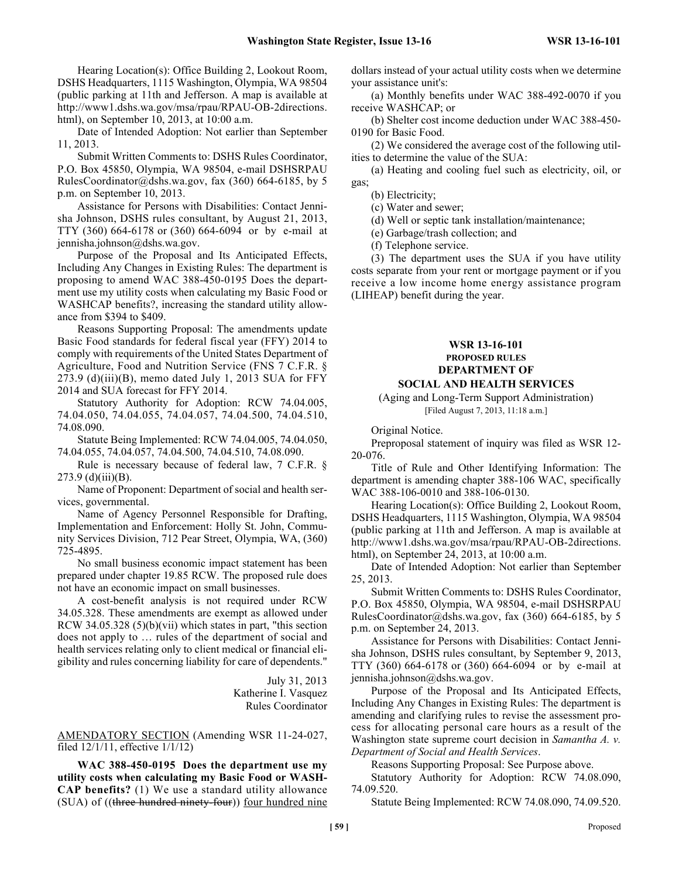Hearing Location(s): Office Building 2, Lookout Room, DSHS Headquarters, 1115 Washington, Olympia, WA 98504 (public parking at 11th and Jefferson. A map is available at http://www1.dshs.wa.gov/msa/rpau/RPAU-OB-2directions.html), on September 10, 2013, at 10:00 a.m.

Date of Intended Adoption: Not earlier than September 11, 2013.

Submit Written Comments to: DSHS Rules Coordinator, P.O. Box 45850, Olympia, WA 98504, e-mail DSHSRPAURulesCoordinator@dshs.wa.gov, fax (360) 664-6185, by 5 p.m. on September 10, 2013.

Assistance for Persons with Disabilities: Contact Jennisha Johnson, DSHS rules consultant, by August 21, 2013, TTY (360) 664-6178 or (360) 664-6094 or by e-mail at jennisha.johnson@dshs.wa.gov.

Purpose of the Proposal and Its Anticipated Effects, Including Any Changes in Existing Rules: The department is proposing to amend WAC 388-450-0195 Does the department use my utility costs when calculating my Basic Food or WASHCAP benefits?, increasing the standard utility allowance from $394 to $409.

Reasons Supporting Proposal: The amendments update Basic Food standards for federal fiscal year (FFY) 2014 to comply with requirements of the United States Department of Agriculture, Food and Nutrition Service (FNS 7 C.F.R. § 273.9 (d)(iii)(B), memo dated July 1, 2013 SUA for FFY 2014 and SUA forecast for FFY 2014.

Statutory Authority for Adoption: RCW 74.04.005, 74.04.050, 74.04.055, 74.04.057, 74.04.500, 74.04.510, 74.08.090.

Statute Being Implemented: RCW 74.04.005, 74.04.050, 74.04.055, 74.04.057, 74.04.500, 74.04.510, 74.08.090.

Rule is necessary because of federal law, 7 C.F.R. § 273.9 (d)(iii)(B).

Name of Proponent: Department of social and health services, governmental.

Name of Agency Personnel Responsible for Drafting, Implementation and Enforcement: Holly St. John, Community Services Division, 712 Pear Street, Olympia, WA, (360) 725-4895.

No small business economic impact statement has been prepared under chapter 19.85 RCW. The proposed rule does not have an economic impact on small businesses.

A cost-benefit analysis is not required under RCW 34.05.328. These amendments are exempt as allowed under RCW 34.05.328 (5)(b)(vii) which states in part, "this section does not apply to … rules of the department of social and health services relating only to client medical or financial eligibility and rules concerning liability for care of dependents."

July 31, 2013
Katherine I. Vasquez
Rules Coordinator

AMENDATORY SECTION (Amending WSR 11-24-027, filed 12/1/11, effective 1/1/12)

**WAC 388-450-0195 Does the department use my utility costs when calculating my Basic Food or WASHCAP benefits?** (1) We use a standard utility allowance (SUA) of ((~~three hundred ninety-four~~)) four hundred nine dollars instead of your actual utility costs when we determine your assistance unit's:

(a) Monthly benefits under WAC 388-492-0070 if you receive WASHCAP; or

(b) Shelter cost income deduction under WAC 388-450-0190 for Basic Food.

(2) We considered the average cost of the following utilities to determine the value of the SUA:

(a) Heating and cooling fuel such as electricity, oil, or gas;

(b) Electricity;

(c) Water and sewer;

(d) Well or septic tank installation/maintenance;

(e) Garbage/trash collection; and

(f) Telephone service.

(3) The department uses the SUA if you have utility costs separate from your rent or mortgage payment or if you receive a low income home energy assistance program (LIHEAP) benefit during the year.

## WSR 13-16-101
### PROPOSED RULES
### DEPARTMENT OF SOCIAL AND HEALTH SERVICES

(Aging and Long-Term Support Administration)
[Filed August 7, 2013, 11:18 a.m.]

Original Notice.

Preproposal statement of inquiry was filed as WSR 12-20-076.

Title of Rule and Other Identifying Information: The department is amending chapter 388-106 WAC, specifically WAC 388-106-0010 and 388-106-0130.

Hearing Location(s): Office Building 2, Lookout Room, DSHS Headquarters, 1115 Washington, Olympia, WA 98504 (public parking at 11th and Jefferson. A map is available at http://www1.dshs.wa.gov/msa/rpau/RPAU-OB-2directions.html), on September 24, 2013, at 10:00 a.m.

Date of Intended Adoption: Not earlier than September 25, 2013.

Submit Written Comments to: DSHS Rules Coordinator, P.O. Box 45850, Olympia, WA 98504, e-mail DSHSRPAURulesCoordinator@dshs.wa.gov, fax (360) 664-6185, by 5 p.m. on September 24, 2013.

Assistance for Persons with Disabilities: Contact Jennisha Johnson, DSHS rules consultant, by September 9, 2013, TTY (360) 664-6178 or (360) 664-6094 or by e-mail at jennisha.johnson@dshs.wa.gov.

Purpose of the Proposal and Its Anticipated Effects, Including Any Changes in Existing Rules: The department is amending and clarifying rules to revise the assessment process for allocating personal care hours as a result of the Washington state supreme court decision in *Samantha A. v. Department of Social and Health Services*.

Reasons Supporting Proposal: See Purpose above.

Statutory Authority for Adoption: RCW 74.08.090, 74.09.520.

Statute Being Implemented: RCW 74.08.090, 74.09.520.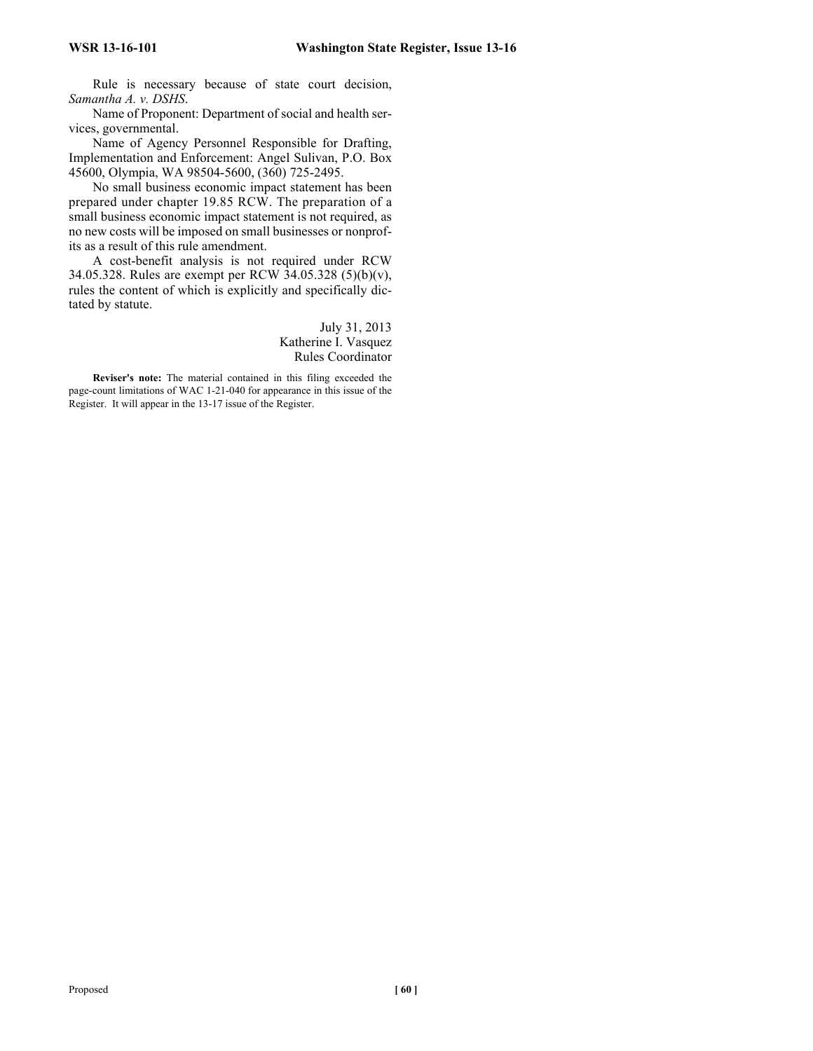Rule is necessary because of state court decision, *Samantha A. v. DSHS*.

Name of Proponent: Department of social and health services, governmental.

Name of Agency Personnel Responsible for Drafting, Implementation and Enforcement: Angel Sulivan, P.O. Box 45600, Olympia, WA 98504-5600, (360) 725-2495.

No small business economic impact statement has been prepared under chapter 19.85 RCW. The preparation of a small business economic impact statement is not required, as no new costs will be imposed on small businesses or nonprofits as a result of this rule amendment.

A cost-benefit analysis is not required under RCW 34.05.328. Rules are exempt per RCW 34.05.328 (5)(b)(v), rules the content of which is explicitly and specifically dictated by statute.

July 31, 2013
Katherine I. Vasquez
Rules Coordinator

**Reviser's note:** The material contained in this filing exceeded the page-count limitations of WAC 1-21-040 for appearance in this issue of the Register. It will appear in the 13-17 issue of the Register.